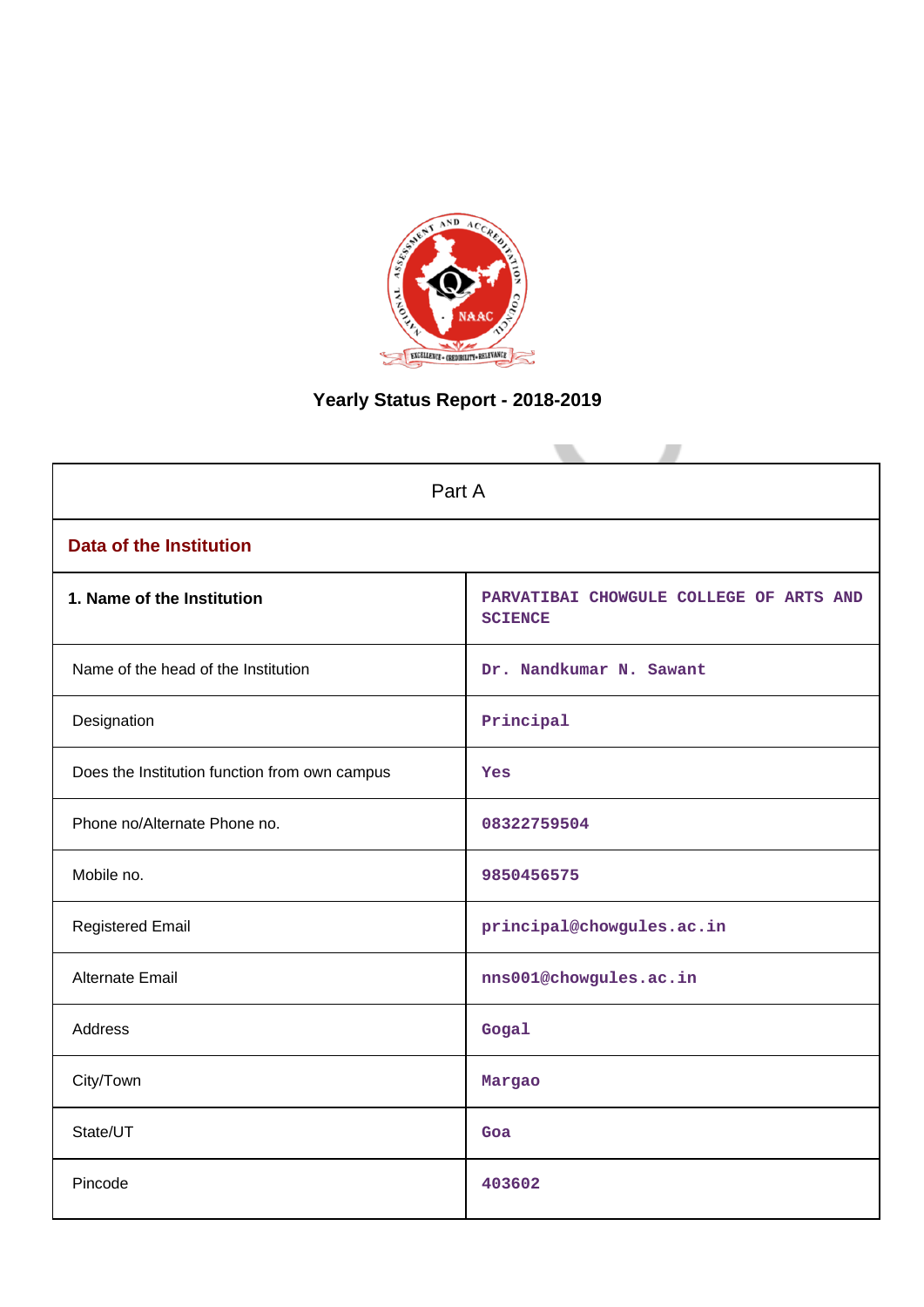# Yearly Status Report - 2018-2019

| Part A | |
|---|---|
| **Data of the Institution** | |
| **1. Name of the Institution** | PARVATIBAI CHOWGULE COLLEGE OF ARTS AND SCIENCE |
| Name of the head of the Institution | Dr. Nandkumar N. Sawant |
| Designation | Principal |
| Does the Institution function from own campus | Yes |
| Phone no/Alternate Phone no. | 08322759504 |
| Mobile no. | 9850456575 |
| Registered Email | principal@chowgules.ac.in |
| Alternate Email | nns001@chowgules.ac.in |
| Address | Gogal |
| City/Town | Margao |
| State/UT | Goa |
| Pincode | 403602 |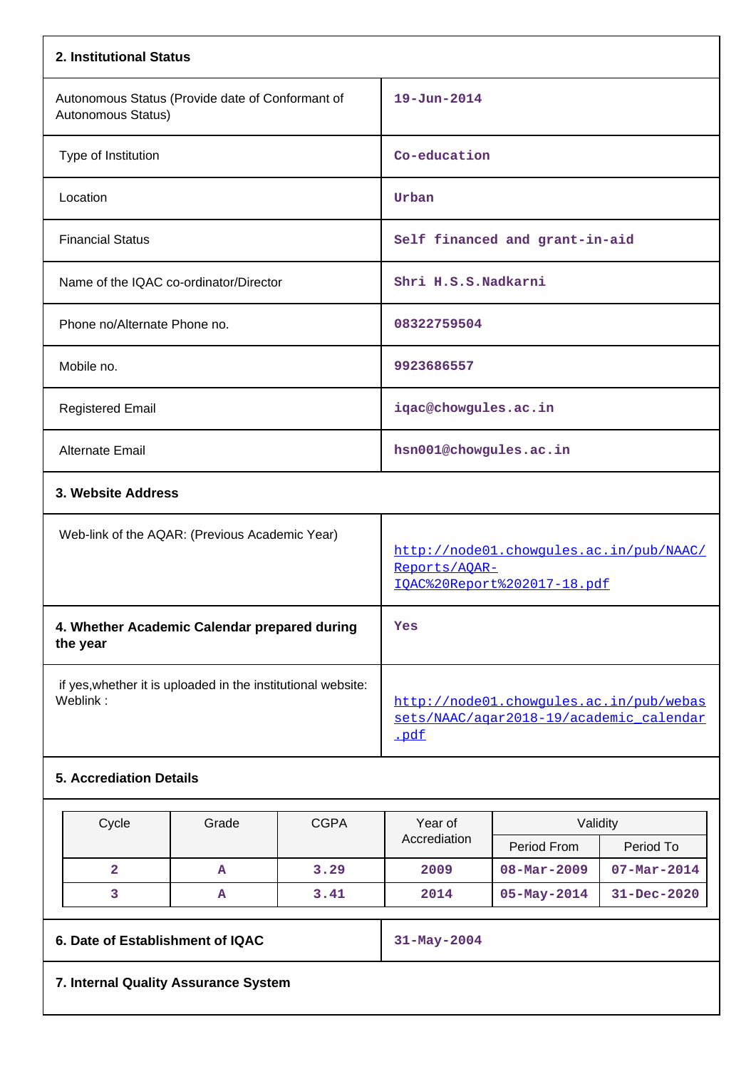## 2. Institutional Status

| | |
|---|---|
| Autonomous Status (Provide date of Conformant of Autonomous Status) | 19-Jun-2014 |
| Type of Institution | Co-education |
| Location | Urban |
| Financial Status | Self financed and grant-in-aid |
| Name of the IQAC co-ordinator/Director | Shri H.S.S.Nadkarni |
| Phone no/Alternate Phone no. | 08322759504 |
| Mobile no. | 9923686557 |
| Registered Email | iqac@chowgules.ac.in |
| Alternate Email | hsn001@chowgules.ac.in |

## 3. Website Address

| | |
|---|---|
| Web-link of the AQAR: (Previous Academic Year) | http://node01.chowgules.ac.in/pub/NAAC/Reports/AQAR-IQAC%20Report%202017-18.pdf |

| | |
|---|---|
| **4. Whether Academic Calendar prepared during the year** | Yes |
| if yes,whether it is uploaded in the institutional website: Weblink : | http://node01.chowgules.ac.in/pub/webassets/NAAC/aqar2018-19/academic_calendar.pdf |

## 5. Accreditation Details

| Cycle | Grade | CGPA | Year of Accrediation | Validity | |
|---|---|---|---|---|---|
| | | | | Period From | Period To |
| 2 | A | 3.29 | 2009 | 08-Mar-2009 | 07-Mar-2014 |
| 3 | A | 3.41 | 2014 | 05-May-2014 | 31-Dec-2020 |

| | |
|---|---|
| **6. Date of Establishment of IQAC** | 31-May-2004 |

## 7. Internal Quality Assurance System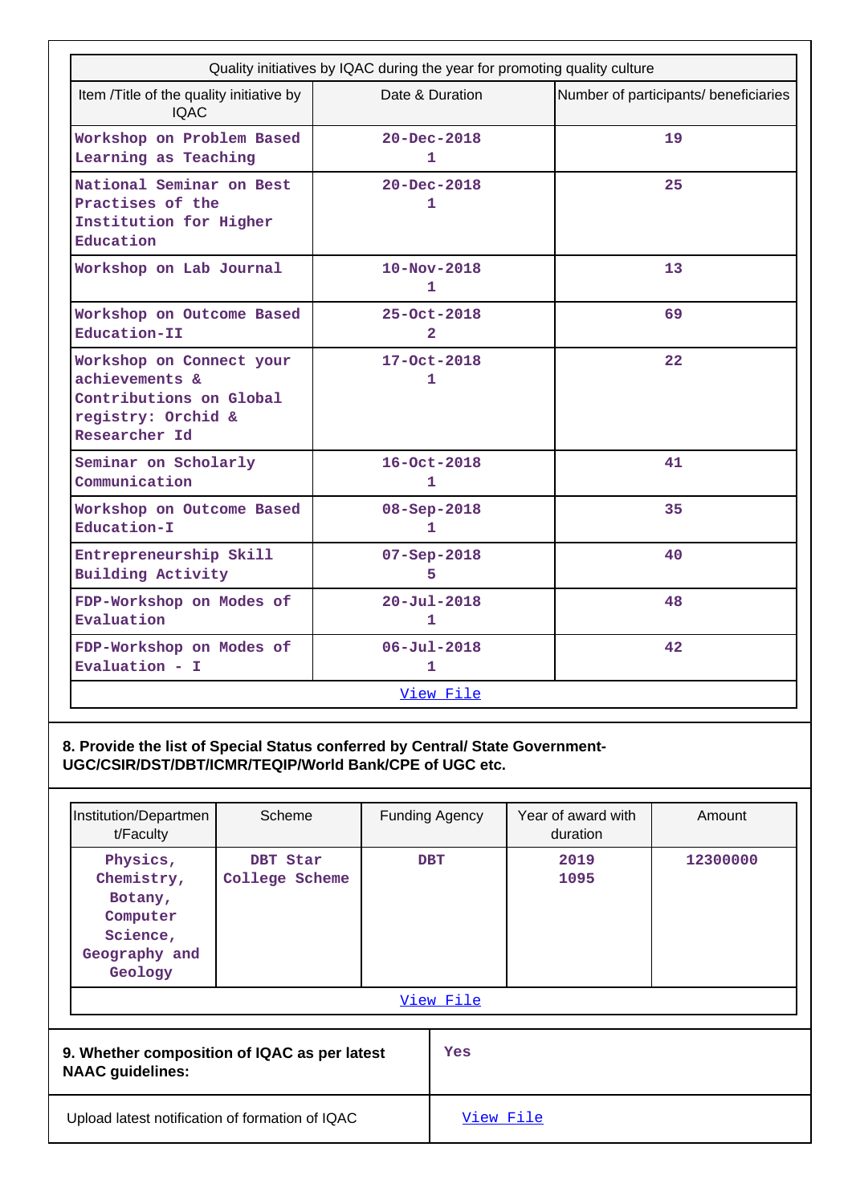| Quality initiatives by IQAC during the year for promoting quality culture | | |
|---|---|---|
| Item /Title of the quality initiative by IQAC | Date & Duration | Number of participants/ beneficiaries |
| Workshop on Problem Based Learning as Teaching | 20-Dec-2018<br>1 | 19 |
| National Seminar on Best Practises of the Institution for Higher Education | 20-Dec-2018<br>1 | 25 |
| Workshop on Lab Journal | 10-Nov-2018<br>1 | 13 |
| Workshop on Outcome Based Education-II | 25-Oct-2018<br>2 | 69 |
| Workshop on Connect your achievements & Contributions on Global registry: Orchid & Researcher Id | 17-Oct-2018<br>1 | 22 |
| Seminar on Scholarly Communication | 16-Oct-2018<br>1 | 41 |
| Workshop on Outcome Based Education-I | 08-Sep-2018<br>1 | 35 |
| Entrepreneurship Skill Building Activity | 07-Sep-2018<br>5 | 40 |
| FDP-Workshop on Modes of Evaluation | 20-Jul-2018<br>1 | 48 |
| FDP-Workshop on Modes of Evaluation - I | 06-Jul-2018<br>1 | 42 |
| View File | | |

**8. Provide the list of Special Status conferred by Central/ State Government- UGC/CSIR/DST/DBT/ICMR/TEQIP/World Bank/CPE of UGC etc.**

| Institution/Department/Faculty | Scheme | Funding Agency | Year of award with duration | Amount |
|---|---|---|---|---|
| Physics, Chemistry, Botany, Computer Science, Geography and Geology | DBT Star College Scheme | DBT | 2019<br>1095 | 12300000 |
| View File | | | | |

| **9. Whether composition of IQAC as per latest NAAC guidelines:** | Yes |
|---|---|
| Upload latest notification of formation of IQAC | View File |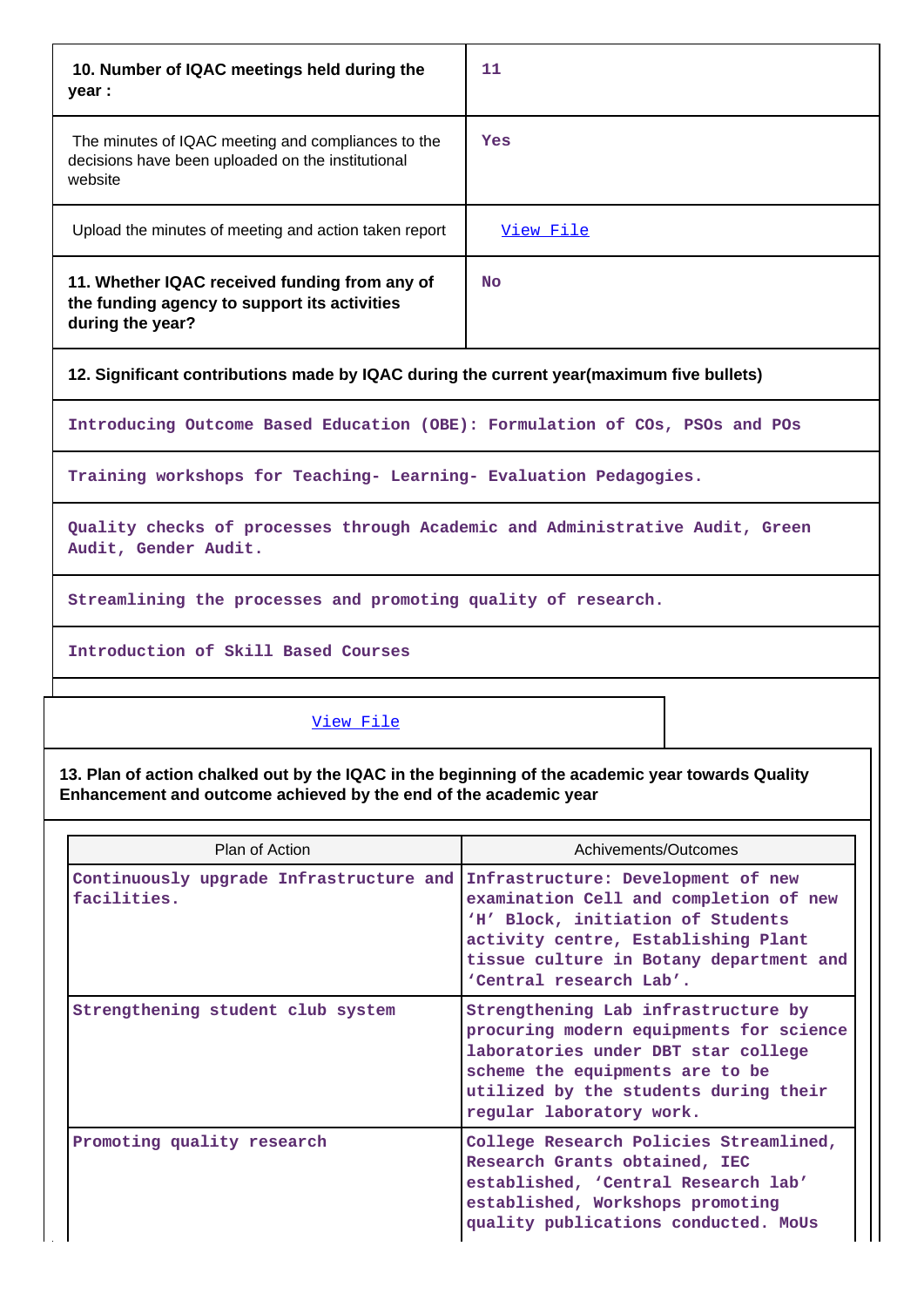| | |
|---|---|
| **10. Number of IQAC meetings held during the year :** | 11 |
| The minutes of IQAC meeting and compliances to the decisions have been uploaded on the institutional website | Yes |
| Upload the minutes of meeting and action taken report | View File |
| **11. Whether IQAC received funding from any of the funding agency to support its activities during the year?** | No |

**12. Significant contributions made by IQAC during the current year(maximum five bullets)**

- Introducing Outcome Based Education (OBE): Formulation of COs, PSOs and POs
- Training workshops for Teaching- Learning- Evaluation Pedagogies.
- Quality checks of processes through Academic and Administrative Audit, Green Audit, Gender Audit.
- Streamlining the processes and promoting quality of research.
- Introduction of Skill Based Courses

View File

**13. Plan of action chalked out by the IQAC in the beginning of the academic year towards Quality Enhancement and outcome achieved by the end of the academic year**

| Plan of Action | Achivements/Outcomes |
|---|---|
| Continuously upgrade Infrastructure and facilities. | Infrastructure: Development of new examination Cell and completion of new 'H' Block, initiation of Students activity centre, Establishing Plant tissue culture in Botany department and 'Central research Lab'. |
| Strengthening student club system | Strengthening Lab infrastructure by procuring modern equipments for science laboratories under DBT star college scheme the equipments are to be utilized by the students during their regular laboratory work. |
| Promoting quality research | College Research Policies Streamlined, Research Grants obtained, IEC established, 'Central Research lab' established, Workshops promoting quality publications conducted. MoUs |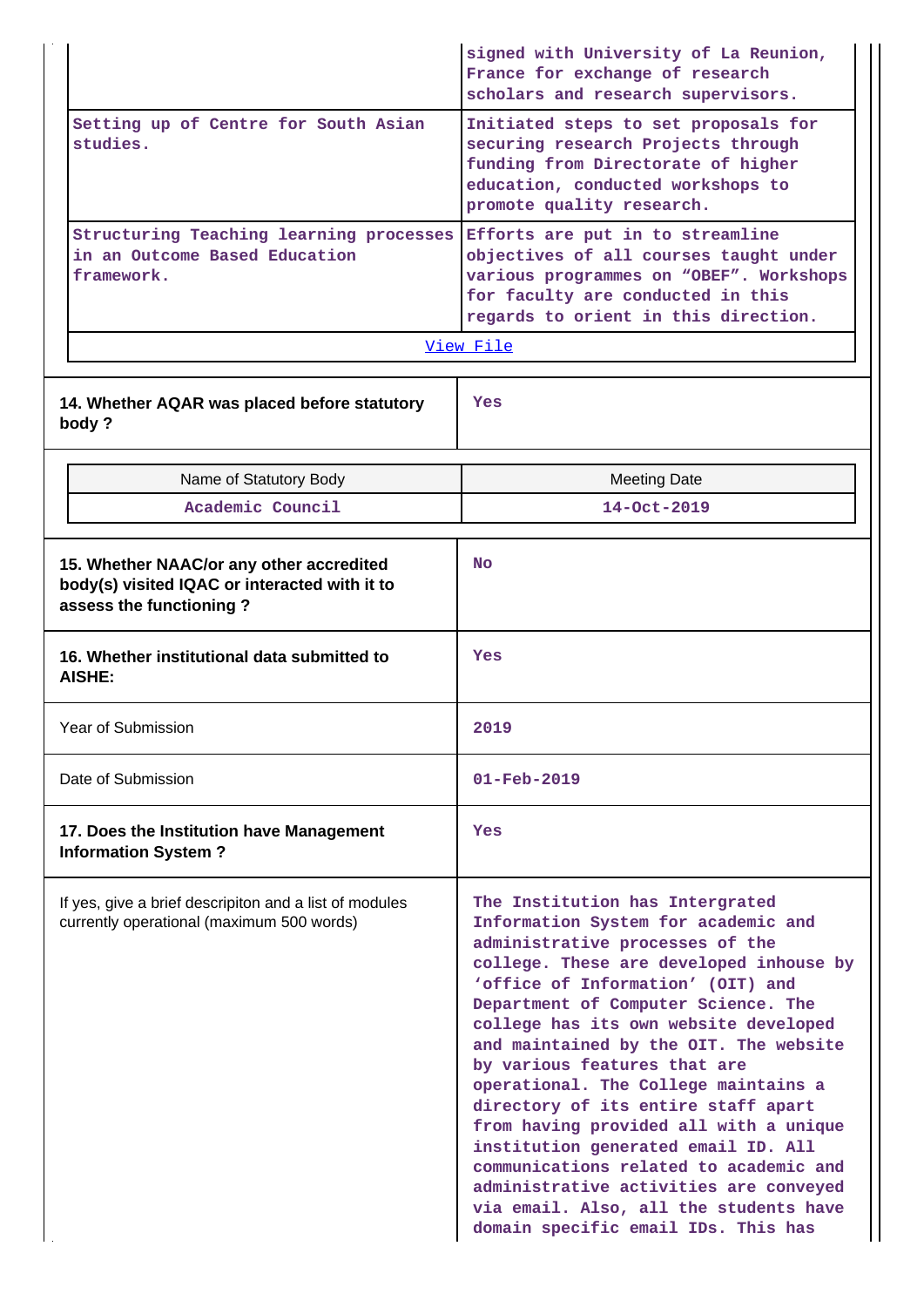| | |
|---|---|
| | signed with University of La Reunion, France for exchange of research scholars and research supervisors. |
| Setting up of Centre for South Asian studies. | Initiated steps to set proposals for securing research Projects through funding from Directorate of higher education, conducted workshops to promote quality research. |
| Structuring Teaching learning processes in an Outcome Based Education framework. | Efforts are put in to streamline objectives of all courses taught under various programmes on "OBEF". Workshops for faculty are conducted in this regards to orient in this direction. |
| View File | |

| | |
|---|---|
| **14. Whether AQAR was placed before statutory body ?** | Yes |

| Name of Statutory Body | Meeting Date |
|---|---|
| Academic Council | 14-Oct-2019 |

| | |
|---|---|
| **15. Whether NAAC/or any other accredited body(s) visited IQAC or interacted with it to assess the functioning ?** | No |
| **16. Whether institutional data submitted to AISHE:** | Yes |
| Year of Submission | 2019 |
| Date of Submission | 01-Feb-2019 |
| **17. Does the Institution have Management Information System ?** | Yes |
| If yes, give a brief descripiton and a list of modules currently operational (maximum 500 words) | The Institution has Intergrated Information System for academic and administrative processes of the college. These are developed inhouse by 'office of Information' (OIT) and Department of Computer Science. The college has its own website developed and maintained by the OIT. The website by various features that are operational. The College maintains a directory of its entire staff apart from having provided all with a unique institution generated email ID. All communications related to academic and administrative activities are conveyed via email. Also, all the students have domain specific email IDs. This has |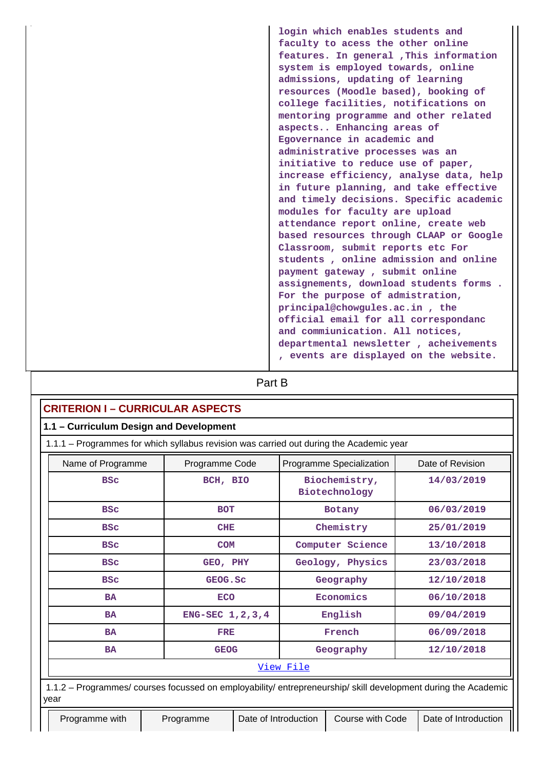login which enables students and faculty to acess the other online features. In general ,This information system is employed towards, online admissions, updating of learning resources (Moodle based), booking of college facilities, notifications on mentoring programme and other related aspects.. Enhancing areas of Egovernance in academic and administrative processes was an initiative to reduce use of paper, increase efficiency, analyse data, help in future planning, and take effective and timely decisions. Specific academic modules for faculty are upload attendance report online, create web based resources through CLAAP or Google Classroom, submit reports etc For students , online admission and online payment gateway , submit online assignements, download students forms . For the purpose of admistration, principal@chowgules.ac.in , the official email for all correspondanc and commiunication. All notices, departmental newsletter , acheivements , events are displayed on the website.

## Part B

## CRITERION I – CURRICULAR ASPECTS

### 1.1 – Curriculum Design and Development

1.1.1 – Programmes for which syllabus revision was carried out during the Academic year

| Name of Programme | Programme Code | Programme Specialization | Date of Revision |
|---|---|---|---|
| BSc | BCH, BIO | Biochemistry, Biotechnology | 14/03/2019 |
| BSc | BOT | Botany | 06/03/2019 |
| BSc | CHE | Chemistry | 25/01/2019 |
| BSc | COM | Computer Science | 13/10/2018 |
| BSc | GEO, PHY | Geology, Physics | 23/03/2018 |
| BSc | GEOG.Sc | Geography | 12/10/2018 |
| BA | ECO | Economics | 06/10/2018 |
| BA | ENG-SEC 1,2,3,4 | English | 09/04/2019 |
| BA | FRE | French | 06/09/2018 |
| BA | GEOG | Geography | 12/10/2018 |

View File

1.1.2 – Programmes/ courses focussed on employability/ entrepreneurship/ skill development during the Academic year

| Programme with | Programme | Date of Introduction | Course with Code | Date of Introduction |
|---|---|---|---|---|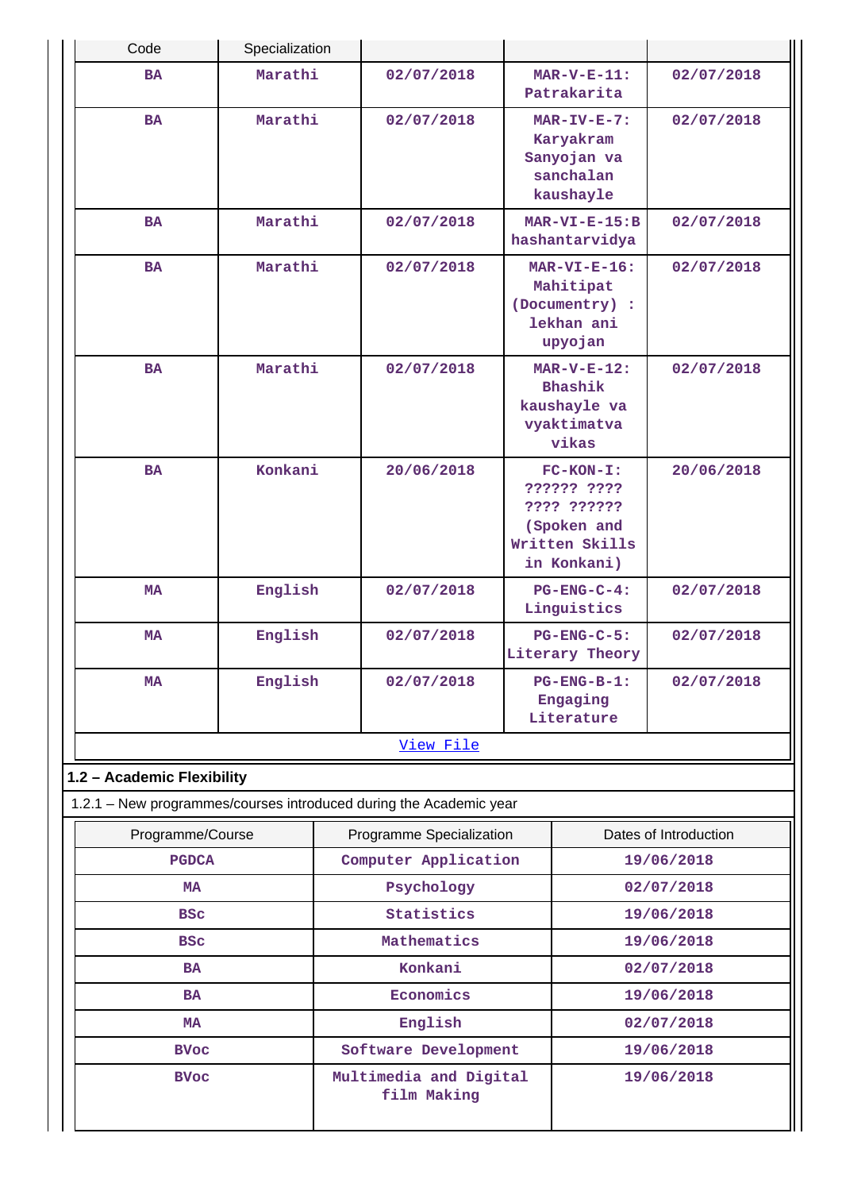| Code | Specialization | | | |
|---|---|---|---|---|
| BA | Marathi | 02/07/2018 | MAR-V-E-11: Patrakarita | 02/07/2018 |
| BA | Marathi | 02/07/2018 | MAR-IV-E-7: Karyakram Sanyojan va sanchalan kaushayle | 02/07/2018 |
| BA | Marathi | 02/07/2018 | MAR-VI-E-15:B hashantarvidya | 02/07/2018 |
| BA | Marathi | 02/07/2018 | MAR-VI-E-16: Mahitipat (Documentry) : lekhan ani upyojan | 02/07/2018 |
| BA | Marathi | 02/07/2018 | MAR-V-E-12: Bhashik kaushayle va vyaktimatva vikas | 02/07/2018 |
| BA | Konkani | 20/06/2018 | FC-KON-I: ?????? ???? ???? ?????? (Spoken and Written Skills in Konkani) | 20/06/2018 |
| MA | English | 02/07/2018 | PG-ENG-C-4: Linguistics | 02/07/2018 |
| MA | English | 02/07/2018 | PG-ENG-C-5: Literary Theory | 02/07/2018 |
| MA | English | 02/07/2018 | PG-ENG-B-1: Engaging Literature | 02/07/2018 |

View File

## 1.2 – Academic Flexibility

1.2.1 – New programmes/courses introduced during the Academic year

| Programme/Course | Programme Specialization | Dates of Introduction |
|---|---|---|
| PGDCA | Computer Application | 19/06/2018 |
| MA | Psychology | 02/07/2018 |
| BSc | Statistics | 19/06/2018 |
| BSc | Mathematics | 19/06/2018 |
| BA | Konkani | 02/07/2018 |
| BA | Economics | 19/06/2018 |
| MA | English | 02/07/2018 |
| BVoc | Software Development | 19/06/2018 |
| BVoc | Multimedia and Digital film Making | 19/06/2018 |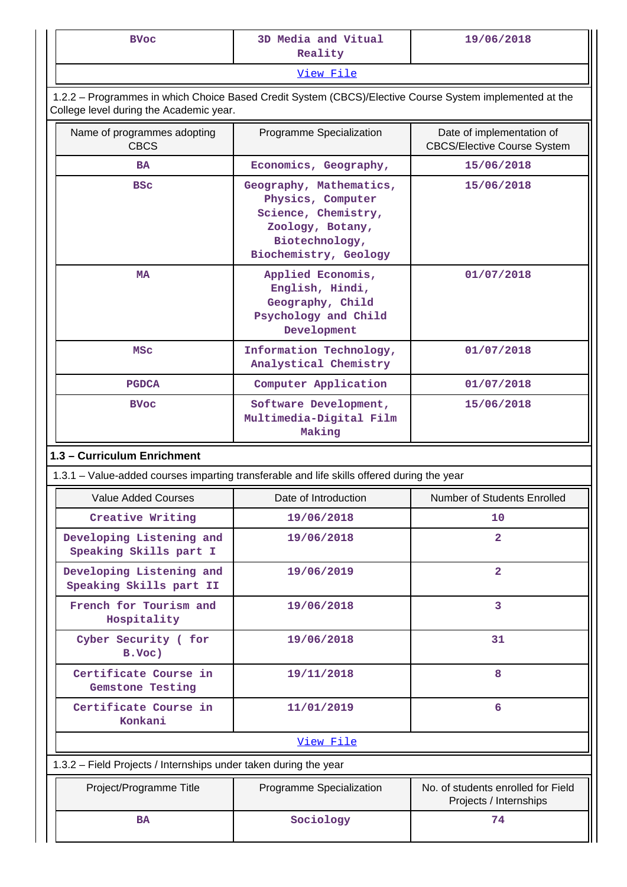| BVoc | 3D Media and Vitual Reality | 19/06/2018 |
|---|---|---|
| [View File](#) | | |

1.2.2 – Programmes in which Choice Based Credit System (CBCS)/Elective Course System implemented at the College level during the Academic year.

| Name of programmes adopting CBCS | Programme Specialization | Date of implementation of CBCS/Elective Course System |
|---|---|---|
| BA | Economics, Geography, | 15/06/2018 |
| BSc | Geography, Mathematics, Physics, Computer Science, Chemistry, Zoology, Botany, Biotechnology, Biochemistry, Geology | 15/06/2018 |
| MA | Applied Economis, English, Hindi, Geography, Child Psychology and Child Development | 01/07/2018 |
| MSc | Information Technology, Analystical Chemistry | 01/07/2018 |
| PGDCA | Computer Application | 01/07/2018 |
| BVoc | Software Development, Multimedia-Digital Film Making | 15/06/2018 |

## 1.3 – Curriculum Enrichment

1.3.1 – Value-added courses imparting transferable and life skills offered during the year

| Value Added Courses | Date of Introduction | Number of Students Enrolled |
|---|---|---|
| Creative Writing | 19/06/2018 | 10 |
| Developing Listening and Speaking Skills part I | 19/06/2018 | 2 |
| Developing Listening and Speaking Skills part II | 19/06/2019 | 2 |
| French for Tourism and Hospitality | 19/06/2018 | 3 |
| Cyber Security ( for B.Voc) | 19/06/2018 | 31 |
| Certificate Course in Gemstone Testing | 19/11/2018 | 8 |
| Certificate Course in Konkani | 11/01/2019 | 6 |
| [View File](#) | | |

1.3.2 – Field Projects / Internships under taken during the year

| Project/Programme Title | Programme Specialization | No. of students enrolled for Field Projects / Internships |
|---|---|---|
| BA | Sociology | 74 |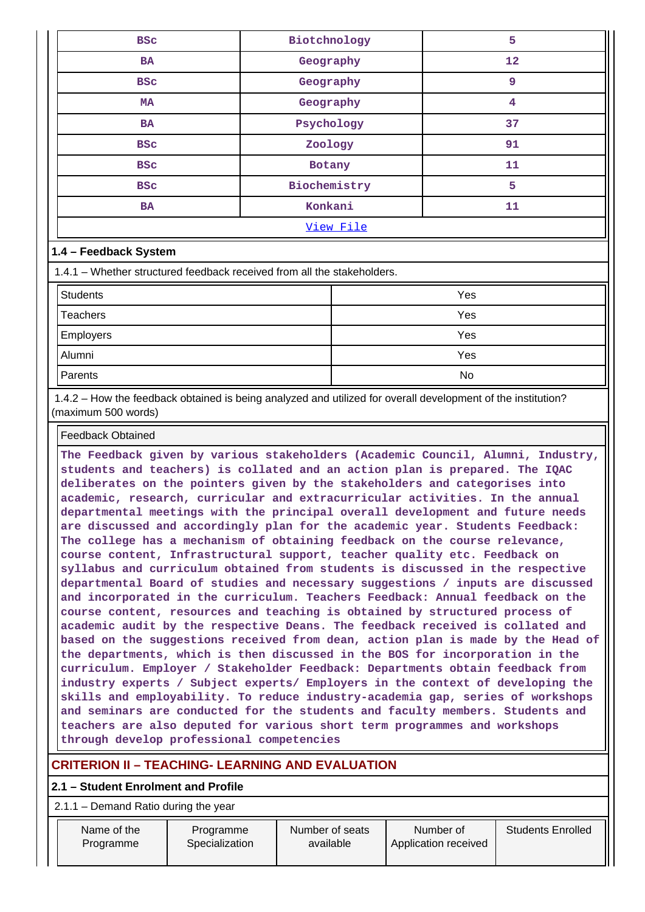| BSc | Biotchnology | 5 |
|---|---|---|
| BA | Geography | 12 |
| BSc | Geography | 9 |
| MA | Geography | 4 |
| BA | Psychology | 37 |
| BSc | Zoology | 91 |
| BSc | Botany | 11 |
| BSc | Biochemistry | 5 |
| BA | Konkani | 11 |

View File

### 1.4 – Feedback System

1.4.1 – Whether structured feedback received from all the stakeholders.

| Students | Yes |
|---|---|
| Teachers | Yes |
| Employers | Yes |
| Alumni | Yes |
| Parents | No |

1.4.2 – How the feedback obtained is being analyzed and utilized for overall development of the institution? (maximum 500 words)

Feedback Obtained

The Feedback given by various stakeholders (Academic Council, Alumni, Industry, students and teachers) is collated and an action plan is prepared. The IQAC deliberates on the pointers given by the stakeholders and categorises into academic, research, curricular and extracurricular activities. In the annual departmental meetings with the principal overall development and future needs are discussed and accordingly plan for the academic year. Students Feedback: The college has a mechanism of obtaining feedback on the course relevance, course content, Infrastructural support, teacher quality etc. Feedback on syllabus and curriculum obtained from students is discussed in the respective departmental Board of studies and necessary suggestions / inputs are discussed and incorporated in the curriculum. Teachers Feedback: Annual feedback on the course content, resources and teaching is obtained by structured process of academic audit by the respective Deans. The feedback received is collated and based on the suggestions received from dean, action plan is made by the Head of the departments, which is then discussed in the BOS for incorporation in the curriculum. Employer / Stakeholder Feedback: Departments obtain feedback from industry experts / Subject experts/ Employers in the context of developing the skills and employability. To reduce industry-academia gap, series of workshops and seminars are conducted for the students and faculty members. Students and teachers are also deputed for various short term programmes and workshops through develop professional competencies

## CRITERION II – TEACHING- LEARNING AND EVALUATION

### 2.1 – Student Enrolment and Profile

2.1.1 – Demand Ratio during the year

| Name of the Programme | Programme Specialization | Number of seats available | Number of Application received | Students Enrolled |
|---|---|---|---|---|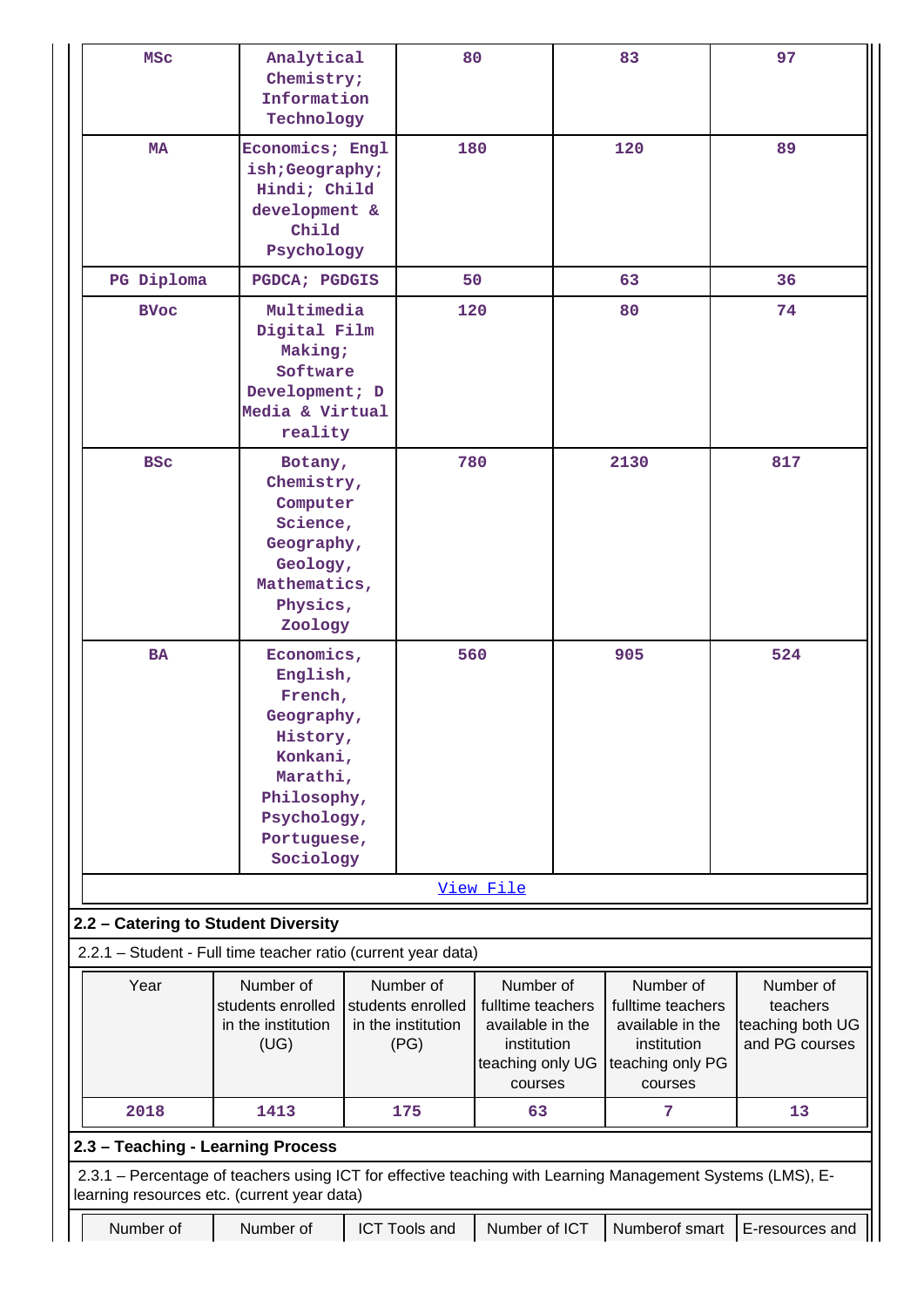| MSc | Analytical Chemistry; Information Technology | 80 | 83 | 97 |
|---|---|---|---|---|
| MA | Economics; English;Geography; Hindi; Child development & Child Psychology | 180 | 120 | 89 |
| PG Diploma | PGDCA; PGDGIS | 50 | 63 | 36 |
| BVoc | Multimedia Digital Film Making; Software Development; D Media & Virtual reality | 120 | 80 | 74 |
| BSc | Botany, Chemistry, Computer Science, Geography, Geology, Mathematics, Physics, Zoology | 780 | 2130 | 817 |
| BA | Economics, English, French, Geography, History, Konkani, Marathi, Philosophy, Psychology, Portuguese, Sociology | 560 | 905 | 524 |

View File

### 2.2 – Catering to Student Diversity

2.2.1 – Student - Full time teacher ratio (current year data)

| Year | Number of students enrolled in the institution (UG) | Number of students enrolled in the institution (PG) | Number of fulltime teachers available in the institution teaching only UG courses | Number of fulltime teachers available in the institution teaching only PG courses | Number of teachers teaching both UG and PG courses |
|---|---|---|---|---|---|
| 2018 | 1413 | 175 | 63 | 7 | 13 |

### 2.3 – Teaching - Learning Process

2.3.1 – Percentage of teachers using ICT for effective teaching with Learning Management Systems (LMS), E-learning resources etc. (current year data)

| Number of | Number of | ICT Tools and | Number of ICT | Numberof smart | E-resources and |
|---|---|---|---|---|---|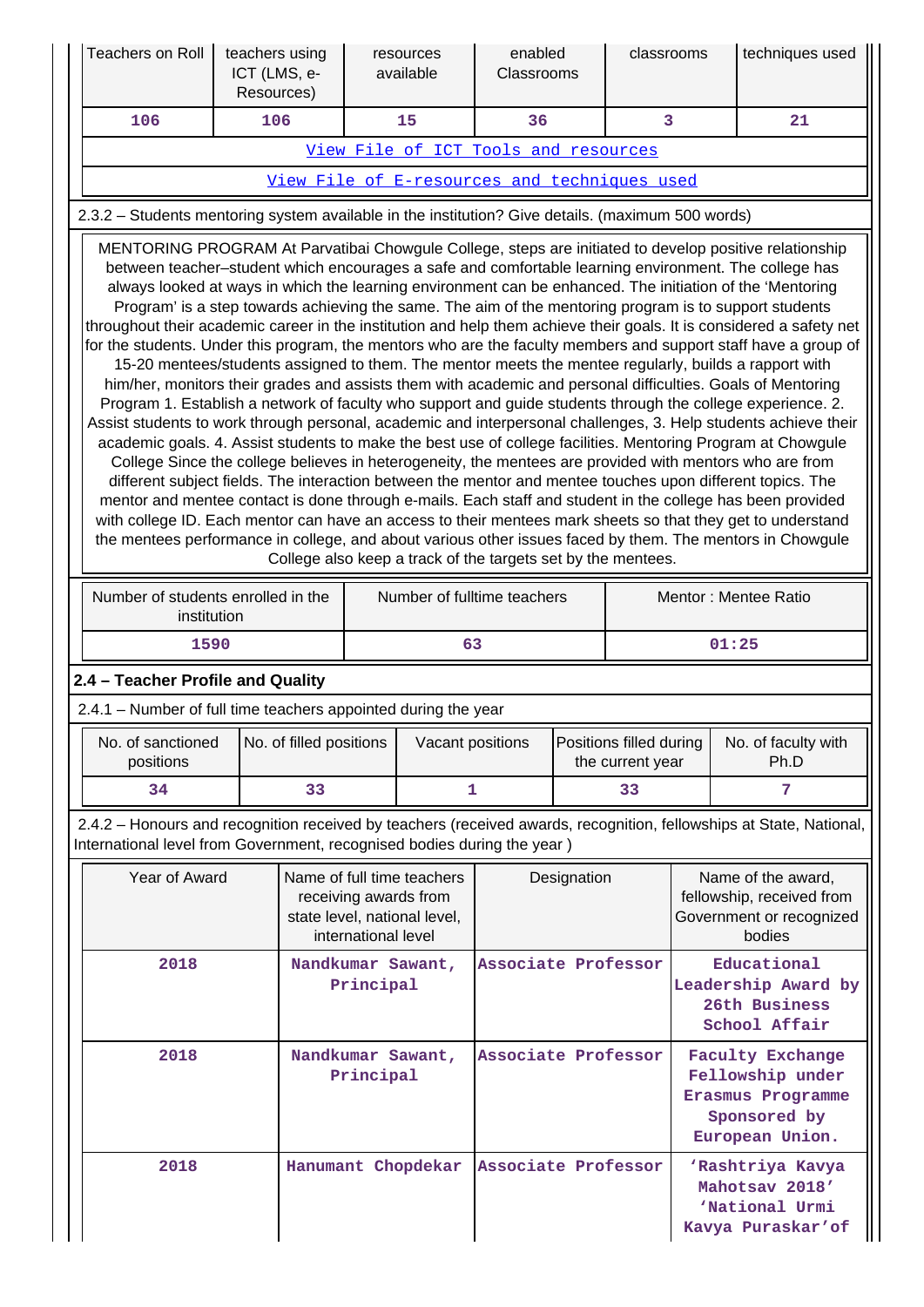| Teachers on Roll | teachers using ICT (LMS, e-Resources) | resources available | enabled Classrooms | classrooms | techniques used |
|---|---|---|---|---|---|
| 106 | 106 | 15 | 36 | 3 | 21 |
| View File of ICT Tools and resources | | | | | |
| View File of E-resources and techniques used | | | | | |

2.3.2 – Students mentoring system available in the institution? Give details. (maximum 500 words)

MENTORING PROGRAM At Parvatibai Chowgule College, steps are initiated to develop positive relationship between teacher–student which encourages a safe and comfortable learning environment. The college has always looked at ways in which the learning environment can be enhanced. The initiation of the 'Mentoring Program' is a step towards achieving the same. The aim of the mentoring program is to support students throughout their academic career in the institution and help them achieve their goals. It is considered a safety net for the students. Under this program, the mentors who are the faculty members and support staff have a group of 15-20 mentees/students assigned to them. The mentor meets the mentee regularly, builds a rapport with him/her, monitors their grades and assists them with academic and personal difficulties. Goals of Mentoring Program 1. Establish a network of faculty who support and guide students through the college experience. 2. Assist students to work through personal, academic and interpersonal challenges, 3. Help students achieve their academic goals. 4. Assist students to make the best use of college facilities. Mentoring Program at Chowgule College Since the college believes in heterogeneity, the mentees are provided with mentors who are from different subject fields. The interaction between the mentor and mentee touches upon different topics. The mentor and mentee contact is done through e-mails. Each staff and student in the college has been provided with college ID. Each mentor can have an access to their mentees mark sheets so that they get to understand the mentees performance in college, and about various other issues faced by them. The mentors in Chowgule College also keep a track of the targets set by the mentees.

| Number of students enrolled in the institution | Number of fulltime teachers | Mentor : Mentee Ratio |
|---|---|---|
| 1590 | 63 | 01:25 |

**2.4 – Teacher Profile and Quality**

2.4.1 – Number of full time teachers appointed during the year

| No. of sanctioned positions | No. of filled positions | Vacant positions | Positions filled during the current year | No. of faculty with Ph.D |
|---|---|---|---|---|
| 34 | 33 | 1 | 33 | 7 |

2.4.2 – Honours and recognition received by teachers (received awards, recognition, fellowships at State, National, International level from Government, recognised bodies during the year )

| Year of Award | Name of full time teachers receiving awards from state level, national level, international level | Designation | Name of the award, fellowship, received from Government or recognized bodies |
|---|---|---|---|
| 2018 | Nandkumar Sawant, Principal | Associate Professor | Educational Leadership Award by 26th Business School Affair |
| 2018 | Nandkumar Sawant, Principal | Associate Professor | Faculty Exchange Fellowship under Erasmus Programme Sponsored by European Union. |
| 2018 | Hanumant Chopdekar | Associate Professor | 'Rashtriya Kavya Mahotsav 2018' 'National Urmi Kavya Puraskar'of |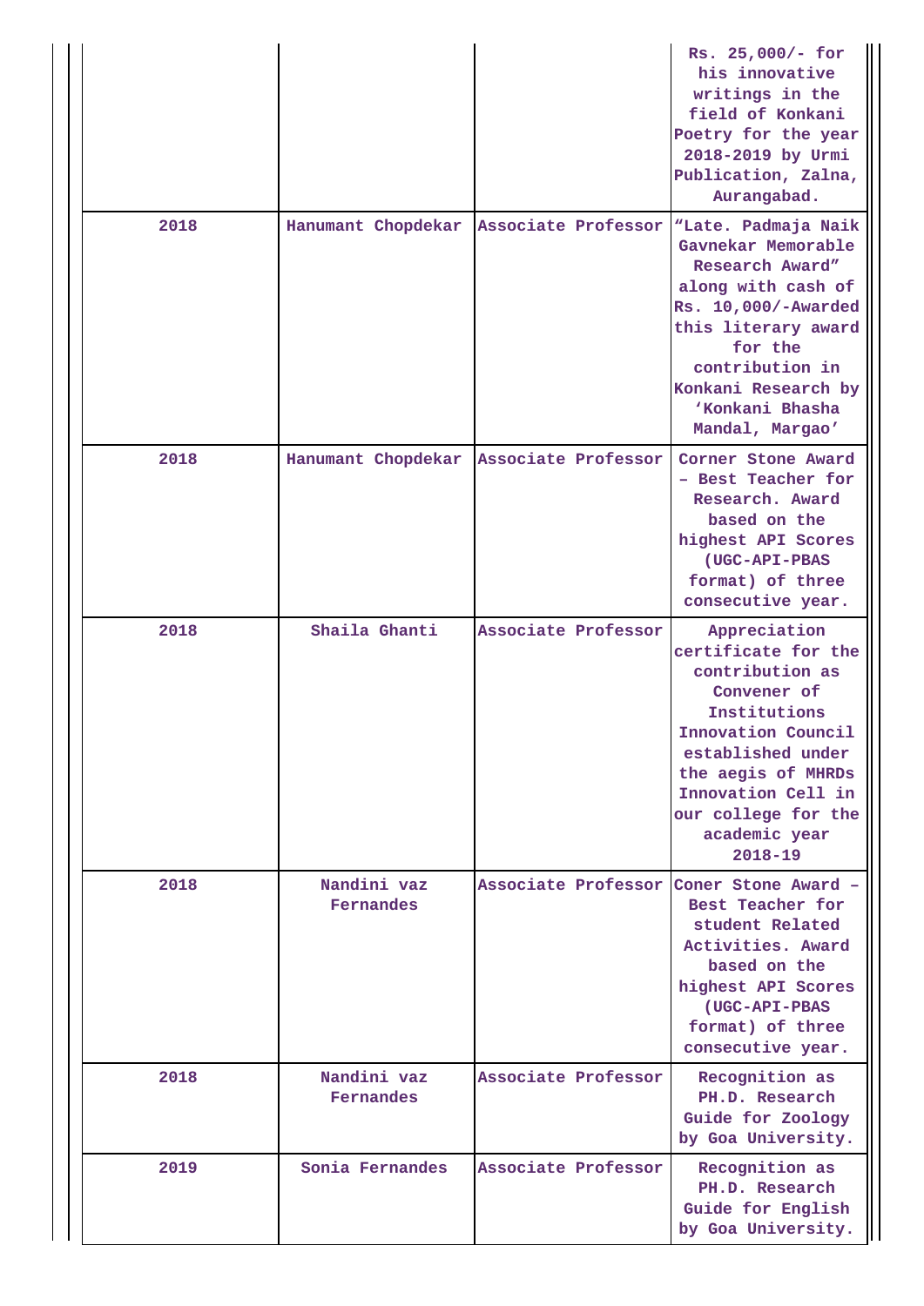| | | | Rs. 25,000/- for his innovative writings in the field of Konkani Poetry for the year 2018-2019 by Urmi Publication, Zalna, Aurangabad. |
|---|---|---|---|
| 2018 | Hanumant Chopdekar | Associate Professor | “Late. Padmaja Naik Gavnekar Memorable Research Award” along with cash of Rs. 10,000/-Awarded this literary award for the contribution in Konkani Research by ‘Konkani Bhasha Mandal, Margao’ |
| 2018 | Hanumant Chopdekar | Associate Professor | Corner Stone Award – Best Teacher for Research. Award based on the highest API Scores (UGC-API-PBAS format) of three consecutive year. |
| 2018 | Shaila Ghanti | Associate Professor | Appreciation certificate for the contribution as Convener of Institutions Innovation Council established under the aegis of MHRDs Innovation Cell in our college for the academic year 2018-19 |
| 2018 | Nandini vaz Fernandes | Associate Professor | Coner Stone Award – Best Teacher for student Related Activities. Award based on the highest API Scores (UGC-API-PBAS format) of three consecutive year. |
| 2018 | Nandini vaz Fernandes | Associate Professor | Recognition as PH.D. Research Guide for Zoology by Goa University. |
| 2019 | Sonia Fernandes | Associate Professor | Recognition as PH.D. Research Guide for English by Goa University. |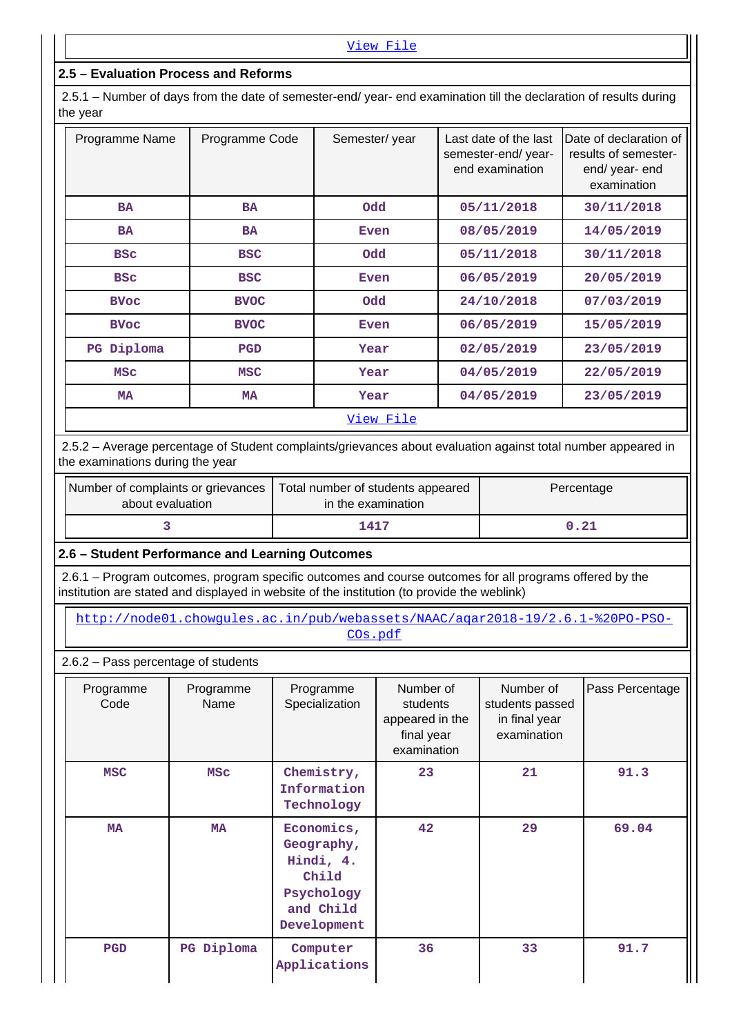[View File](View File)

## 2.5 – Evaluation Process and Reforms

2.5.1 – Number of days from the date of semester-end/ year- end examination till the declaration of results during the year

| Programme Name | Programme Code | Semester/ year | Last date of the last semester-end/ year- end examination | Date of declaration of results of semester- end/ year- end examination |
|---|---|---|---|---|
| BA | BA | Odd | 05/11/2018 | 30/11/2018 |
| BA | BA | Even | 08/05/2019 | 14/05/2019 |
| BSc | BSC | Odd | 05/11/2018 | 30/11/2018 |
| BSc | BSC | Even | 06/05/2019 | 20/05/2019 |
| BVoc | BVOC | Odd | 24/10/2018 | 07/03/2019 |
| BVoc | BVOC | Even | 06/05/2019 | 15/05/2019 |
| PG Diploma | PGD | Year | 02/05/2019 | 23/05/2019 |
| MSc | MSC | Year | 04/05/2019 | 22/05/2019 |
| MA | MA | Year | 04/05/2019 | 23/05/2019 |

View File

2.5.2 – Average percentage of Student complaints/grievances about evaluation against total number appeared in the examinations during the year

| Number of complaints or grievances about evaluation | Total number of students appeared in the examination | Percentage |
|---|---|---|
| 3 | 1417 | 0.21 |

## 2.6 – Student Performance and Learning Outcomes

2.6.1 – Program outcomes, program specific outcomes and course outcomes for all programs offered by the institution are stated and displayed in website of the institution (to provide the weblink)

http://node01.chowgules.ac.in/pub/webassets/NAAC/aqar2018-19/2.6.1-%20PO-PSO-COs.pdf

2.6.2 – Pass percentage of students

| Programme Code | Programme Name | Programme Specialization | Number of students appeared in the final year examination | Number of students passed in final year examination | Pass Percentage |
|---|---|---|---|---|---|
| MSC | MSc | Chemistry, Information Technology | 23 | 21 | 91.3 |
| MA | MA | Economics, Geography, Hindi, 4. Child Psychology and Child Development | 42 | 29 | 69.04 |
| PGD | PG Diploma | Computer Applications | 36 | 33 | 91.7 |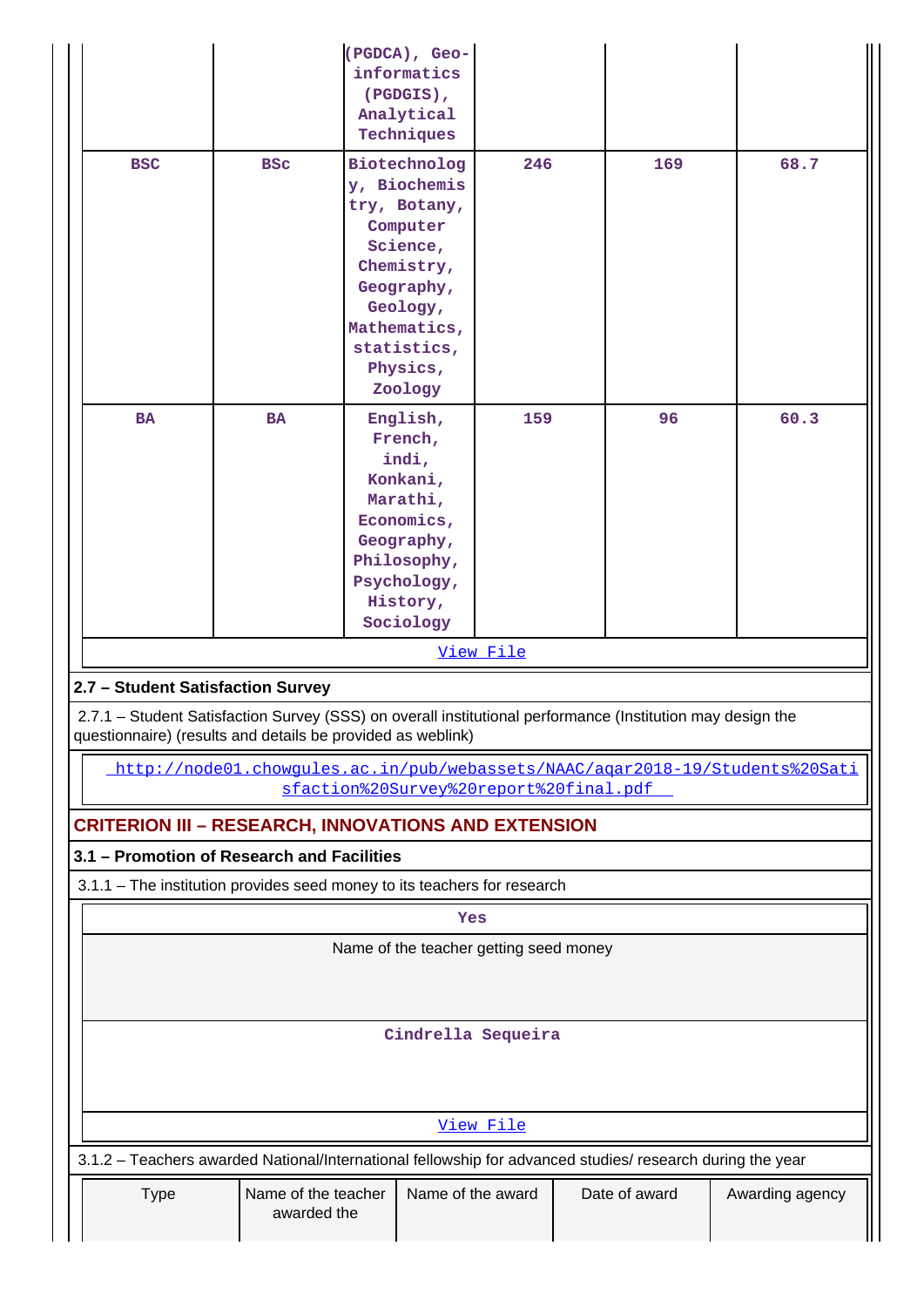|  |  | (PGDCA), Geo-informatics (PGDGIS), Analytical Techniques |  |  |  |
|---|---|---|---|---|---|
| BSC | BSc | Biotechnology, Biochemistry, Botany, Computer Science, Chemistry, Geography, Geology, Mathematics, statistics, Physics, Zoology | 246 | 169 | 68.7 |
| BA | BA | English, French, indi, Konkani, Marathi, Economics, Geography, Philosophy, Psychology, History, Sociology | 159 | 96 | 60.3 |

[View File]

**2.7 – Student Satisfaction Survey**

2.7.1 – Student Satisfaction Survey (SSS) on overall institutional performance (Institution may design the questionnaire) (results and details be provided as weblink)

http://node01.chowgules.ac.in/pub/webassets/NAAC/aqar2018-19/Students%20Satisfaction%20Survey%20report%20final.pdf

## CRITERION III – RESEARCH, INNOVATIONS AND EXTENSION

**3.1 – Promotion of Research and Facilities**

3.1.1 – The institution provides seed money to its teachers for research

| Yes |
|---|
| Name of the teacher getting seed money |
| Cindrella Sequeira |

[View File]

3.1.2 – Teachers awarded National/International fellowship for advanced studies/ research during the year

| Type | Name of the teacher awarded the | Name of the award | Date of award | Awarding agency |
|---|---|---|---|---|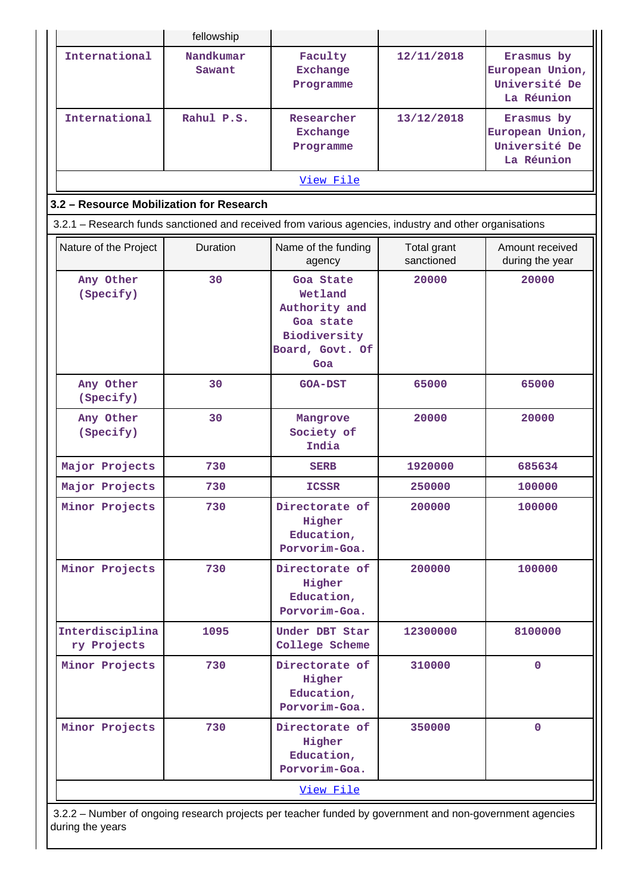| | fellowship | | | |
|---|---|---|---|---|
| International | Nandkumar Sawant | Faculty Exchange Programme | 12/11/2018 | Erasmus by European Union, Université De La Réunion |
| International | Rahul P.S. | Researcher Exchange Programme | 13/12/2018 | Erasmus by European Union, Université De La Réunion |

View File

### 3.2 – Resource Mobilization for Research

3.2.1 – Research funds sanctioned and received from various agencies, industry and other organisations

| Nature of the Project | Duration | Name of the funding agency | Total grant sanctioned | Amount received during the year |
|---|---|---|---|---|
| Any Other (Specify) | 30 | Goa State Wetland Authority and Goa state Biodiversity Board, Govt. Of Goa | 20000 | 20000 |
| Any Other (Specify) | 30 | GOA-DST | 65000 | 65000 |
| Any Other (Specify) | 30 | Mangrove Society of India | 20000 | 20000 |
| Major Projects | 730 | SERB | 1920000 | 685634 |
| Major Projects | 730 | ICSSR | 250000 | 100000 |
| Minor Projects | 730 | Directorate of Higher Education, Porvorim-Goa. | 200000 | 100000 |
| Minor Projects | 730 | Directorate of Higher Education, Porvorim-Goa. | 200000 | 100000 |
| Interdisciplinary Projects | 1095 | Under DBT Star College Scheme | 12300000 | 8100000 |
| Minor Projects | 730 | Directorate of Higher Education, Porvorim-Goa. | 310000 | 0 |
| Minor Projects | 730 | Directorate of Higher Education, Porvorim-Goa. | 350000 | 0 |

View File

3.2.2 – Number of ongoing research projects per teacher funded by government and non-government agencies during the years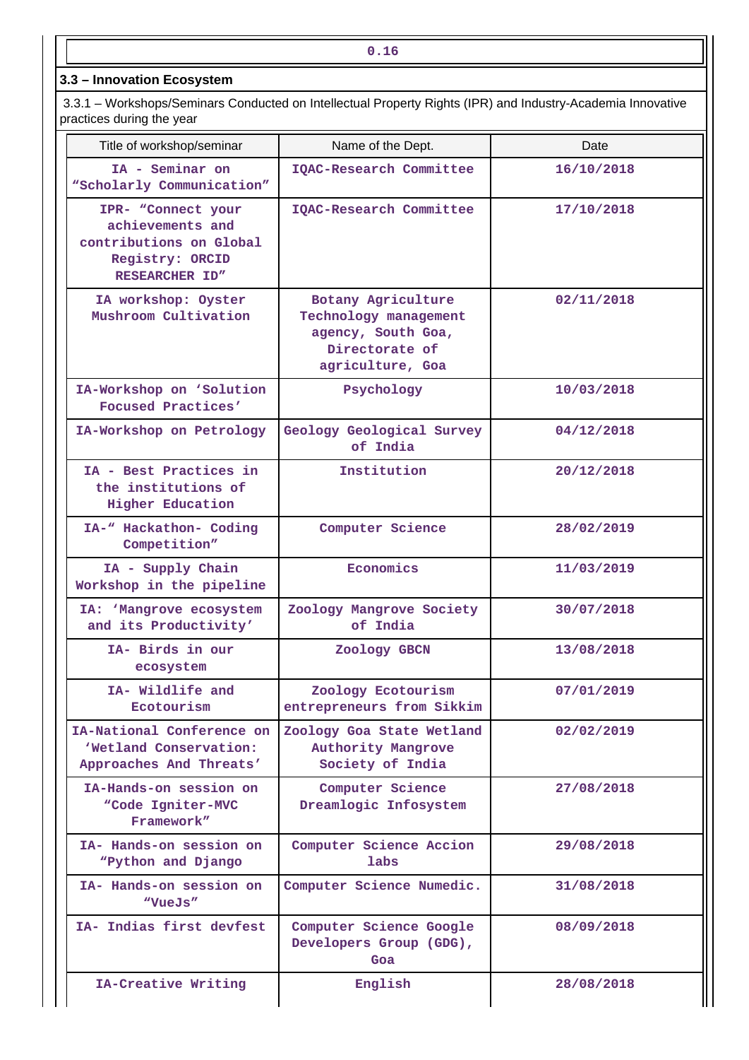| 0.16 |
|---|

### 3.3 – Innovation Ecosystem

3.3.1 – Workshops/Seminars Conducted on Intellectual Property Rights (IPR) and Industry-Academia Innovative practices during the year

| Title of workshop/seminar | Name of the Dept. | Date |
|---|---|---|
| IA - Seminar on “Scholarly Communication” | IQAC-Research Committee | 16/10/2018 |
| IPR- “Connect your achievements and contributions on Global Registry: ORCID RESEARCHER ID” | IQAC-Research Committee | 17/10/2018 |
| IA workshop: Oyster Mushroom Cultivation | Botany Agriculture Technology management agency, South Goa, Directorate of agriculture, Goa | 02/11/2018 |
| IA-Workshop on ‘Solution Focused Practices’ | Psychology | 10/03/2018 |
| IA-Workshop on Petrology | Geology Geological Survey of India | 04/12/2018 |
| IA - Best Practices in the institutions of Higher Education | Institution | 20/12/2018 |
| IA-“ Hackathon- Coding Competition” | Computer Science | 28/02/2019 |
| IA - Supply Chain Workshop in the pipeline | Economics | 11/03/2019 |
| IA: ‘Mangrove ecosystem and its Productivity’ | Zoology Mangrove Society of India | 30/07/2018 |
| IA- Birds in our ecosystem | Zoology GBCN | 13/08/2018 |
| IA- Wildlife and Ecotourism | Zoology Ecotourism entrepreneurs from Sikkim | 07/01/2019 |
| IA-National Conference on ‘Wetland Conservation: Approaches And Threats’ | Zoology Goa State Wetland Authority Mangrove Society of India | 02/02/2019 |
| IA-Hands-on session on “Code Igniter-MVC Framework” | Computer Science Dreamlogic Infosystem | 27/08/2018 |
| IA- Hands-on session on “Python and Django | Computer Science Accion labs | 29/08/2018 |
| IA- Hands-on session on “VueJs” | Computer Science Numedic. | 31/08/2018 |
| IA- Indias first devfest | Computer Science Google Developers Group (GDG), Goa | 08/09/2018 |
| IA-Creative Writing | English | 28/08/2018 |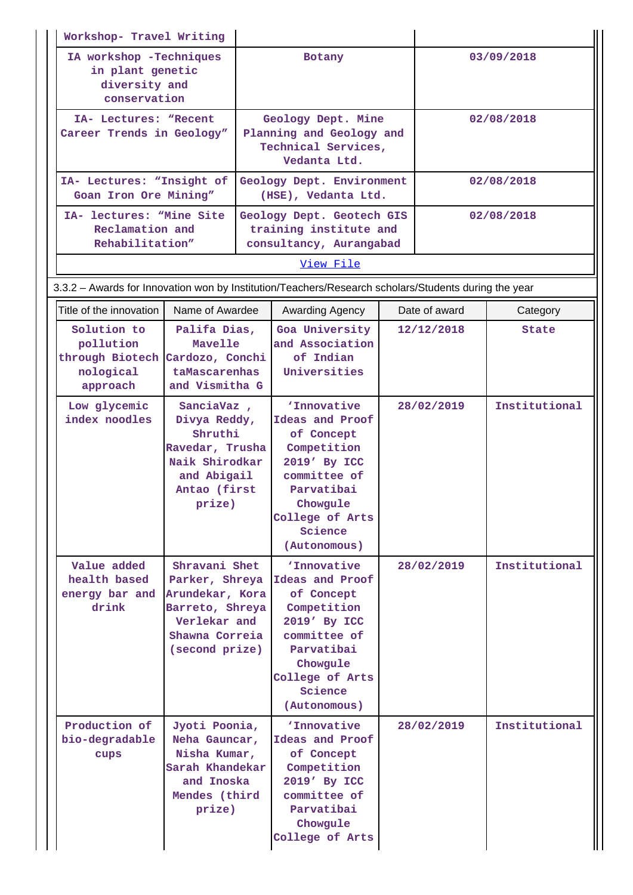| | | |
|---|---|---|
| Workshop- Travel Writing | | |
| IA workshop -Techniques in plant genetic diversity and conservation | Botany | 03/09/2018 |
| IA- Lectures: "Recent Career Trends in Geology" | Geology Dept. Mine Planning and Geology and Technical Services, Vedanta Ltd. | 02/08/2018 |
| IA- Lectures: "Insight of Goan Iron Ore Mining" | Geology Dept. Environment (HSE), Vedanta Ltd. | 02/08/2018 |
| IA- lectures: "Mine Site Reclamation and Rehabilitation" | Geology Dept. Geotech GIS training institute and consultancy, Aurangabad | 02/08/2018 |

View File

3.3.2 – Awards for Innovation won by Institution/Teachers/Research scholars/Students during the year

| Title of the innovation | Name of Awardee | Awarding Agency | Date of award | Category |
|---|---|---|---|---|
| Solution to pollution through Biotechnological approach | Palifa Dias, Mavelle Cardozo, ConchitaMascarenhas and Vismitha G | Goa University and Association of Indian Universities | 12/12/2018 | State |
| Low glycemic index noodles | SanciaVaz , Divya Reddy, Shruthi Ravedar, Trusha Naik Shirodkar and Abigail Antao (first prize) | 'Innovative Ideas and Proof of Concept Competition 2019' By ICC committee of Parvatibai Chowgule College of Arts Science (Autonomous) | 28/02/2019 | Institutional |
| Value added health based energy bar and drink | Shravani Shet Parker, Shreya Arundekar, Kora Barreto, Shreya Verlekar and Shawna Correia (second prize) | 'Innovative Ideas and Proof of Concept Competition 2019' By ICC committee of Parvatibai Chowgule College of Arts Science (Autonomous) | 28/02/2019 | Institutional |
| Production of bio-degradable cups | Jyoti Poonia, Neha Gauncar, Nisha Kumar, Sarah Khandekar and Inoska Mendes (third prize) | 'Innovative Ideas and Proof of Concept Competition 2019' By ICC committee of Parvatibai Chowgule College of Arts | 28/02/2019 | Institutional |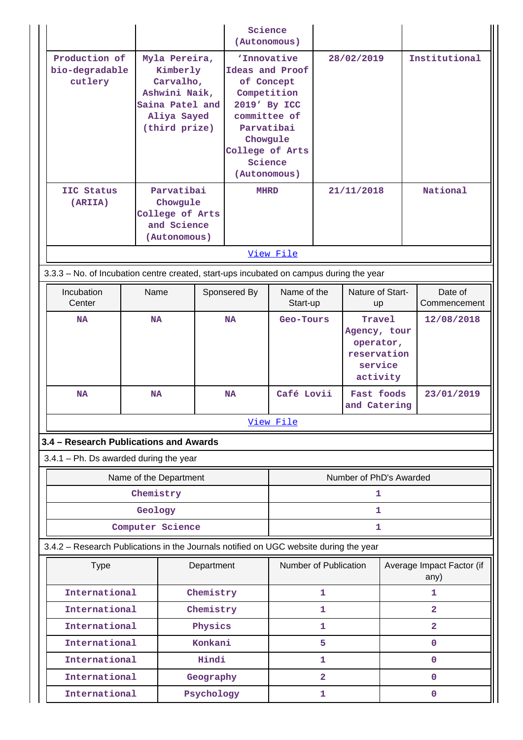| | | Science (Autonomous) | | |
|---|---|---|---|---|
| Production of bio-degradable cutlery | Myla Pereira, Kimberly Carvalho, Ashwini Naik, Saina Patel and Aliya Sayed (third prize) | 'Innovative Ideas and Proof of Concept Competition 2019' By ICC committee of Parvatibai Chowgule College of Arts Science (Autonomous) | 28/02/2019 | Institutional |
| IIC Status (ARIIA) | Parvatibai Chowgule College of Arts and Science (Autonomous) | MHRD | 21/11/2018 | National |
| View File | | | | |

3.3.3 – No. of Incubation centre created, start-ups incubated on campus during the year

| Incubation Center | Name | Sponsered By | Name of the Start-up | Nature of Start-up | Date of Commencement |
|---|---|---|---|---|---|
| NA | NA | NA | Geo-Tours | Travel Agency, tour operator, reservation service activity | 12/08/2018 |
| NA | NA | NA | Café Lovii | Fast foods and Catering | 23/01/2019 |
| View File | | | | | |

### 3.4 – Research Publications and Awards

3.4.1 – Ph. Ds awarded during the year

| Name of the Department | Number of PhD's Awarded |
|---|---|
| Chemistry | 1 |
| Geology | 1 |
| Computer Science | 1 |

3.4.2 – Research Publications in the Journals notified on UGC website during the year

| Type | Department | Number of Publication | Average Impact Factor (if any) |
|---|---|---|---|
| International | Chemistry | 1 | 1 |
| International | Chemistry | 1 | 2 |
| International | Physics | 1 | 2 |
| International | Konkani | 5 | 0 |
| International | Hindi | 1 | 0 |
| International | Geography | 2 | 0 |
| International | Psychology | 1 | 0 |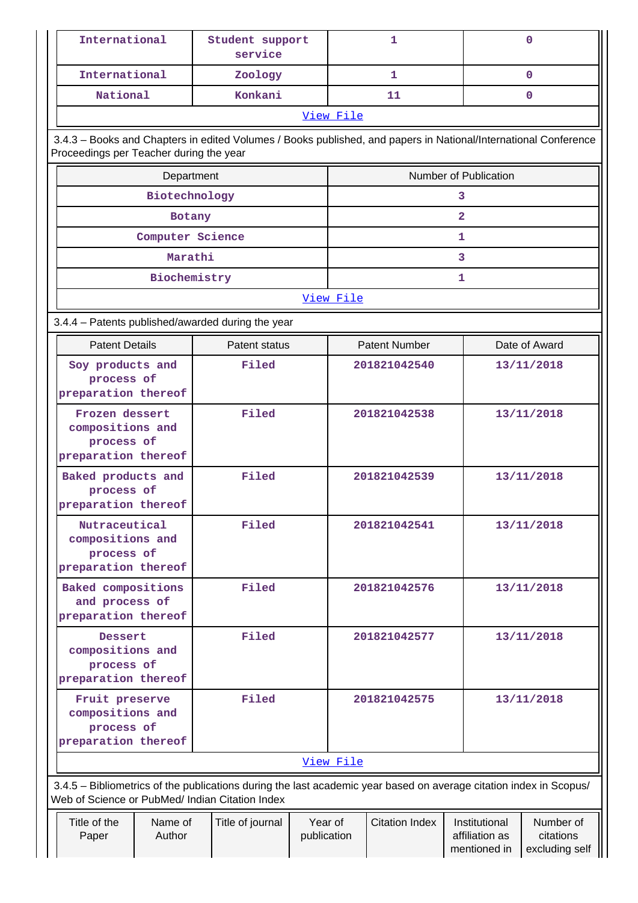| International | Student support service | 1 | 0 |
|---|---|---|---|
| International | Zoology | 1 | 0 |
| National | Konkani | 11 | 0 |
| View File | | | |

3.4.3 – Books and Chapters in edited Volumes / Books published, and papers in National/International Conference Proceedings per Teacher during the year

| Department | Number of Publication |
|---|---|
| Biotechnology | 3 |
| Botany | 2 |
| Computer Science | 1 |
| Marathi | 3 |
| Biochemistry | 1 |
| View File | |

3.4.4 – Patents published/awarded during the year

| Patent Details | Patent status | Patent Number | Date of Award |
|---|---|---|---|
| Soy products and process of preparation thereof | Filed | 201821042540 | 13/11/2018 |
| Frozen dessert compositions and process of preparation thereof | Filed | 201821042538 | 13/11/2018 |
| Baked products and process of preparation thereof | Filed | 201821042539 | 13/11/2018 |
| Nutraceutical compositions and process of preparation thereof | Filed | 201821042541 | 13/11/2018 |
| Baked compositions and process of preparation thereof | Filed | 201821042576 | 13/11/2018 |
| Dessert compositions and process of preparation thereof | Filed | 201821042577 | 13/11/2018 |
| Fruit preserve compositions and process of preparation thereof | Filed | 201821042575 | 13/11/2018 |
| View File | | | |

3.4.5 – Bibliometrics of the publications during the last academic year based on average citation index in Scopus/ Web of Science or PubMed/ Indian Citation Index

| Title of the Paper | Name of Author | Title of journal | Year of publication | Citation Index | Institutional affiliation as mentioned in | Number of citations excluding self |
|---|---|---|---|---|---|---|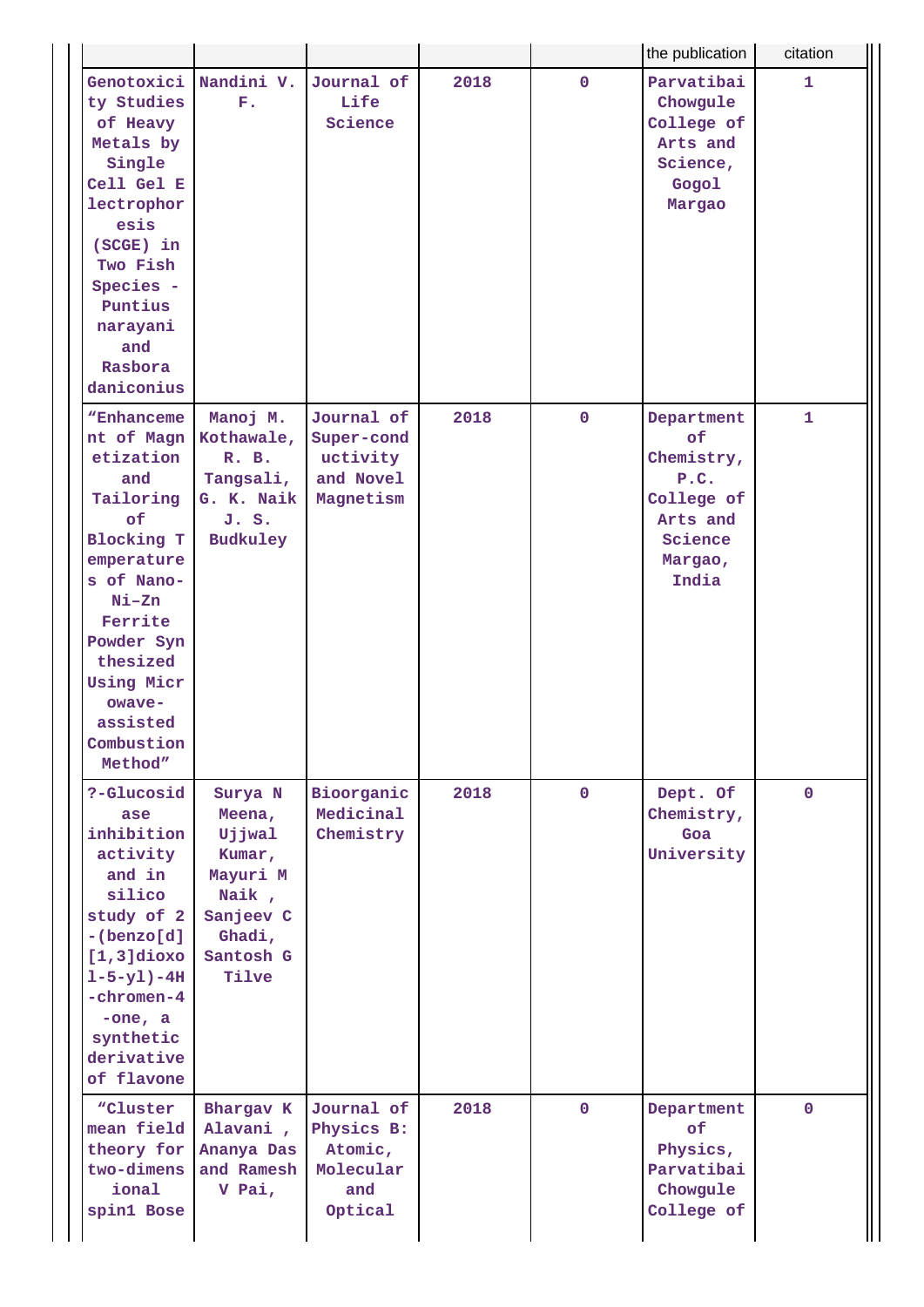| | | | | | the publication | citation |
|---|---|---|---|---|---|---|
| Genotoxicity Studies of Heavy Metals by Single Cell Gel Electrophoresis (SCGE) in Two Fish Species - Puntius narayani and Rasbora daniconius | Nandini V. F. | Journal of Life Science | 2018 | 0 | Parvatibai Chowgule College of Arts and Science, Gogol Margao | 1 |
| “Enhancement of Magnetization and Tailoring of Blocking Temperatures of Nano-Ni–Zn Ferrite Powder Synthesized Using Microwave-assisted Combustion Method” | Manoj M. Kothawale, R. B. Tangsali, G. K. Naik J. S. Budkuley | Journal of Super-conductivity and Novel Magnetism | 2018 | 0 | Department of Chemistry, P.C. College of Arts and Science Margao, India | 1 |
| ?-Glucosidase inhibition activity and in silico study of 2-(benzo[d][1,3]dioxol-5-yl)-4H-chromen-4-one, a synthetic derivative of flavone | Surya N Meena, Ujjwal Kumar, Mayuri M Naik , Sanjeev C Ghadi, Santosh G Tilve | Bioorganic Medicinal Chemistry | 2018 | 0 | Dept. Of Chemistry, Goa University | 0 |
| “Cluster mean field theory for two-dimensional spin1 Bose | Bhargav K Alavani , Ananya Das and Ramesh V Pai, | Journal of Physics B: Atomic, Molecular and Optical | 2018 | 0 | Department of Physics, Parvatibai Chowgule College of | 0 |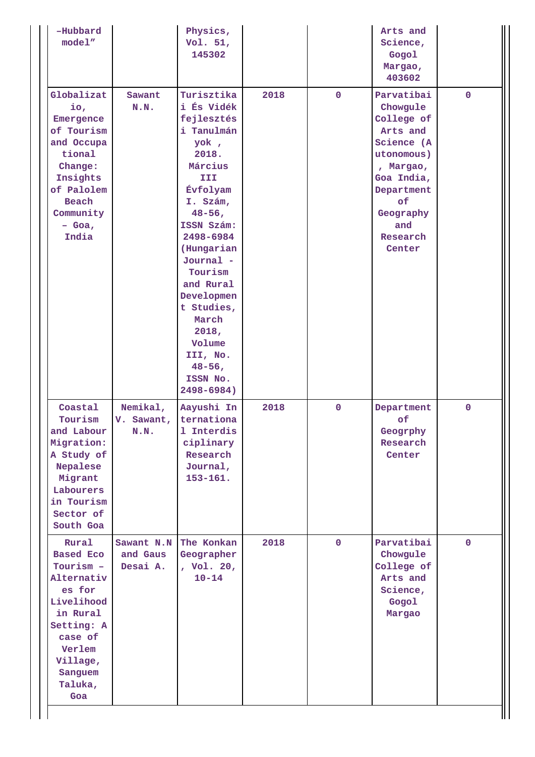| | | | | | | |
|---|---|---|---|---|---|---|
| –Hubbard model” | | Physics, Vol. 51, 145302 | | | Arts and Science, Gogol Margao, 403602 | |
| Globalization, Emergence of Tourism and Occupational Change: Insights of Palolem Beach Community – Goa, India | Sawant N.N. | Turisztikai És Vidékfejlesztési Tanulmányok , 2018. Március III Évfolyam I. Szám, 48-56, ISSN Szám: 2498-6984 (Hungarian Journal - Tourism and Rural Development Studies, March 2018, Volume III, No. 48-56, ISSN No. 2498-6984) | 2018 | 0 | Parvatibai Chowgule College of Arts and Science (Autonomous) , Margao, Goa India, Department of Geography and Research Center | 0 |
| Coastal Tourism and Labour Migration: A Study of Nepalese Migrant Labourers in Tourism Sector of South Goa | Nemikal, V. Sawant, N.N. | Aayushi International Interdisciplinary Research Journal, 153-161. | 2018 | 0 | Department of Geogrphy Research Center | 0 |
| Rural Based Eco Tourism – Alternatives for Livelihood in Rural Setting: A case of Verlem Village, Sanguem Taluka, Goa | Sawant N.N and Gaus Desai A. | The Konkan Geographer , Vol. 20, 10-14 | 2018 | 0 | Parvatibai Chowgule College of Arts and Science, Gogol Margao | 0 |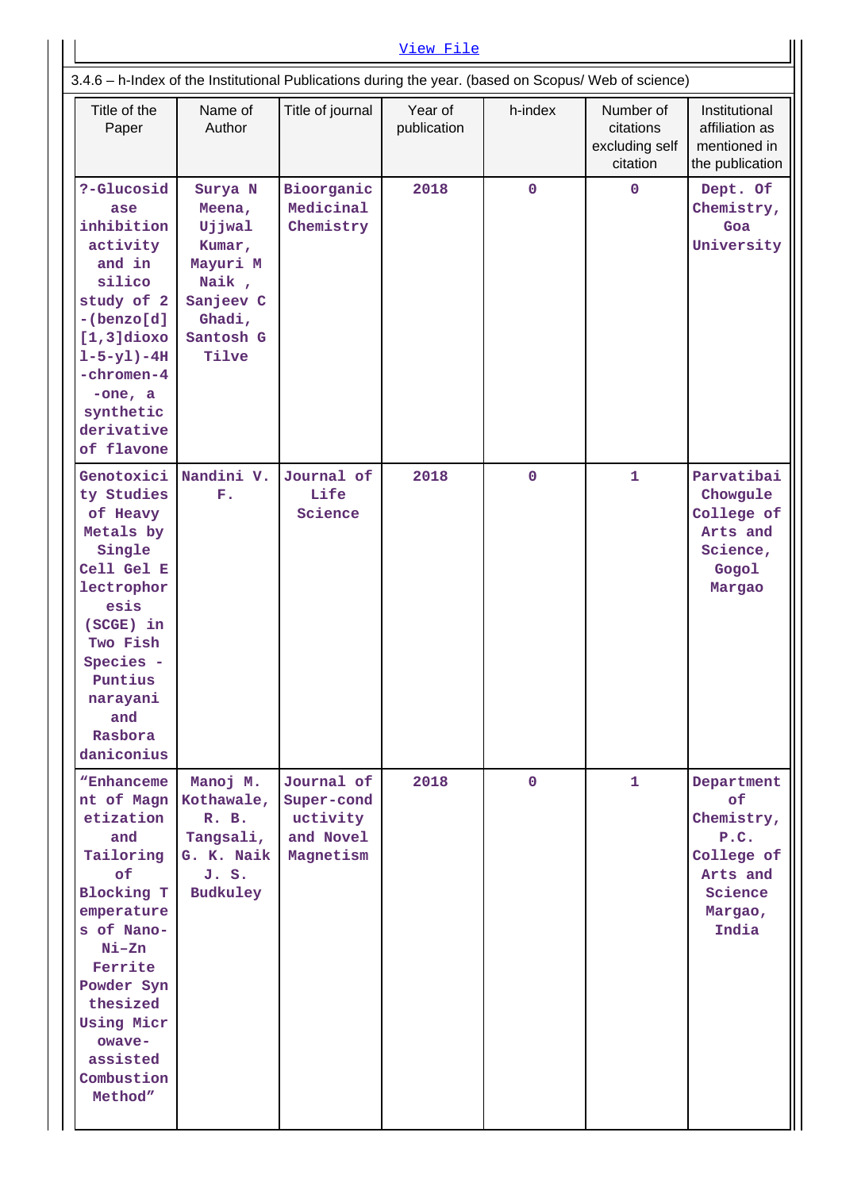[View File](#)

3.4.6 – h-Index of the Institutional Publications during the year. (based on Scopus/ Web of science)

| Title of the Paper | Name of Author | Title of journal | Year of publication | h-index | Number of citations excluding self citation | Institutional affiliation as mentioned in the publication |
|---|---|---|---|---|---|---|
| ?-Glucosidase inhibition activity and in silico study of 2-(benzo[d][1,3]dioxol-5-yl)-4H-chromen-4-one, a synthetic derivative of flavone | Surya N Meena, Ujjwal Kumar, Mayuri M Naik , Sanjeev C Ghadi, Santosh G Tilve | Bioorganic Medicinal Chemistry | 2018 | 0 | 0 | Dept. Of Chemistry, Goa University |
| Genotoxicity Studies of Heavy Metals by Single Cell Gel Electrophoresis (SCGE) in Two Fish Species - Puntius narayani and Rasbora daniconius | Nandini V. F. | Journal of Life Science | 2018 | 0 | 1 | Parvatibai Chowgule College of Arts and Science, Gogol Margao |
| "Enhancement of Magnetization and Tailoring of Blocking Temperatures of Nano-Ni–Zn Ferrite Powder Synthesized Using Microwave-assisted Combustion Method" | Manoj M. Kothawale, R. B. Tangsali, G. K. Naik J. S. Budkuley | Journal of Super-conductivity and Novel Magnetism | 2018 | 0 | 1 | Department of Chemistry, P.C. College of Arts and Science Margao, India |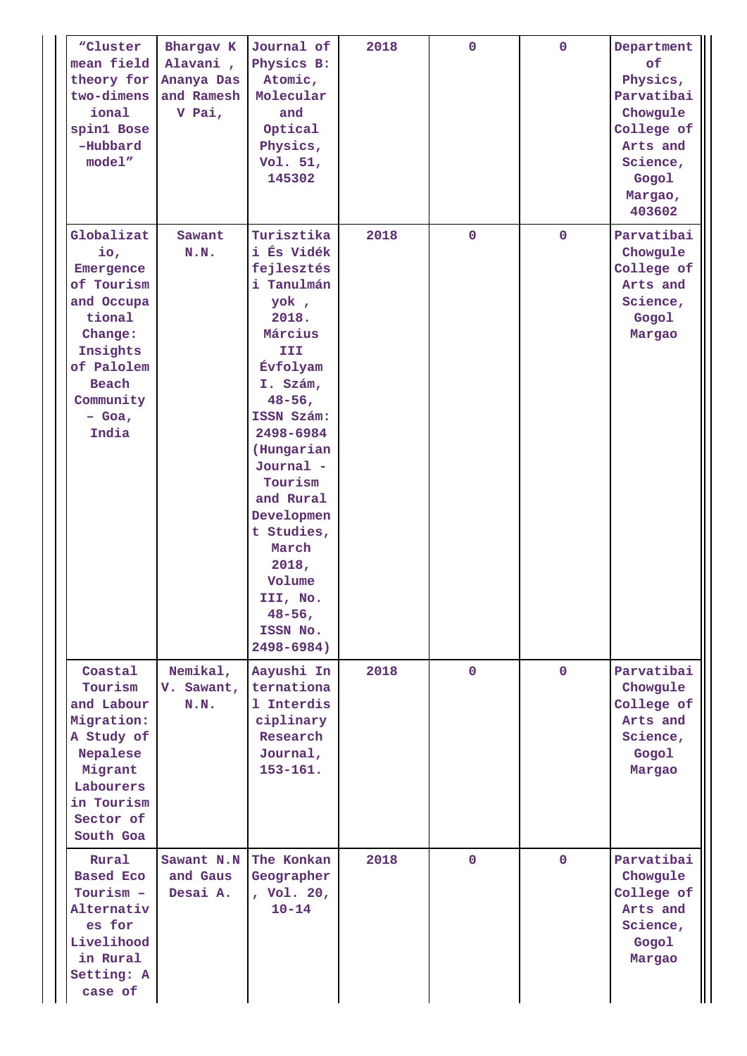| | | | | | | |
|---|---|---|---|---|---|---|
| "Cluster mean field theory for two-dimensional spin1 Bose –Hubbard model" | Bhargav K Alavani , Ananya Das and Ramesh V Pai, | Journal of Physics B: Atomic, Molecular and Optical Physics, Vol. 51, 145302 | 2018 | 0 | 0 | Department of Physics, Parvatibai Chowgule College of Arts and Science, Gogol Margao, 403602 |
| Globalizatio, Emergence of Tourism and Occupational Change: Insights of Palolem Beach Community – Goa, India | Sawant N.N. | Turisztikai És Vidék fejlesztési Tanulmányok , 2018. Március III Évfolyam I. Szám, 48-56, ISSN Szám: 2498-6984 (Hungarian Journal - Tourism and Rural Development Studies, March 2018, Volume III, No. 48-56, ISSN No. 2498-6984) | 2018 | 0 | 0 | Parvatibai Chowgule College of Arts and Science, Gogol Margao |
| Coastal Tourism and Labour Migration: A Study of Nepalese Migrant Labourers in Tourism Sector of South Goa | Nemikal, V. Sawant, N.N. | Aayushi International Interdisciplinary Research Journal, 153-161. | 2018 | 0 | 0 | Parvatibai Chowgule College of Arts and Science, Gogol Margao |
| Rural Based Eco Tourism – Alternatives for Livelihood in Rural Setting: A case of | Sawant N.N and Gaus Desai A. | The Konkan Geographer , Vol. 20, 10-14 | 2018 | 0 | 0 | Parvatibai Chowgule College of Arts and Science, Gogol Margao |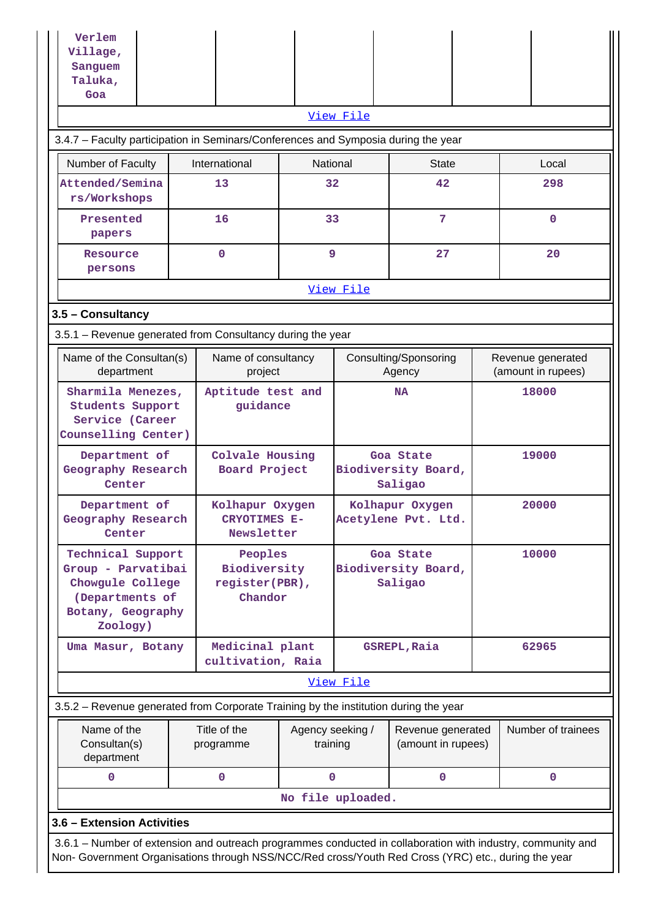| Verlem Village, Sanguem Taluka, Goa | | | | | | |
|---|---|---|---|---|---|---|

[View File](#)

3.4.7 – Faculty participation in Seminars/Conferences and Symposia during the year

| Number of Faculty | International | National | State | Local |
|---|---|---|---|---|
| Attended/Seminars/Workshops | 13 | 32 | 42 | 298 |
| Presented papers | 16 | 33 | 7 | 0 |
| Resource persons | 0 | 9 | 27 | 20 |

[View File](#)

### 3.5 – Consultancy

3.5.1 – Revenue generated from Consultancy during the year

| Name of the Consultan(s) department | Name of consultancy project | Consulting/Sponsoring Agency | Revenue generated (amount in rupees) |
|---|---|---|---|
| Sharmila Menezes, Students Support Service (Career Counselling Center) | Aptitude test and guidance | NA | 18000 |
| Department of Geography Research Center | Colvale Housing Board Project | Goa State Biodiversity Board, Saligao | 19000 |
| Department of Geography Research Center | Kolhapur Oxygen CRYOTIMES E-Newsletter | Kolhapur Oxygen Acetylene Pvt. Ltd. | 20000 |
| Technical Support Group - Parvatibai Chowgule College (Departments of Botany, Geography Zoology) | Peoples Biodiversity register(PBR), Chandor | Goa State Biodiversity Board, Saligao | 10000 |
| Uma Masur, Botany | Medicinal plant cultivation, Raia | GSREPL,Raia | 62965 |

[View File](#)

3.5.2 – Revenue generated from Corporate Training by the institution during the year

| Name of the Consultan(s) department | Title of the programme | Agency seeking / training | Revenue generated (amount in rupees) | Number of trainees |
|---|---|---|---|---|
| 0 | 0 | 0 | 0 | 0 |

No file uploaded.

### 3.6 – Extension Activities

3.6.1 – Number of extension and outreach programmes conducted in collaboration with industry, community and Non- Government Organisations through NSS/NCC/Red cross/Youth Red Cross (YRC) etc., during the year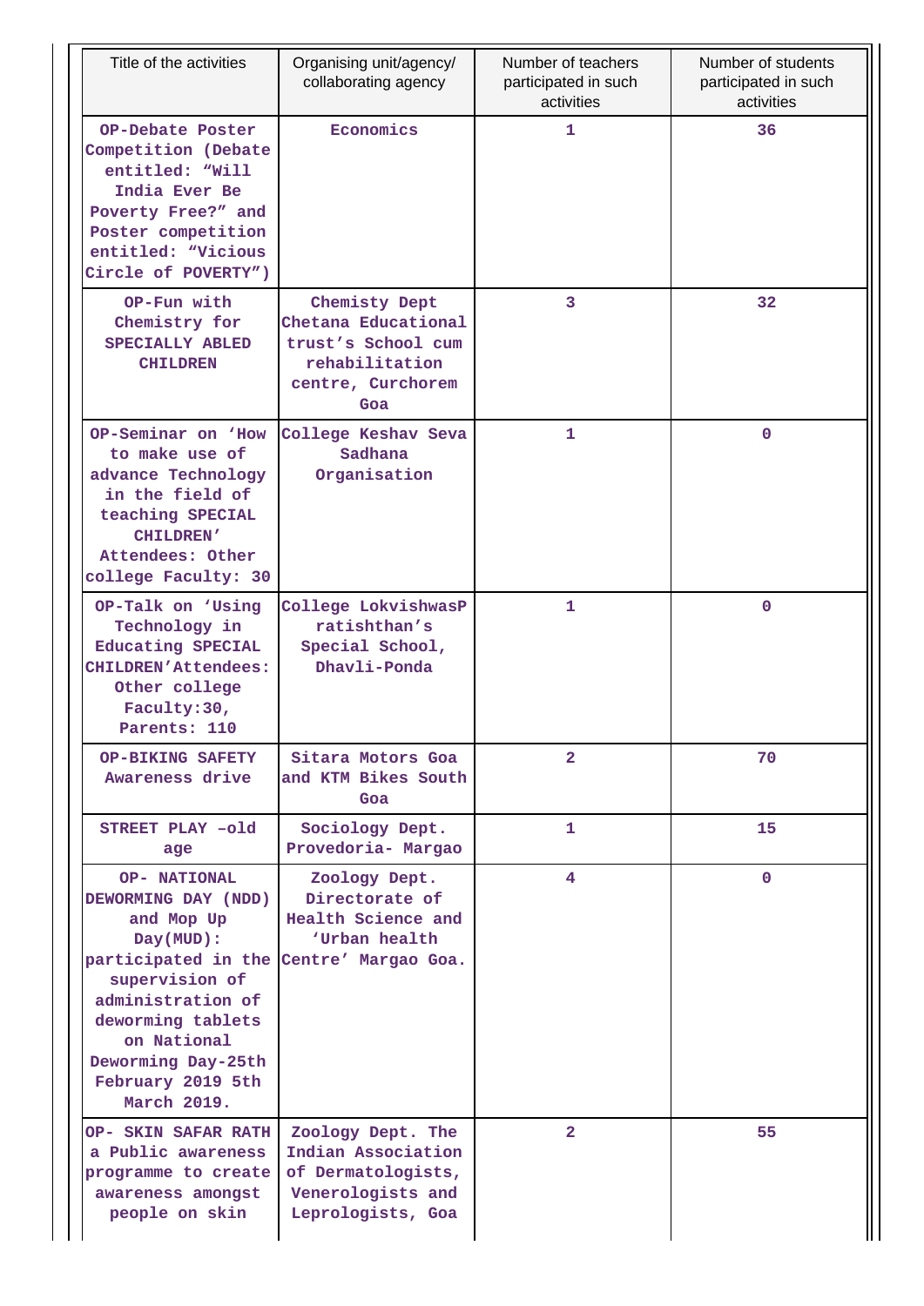| Title of the activities | Organising unit/agency/ collaborating agency | Number of teachers participated in such activities | Number of students participated in such activities |
|---|---|---|---|
| OP-Debate Poster Competition (Debate entitled: “Will India Ever Be Poverty Free?” and Poster competition entitled: “Vicious Circle of POVERTY”) | Economics | 1 | 36 |
| OP-Fun with Chemistry for SPECIALLY ABLED CHILDREN | Chemisty Dept Chetana Educational trust’s School cum rehabilitation centre, Curchorem Goa | 3 | 32 |
| OP-Seminar on ‘How to make use of advance Technology in the field of teaching SPECIAL CHILDREN’ Attendees: Other college Faculty: 30 | College Keshav Seva Sadhana Organisation | 1 | 0 |
| OP-Talk on ‘Using Technology in Educating SPECIAL CHILDREN’Attendees: Other college Faculty:30, Parents: 110 | College LokvishwasP ratishthan’s Special School, Dhavli-Ponda | 1 | 0 |
| OP-BIKING SAFETY Awareness drive | Sitara Motors Goa and KTM Bikes South Goa | 2 | 70 |
| STREET PLAY –old age | Sociology Dept. Provedoria- Margao | 1 | 15 |
| OP- NATIONAL DEWORMING DAY (NDD) and Mop Up Day(MUD): participated in the supervision of administration of deworming tablets on National Deworming Day-25th February 2019 5th March 2019. | Zoology Dept. Directorate of Health Science and ‘Urban health Centre’ Margao Goa. | 4 | 0 |
| OP- SKIN SAFAR RATH a Public awareness programme to create awareness amongst people on skin | Zoology Dept. The Indian Association of Dermatologists, Venerologists and Leprologists, Goa | 2 | 55 |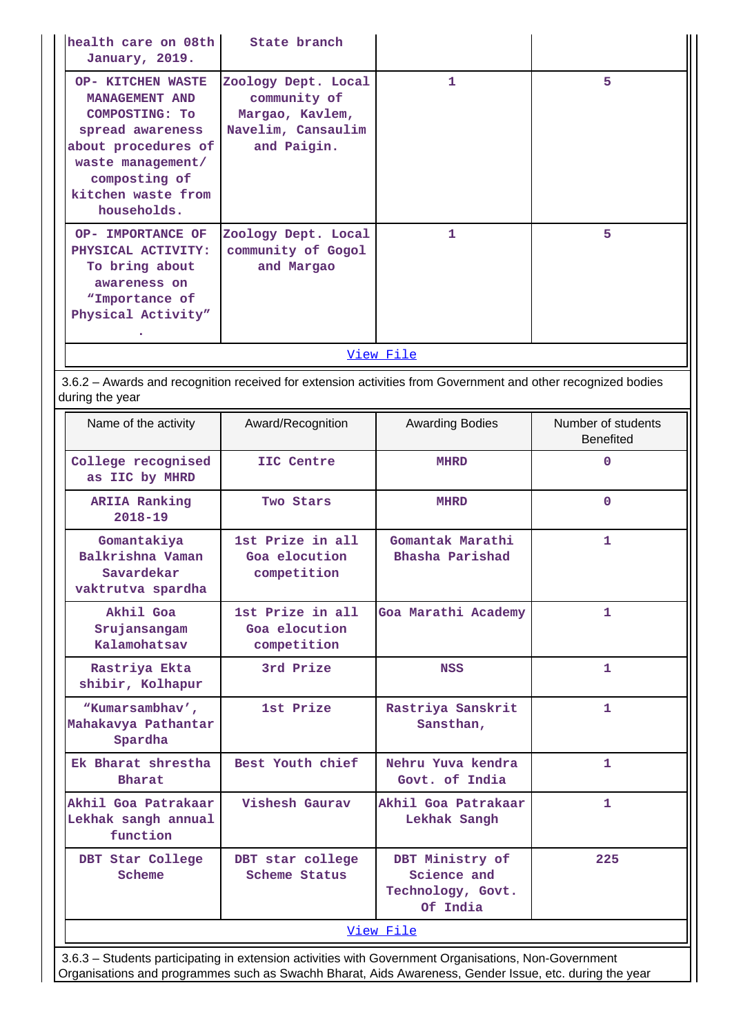| | | | |
|---|---|---|---|
| health care on 08th January, 2019. | State branch | | |
| OP- KITCHEN WASTE MANAGEMENT AND COMPOSTING: To spread awareness about procedures of waste management/ composting of kitchen waste from households. | Zoology Dept. Local community of Margao, Kavlem, Navelim, Cansaulim and Paigin. | 1 | 5 |
| OP- IMPORTANCE OF PHYSICAL ACTIVITY: To bring about awareness on "Importance of Physical Activity" . | Zoology Dept. Local community of Gogol and Margao | 1 | 5 |

View File

3.6.2 – Awards and recognition received for extension activities from Government and other recognized bodies during the year

| Name of the activity | Award/Recognition | Awarding Bodies | Number of students Benefited |
|---|---|---|---|
| College recognised as IIC by MHRD | IIC Centre | MHRD | 0 |
| ARIIA Ranking 2018-19 | Two Stars | MHRD | 0 |
| Gomantakiya Balkrishna Vaman Savardekar vaktrutva spardha | 1st Prize in all Goa elocution competition | Gomantak Marathi Bhasha Parishad | 1 |
| Akhil Goa Srujansangam Kalamohatsav | 1st Prize in all Goa elocution competition | Goa Marathi Academy | 1 |
| Rastriya Ekta shibir, Kolhapur | 3rd Prize | NSS | 1 |
| "Kumarsambhav', Mahakavya Pathantar Spardha | 1st Prize | Rastriya Sanskrit Sansthan, | 1 |
| Ek Bharat shrestha Bharat | Best Youth chief | Nehru Yuva kendra Govt. of India | 1 |
| Akhil Goa Patrakaar Lekhak sangh annual function | Vishesh Gaurav | Akhil Goa Patrakaar Lekhak Sangh | 1 |
| DBT Star College Scheme | DBT star college Scheme Status | DBT Ministry of Science and Technology, Govt. Of India | 225 |

View File

3.6.3 – Students participating in extension activities with Government Organisations, Non-Government Organisations and programmes such as Swachh Bharat, Aids Awareness, Gender Issue, etc. during the year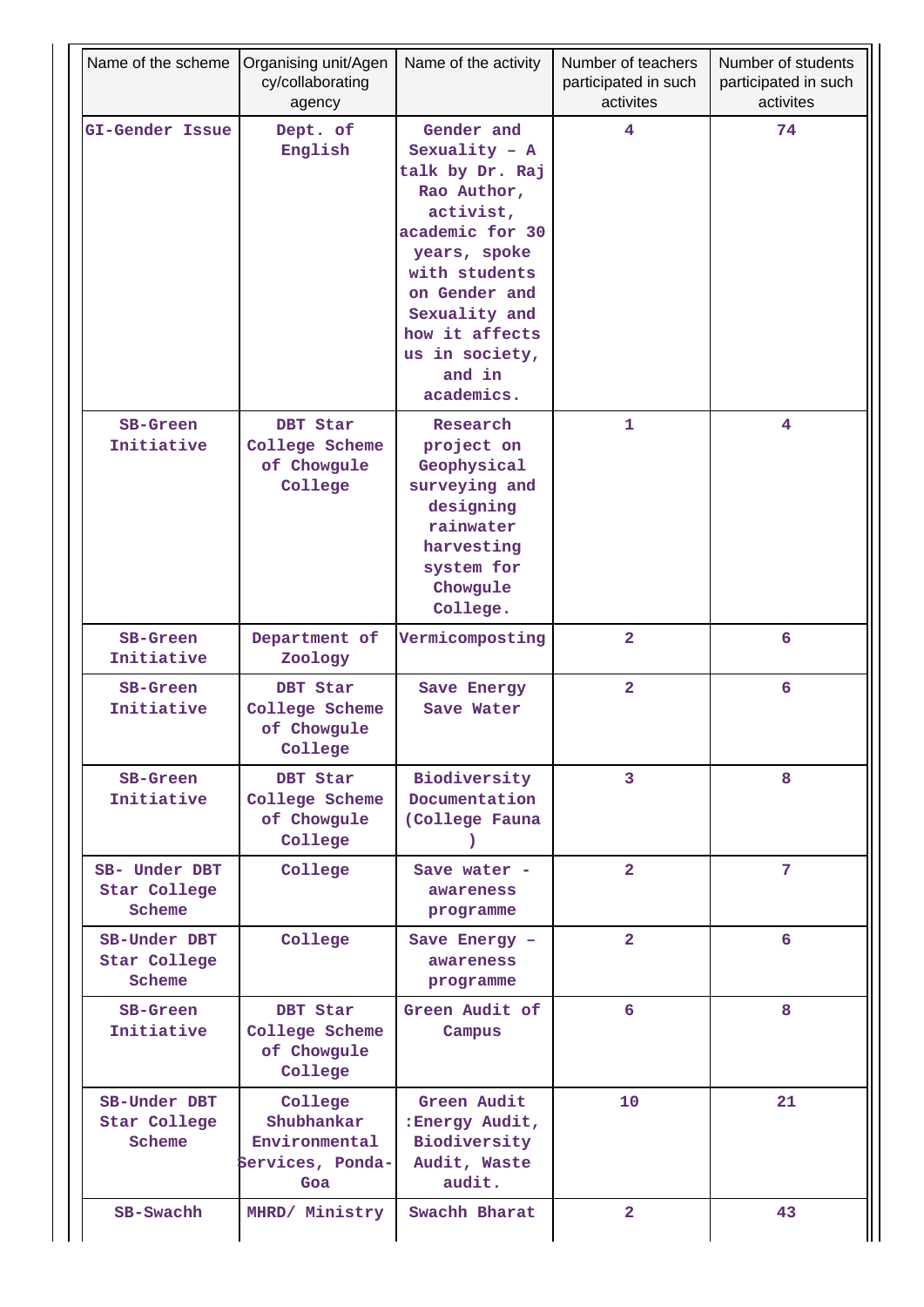| Name of the scheme | Organising unit/Agency/collaborating agency | Name of the activity | Number of teachers participated in such activites | Number of students participated in such activites |
|---|---|---|---|---|
| GI-Gender Issue | Dept. of English | Gender and Sexuality – A talk by Dr. Raj Rao Author, activist, academic for 30 years, spoke with students on Gender and Sexuality and how it affects us in society, and in academics. | 4 | 74 |
| SB-Green Initiative | DBT Star College Scheme of Chowgule College | Research project on Geophysical surveying and designing rainwater harvesting system for Chowgule College. | 1 | 4 |
| SB-Green Initiative | Department of Zoology | Vermicomposting | 2 | 6 |
| SB-Green Initiative | DBT Star College Scheme of Chowgule College | Save Energy Save Water | 2 | 6 |
| SB-Green Initiative | DBT Star College Scheme of Chowgule College | Biodiversity Documentation (College Fauna ) | 3 | 8 |
| SB- Under DBT Star College Scheme | College | Save water - awareness programme | 2 | 7 |
| SB-Under DBT Star College Scheme | College | Save Energy – awareness programme | 2 | 6 |
| SB-Green Initiative | DBT Star College Scheme of Chowgule College | Green Audit of Campus | 6 | 8 |
| SB-Under DBT Star College Scheme | College Shubhankar Environmental Services, Ponda-Goa | Green Audit :Energy Audit, Biodiversity Audit, Waste audit. | 10 | 21 |
| SB-Swachh | MHRD/ Ministry | Swachh Bharat | 2 | 43 |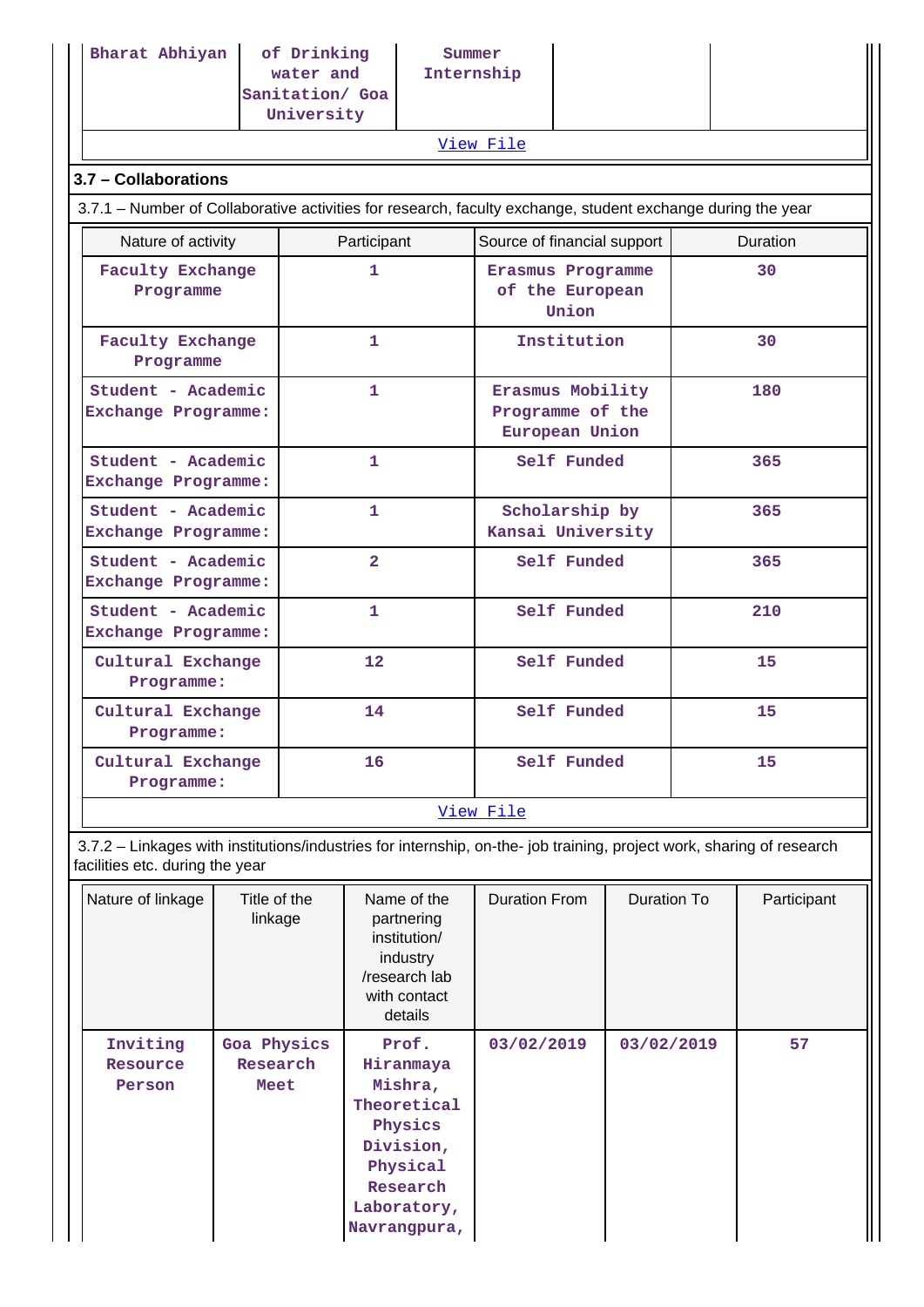| Bharat Abhiyan | of Drinking water and Sanitation/ Goa University | Summer Internship | | |
|---|---|---|---|---|

View File

### 3.7 – Collaborations

3.7.1 – Number of Collaborative activities for research, faculty exchange, student exchange during the year

| Nature of activity | Participant | Source of financial support | Duration |
|---|---|---|---|
| Faculty Exchange Programme | 1 | Erasmus Programme of the European Union | 30 |
| Faculty Exchange Programme | 1 | Institution | 30 |
| Student - Academic Exchange Programme: | 1 | Erasmus Mobility Programme of the European Union | 180 |
| Student - Academic Exchange Programme: | 1 | Self Funded | 365 |
| Student - Academic Exchange Programme: | 1 | Scholarship by Kansai University | 365 |
| Student - Academic Exchange Programme: | 2 | Self Funded | 365 |
| Student - Academic Exchange Programme: | 1 | Self Funded | 210 |
| Cultural Exchange Programme: | 12 | Self Funded | 15 |
| Cultural Exchange Programme: | 14 | Self Funded | 15 |
| Cultural Exchange Programme: | 16 | Self Funded | 15 |

View File

3.7.2 – Linkages with institutions/industries for internship, on-the- job training, project work, sharing of research facilities etc. during the year

| Nature of linkage | Title of the linkage | Name of the partnering institution/ industry /research lab with contact details | Duration From | Duration To | Participant |
|---|---|---|---|---|---|
| Inviting Resource Person | Goa Physics Research Meet | Prof. Hiranmaya Mishra, Theoretical Physics Division, Physical Research Laboratory, Navrangpura, | 03/02/2019 | 03/02/2019 | 57 |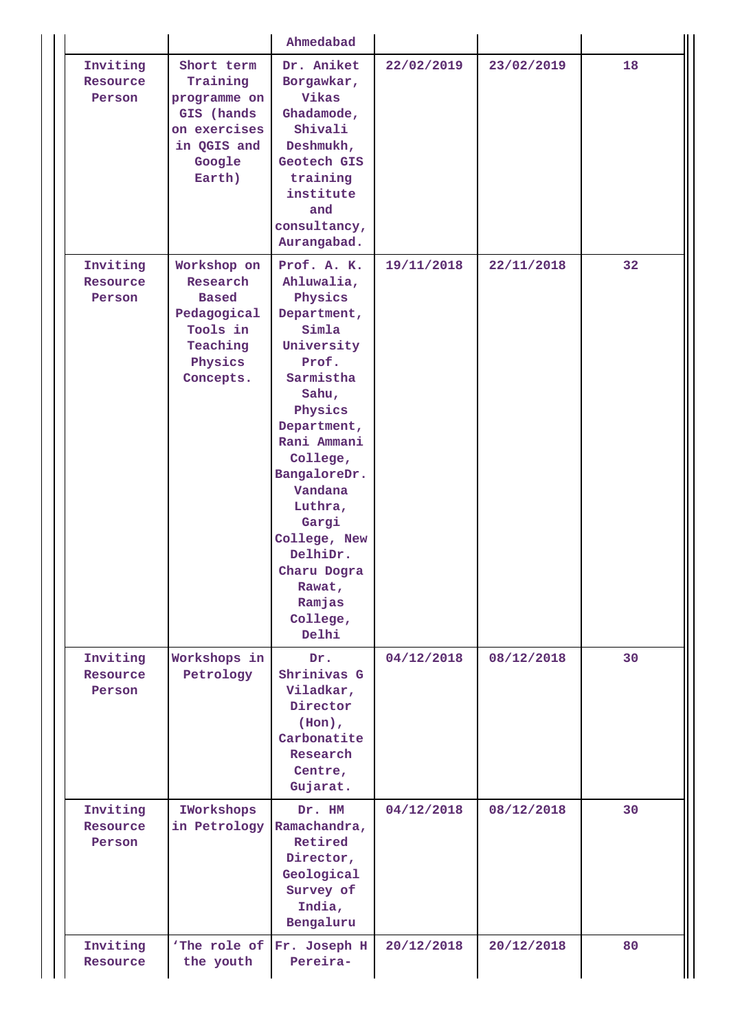|  |  | Ahmedabad |  |  |  |
|---|---|---|---|---|---|
| Inviting Resource Person | Short term Training programme on GIS (hands on exercises in QGIS and Google Earth) | Dr. Aniket Borgawkar, Vikas Ghadamode, Shivali Deshmukh, Geotech GIS training institute and consultancy, Aurangabad. | 22/02/2019 | 23/02/2019 | 18 |
| Inviting Resource Person | Workshop on Research Based Pedagogical Tools in Teaching Physics Concepts. | Prof. A. K. Ahluwalia, Physics Department, Simla University Prof. Sarmistha Sahu, Physics Department, Rani Ammani College, BangaloreDr. Vandana Luthra, Gargi College, New DelhiDr. Charu Dogra Rawat, Ramjas College, Delhi | 19/11/2018 | 22/11/2018 | 32 |
| Inviting Resource Person | Workshops in Petrology | Dr. Shrinivas G Viladkar, Director (Hon), Carbonatite Research Centre, Gujarat. | 04/12/2018 | 08/12/2018 | 30 |
| Inviting Resource Person | IWorkshops in Petrology | Dr. HM Ramachandra, Retired Director, Geological Survey of India, Bengaluru | 04/12/2018 | 08/12/2018 | 30 |
| Inviting Resource | 'The role of the youth | Fr. Joseph H Pereira- | 20/12/2018 | 20/12/2018 | 80 |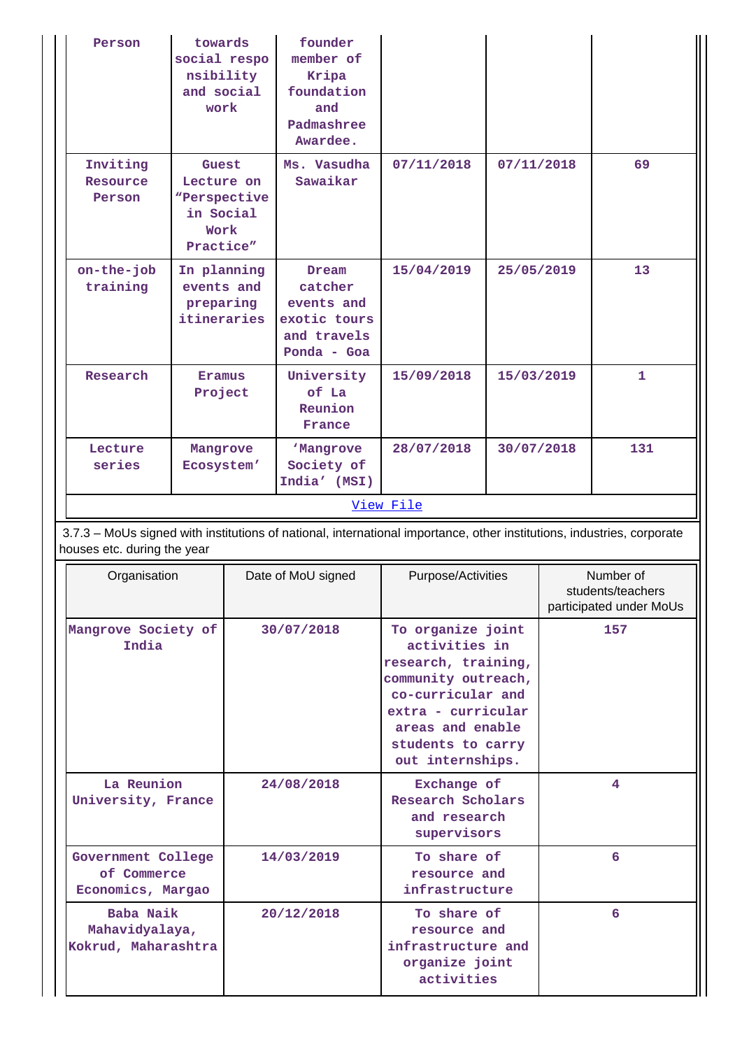| Person | towards social responsibility and social work | founder member of Kripa foundation and Padmashree Awardee. | | | |
|---|---|---|---|---|---|
| Inviting Resource Person | Guest Lecture on “Perspective in Social Work Practice” | Ms. Vasudha Sawaikar | 07/11/2018 | 07/11/2018 | 69 |
| on-the-job training | In planning events and preparing itineraries | Dream catcher events and exotic tours and travels Ponda - Goa | 15/04/2019 | 25/05/2019 | 13 |
| Research | Eramus Project | University of La Reunion France | 15/09/2018 | 15/03/2019 | 1 |
| Lecture series | Mangrove Ecosystem’ | ‘Mangrove Society of India’ (MSI) | 28/07/2018 | 30/07/2018 | 131 |

[View File]

3.7.3 – MoUs signed with institutions of national, international importance, other institutions, industries, corporate houses etc. during the year

| Organisation | Date of MoU signed | Purpose/Activities | Number of students/teachers participated under MoUs |
|---|---|---|---|
| Mangrove Society of India | 30/07/2018 | To organize joint activities in research, training, community outreach, co-curricular and extra - curricular areas and enable students to carry out internships. | 157 |
| La Reunion University, France | 24/08/2018 | Exchange of Research Scholars and research supervisors | 4 |
| Government College of Commerce Economics, Margao | 14/03/2019 | To share of resource and infrastructure | 6 |
| Baba Naik Mahavidyalaya, Kokrud, Maharashtra | 20/12/2018 | To share of resource and infrastructure and organize joint activities | 6 |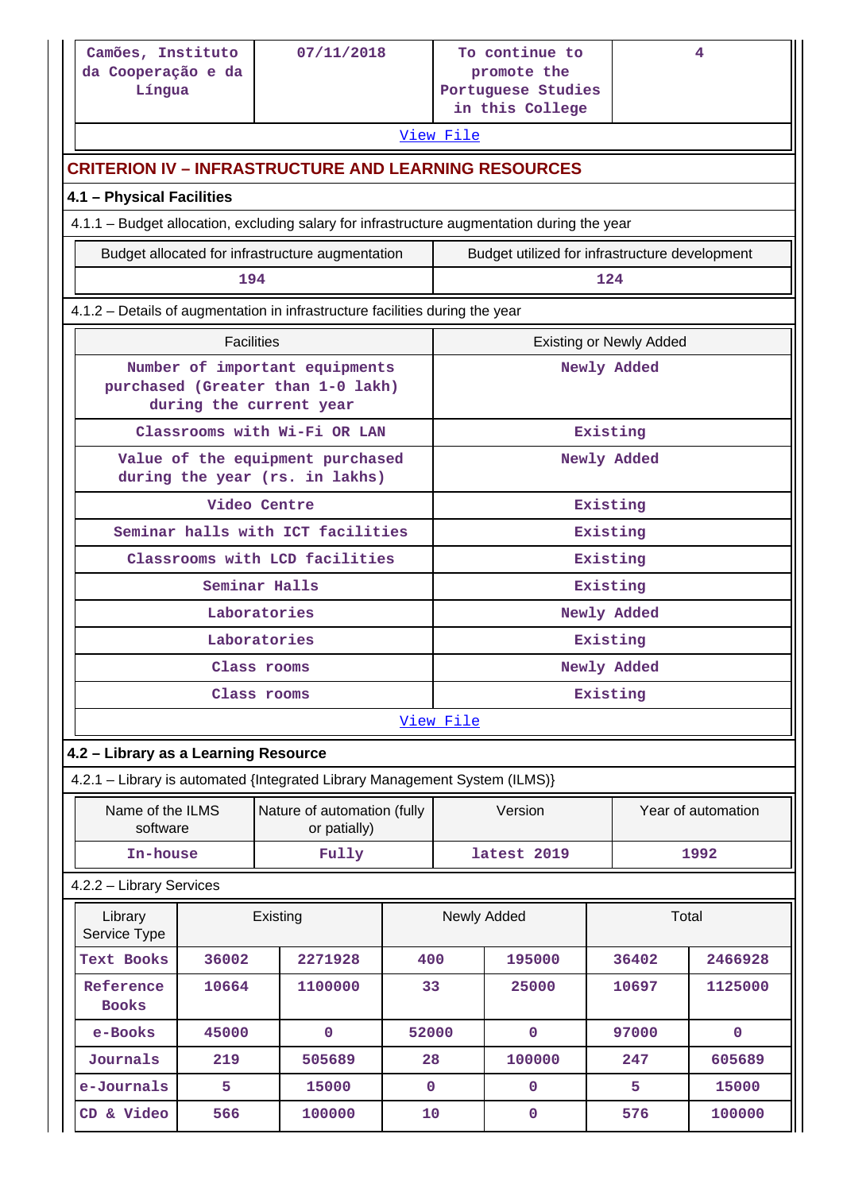| Camões, Instituto da Cooperação e da Língua | 07/11/2018 | To continue to promote the Portuguese Studies in this College | 4 |
|---|---|---|---|

[View File]

## CRITERION IV – INFRASTRUCTURE AND LEARNING RESOURCES

### 4.1 – Physical Facilities

4.1.1 – Budget allocation, excluding salary for infrastructure augmentation during the year

| Budget allocated for infrastructure augmentation | Budget utilized for infrastructure development |
|---|---|
| 194 | 124 |

4.1.2 – Details of augmentation in infrastructure facilities during the year

| Facilities | Existing or Newly Added |
|---|---|
| Number of important equipments purchased (Greater than 1-0 lakh) during the current year | Newly Added |
| Classrooms with Wi-Fi OR LAN | Existing |
| Value of the equipment purchased during the year (rs. in lakhs) | Newly Added |
| Video Centre | Existing |
| Seminar halls with ICT facilities | Existing |
| Classrooms with LCD facilities | Existing |
| Seminar Halls | Existing |
| Laboratories | Newly Added |
| Laboratories | Existing |
| Class rooms | Newly Added |
| Class rooms | Existing |

[View File]

### 4.2 – Library as a Learning Resource

4.2.1 – Library is automated {Integrated Library Management System (ILMS)}

| Name of the ILMS software | Nature of automation (fully or patially) | Version | Year of automation |
|---|---|---|---|
| In-house | Fully | latest 2019 | 1992 |

4.2.2 – Library Services

| Library Service Type | Existing | | Newly Added | | Total | |
|---|---|---|---|---|---|---|
| Text Books | 36002 | 2271928 | 400 | 195000 | 36402 | 2466928 |
| Reference Books | 10664 | 1100000 | 33 | 25000 | 10697 | 1125000 |
| e-Books | 45000 | 0 | 52000 | 0 | 97000 | 0 |
| Journals | 219 | 505689 | 28 | 100000 | 247 | 605689 |
| e-Journals | 5 | 15000 | 0 | 0 | 5 | 15000 |
| CD & Video | 566 | 100000 | 10 | 0 | 576 | 100000 |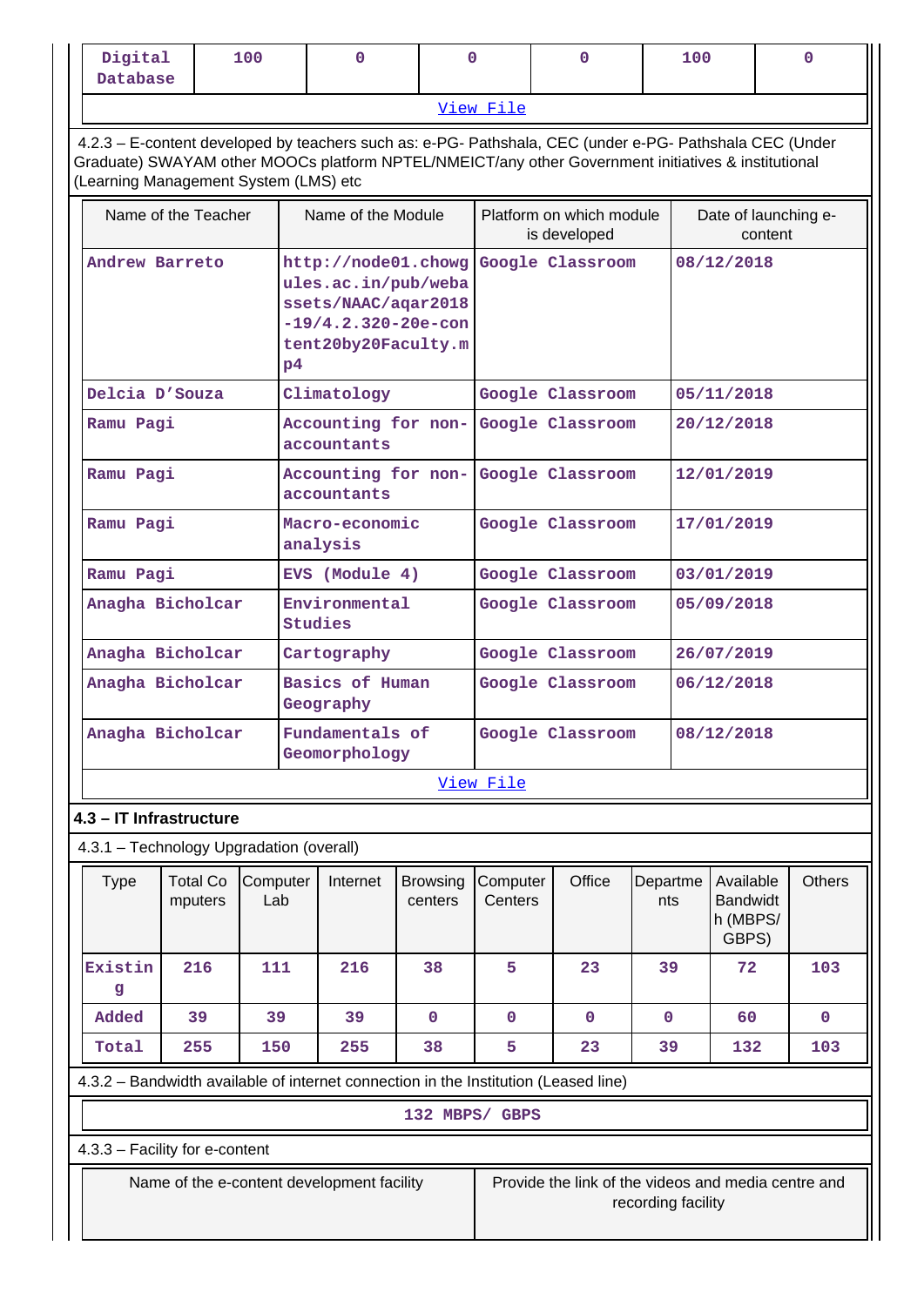| Digital Database | 100 | 0 | 0 | 0 | 100 | 0 |
|---|---|---|---|---|---|---|
| View File | | | | | | |

4.2.3 – E-content developed by teachers such as: e-PG- Pathshala, CEC (under e-PG- Pathshala CEC (Under Graduate) SWAYAM other MOOCs platform NPTEL/NMEICT/any other Government initiatives & institutional (Learning Management System (LMS) etc

| Name of the Teacher | Name of the Module | Platform on which module is developed | Date of launching e-content |
|---|---|---|---|
| Andrew Barreto | http://node01.chowgules.ac.in/pub/webassets/NAAC/aqar2018-19/4.2.320-20e-content20by20Faculty.mp4 | Google Classroom | 08/12/2018 |
| Delcia D'Souza | Climatology | Google Classroom | 05/11/2018 |
| Ramu Pagi | Accounting for non-accountants | Google Classroom | 20/12/2018 |
| Ramu Pagi | Accounting for non-accountants | Google Classroom | 12/01/2019 |
| Ramu Pagi | Macro-economic analysis | Google Classroom | 17/01/2019 |
| Ramu Pagi | EVS (Module 4) | Google Classroom | 03/01/2019 |
| Anagha Bicholcar | Environmental Studies | Google Classroom | 05/09/2018 |
| Anagha Bicholcar | Cartography | Google Classroom | 26/07/2019 |
| Anagha Bicholcar | Basics of Human Geography | Google Classroom | 06/12/2018 |
| Anagha Bicholcar | Fundamentals of Geomorphology | Google Classroom | 08/12/2018 |
| View File | | | |

## 4.3 – IT Infrastructure

4.3.1 – Technology Upgradation (overall)

| Type | Total Computers | Computer Lab | Internet | Browsing centers | Computer Centers | Office | Departments | Available Bandwidth (MBPS/ GBPS) | Others |
|---|---|---|---|---|---|---|---|---|---|
| Existing | 216 | 111 | 216 | 38 | 5 | 23 | 39 | 72 | 103 |
| Added | 39 | 39 | 39 | 0 | 0 | 0 | 0 | 60 | 0 |
| Total | 255 | 150 | 255 | 38 | 5 | 23 | 39 | 132 | 103 |

4.3.2 – Bandwidth available of internet connection in the Institution (Leased line)

132 MBPS/ GBPS

4.3.3 – Facility for e-content

| Name of the e-content development facility | Provide the link of the videos and media centre and recording facility |
|---|---|
| | |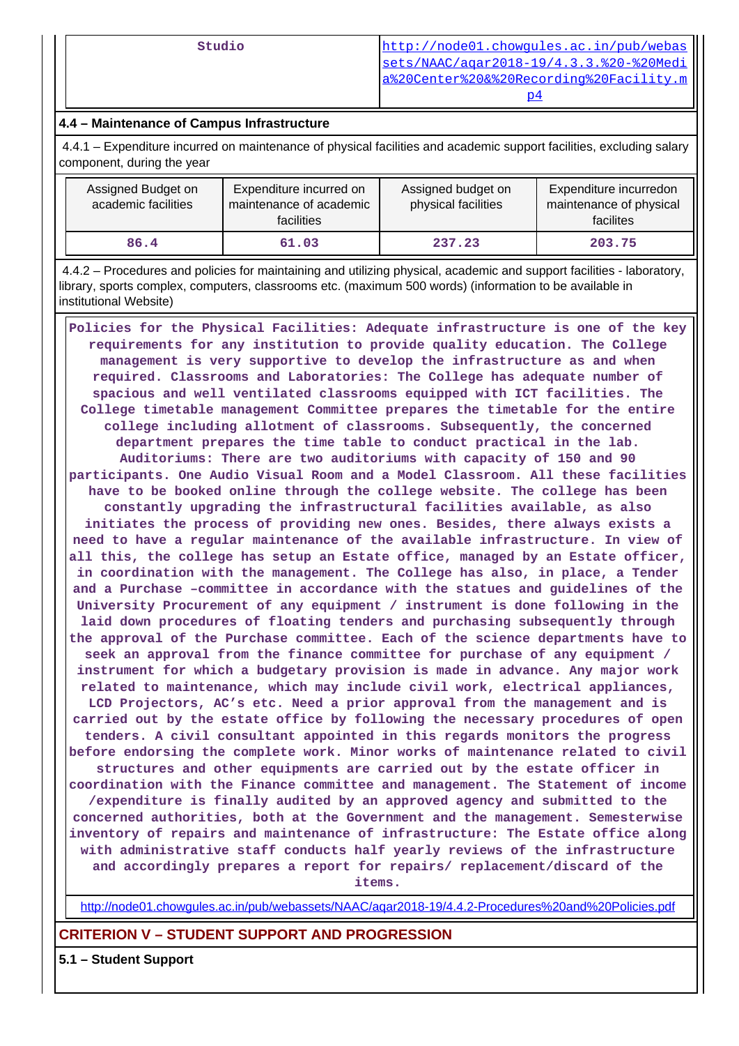| Studio | http://node01.chowgules.ac.in/pub/webassets/NAAC/aqar2018-19/4.3.3.%20-%20Media%20Center%20&%20Recording%20Facility.mp4 |
|---|---|

### 4.4 – Maintenance of Campus Infrastructure

4.4.1 – Expenditure incurred on maintenance of physical facilities and academic support facilities, excluding salary component, during the year

| Assigned Budget on academic facilities | Expenditure incurred on maintenance of academic facilities | Assigned budget on physical facilities | Expenditure incurredon maintenance of physical facilites |
|---|---|---|---|
| 86.4 | 61.03 | 237.23 | 203.75 |

4.4.2 – Procedures and policies for maintaining and utilizing physical, academic and support facilities - laboratory, library, sports complex, computers, classrooms etc. (maximum 500 words) (information to be available in institutional Website)

Policies for the Physical Facilities: Adequate infrastructure is one of the key requirements for any institution to provide quality education. The College management is very supportive to develop the infrastructure as and when required. Classrooms and Laboratories: The College has adequate number of spacious and well ventilated classrooms equipped with ICT facilities. The College timetable management Committee prepares the timetable for the entire college including allotment of classrooms. Subsequently, the concerned department prepares the time table to conduct practical in the lab. Auditoriums: There are two auditoriums with capacity of 150 and 90 participants. One Audio Visual Room and a Model Classroom. All these facilities have to be booked online through the college website. The college has been constantly upgrading the infrastructural facilities available, as also initiates the process of providing new ones. Besides, there always exists a need to have a regular maintenance of the available infrastructure. In view of all this, the college has setup an Estate office, managed by an Estate officer, in coordination with the management. The College has also, in place, a Tender and a Purchase –committee in accordance with the statues and guidelines of the University Procurement of any equipment / instrument is done following in the laid down procedures of floating tenders and purchasing subsequently through the approval of the Purchase committee. Each of the science departments have to seek an approval from the finance committee for purchase of any equipment / instrument for which a budgetary provision is made in advance. Any major work related to maintenance, which may include civil work, electrical appliances, LCD Projectors, AC's etc. Need a prior approval from the management and is carried out by the estate office by following the necessary procedures of open tenders. A civil consultant appointed in this regards monitors the progress before endorsing the complete work. Minor works of maintenance related to civil structures and other equipments are carried out by the estate officer in coordination with the Finance committee and management. The Statement of income /expenditure is finally audited by an approved agency and submitted to the concerned authorities, both at the Government and the management. Semesterwise inventory of repairs and maintenance of infrastructure: The Estate office along with administrative staff conducts half yearly reviews of the infrastructure and accordingly prepares a report for repairs/ replacement/discard of the items.

http://node01.chowgules.ac.in/pub/webassets/NAAC/aqar2018-19/4.4.2-Procedures%20and%20Policies.pdf

## CRITERION V – STUDENT SUPPORT AND PROGRESSION

### 5.1 – Student Support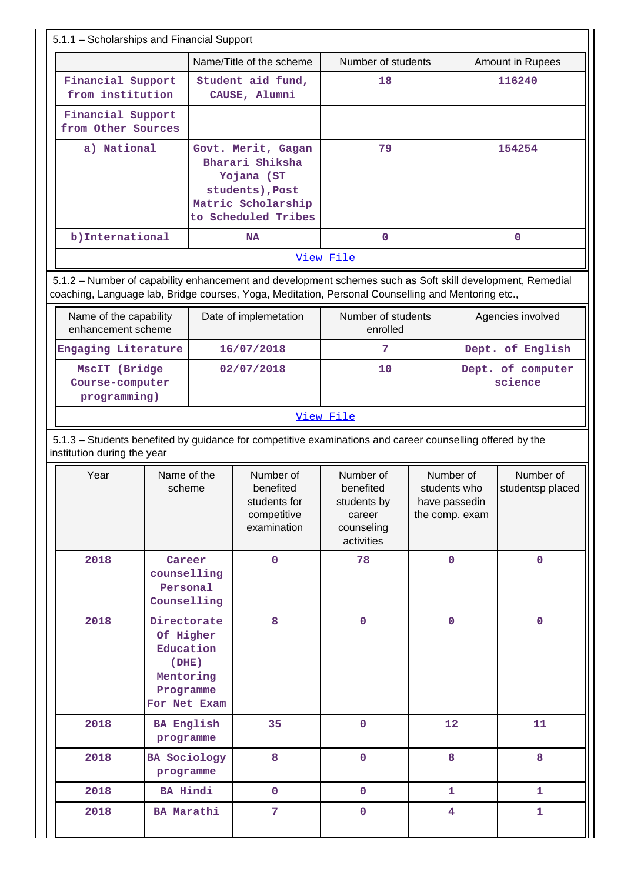5.1.1 – Scholarships and Financial Support

| | Name/Title of the scheme | Number of students | Amount in Rupees |
|---|---|---|---|
| Financial Support from institution | Student aid fund, CAUSE, Alumni | 18 | 116240 |
| Financial Support from Other Sources | | | |
| a) National | Govt. Merit, Gagan Bharari Shiksha Yojana (ST students),Post Matric Scholarship to Scheduled Tribes | 79 | 154254 |
| b)International | NA | 0 | 0 |

View File

5.1.2 – Number of capability enhancement and development schemes such as Soft skill development, Remedial coaching, Language lab, Bridge courses, Yoga, Meditation, Personal Counselling and Mentoring etc.,

| Name of the capability enhancement scheme | Date of implemetation | Number of students enrolled | Agencies involved |
|---|---|---|---|
| Engaging Literature | 16/07/2018 | 7 | Dept. of English |
| MscIT (Bridge Course-computer programming) | 02/07/2018 | 10 | Dept. of computer science |

View File

5.1.3 – Students benefited by guidance for competitive examinations and career counselling offered by the institution during the year

| Year | Name of the scheme | Number of benefited students for competitive examination | Number of benefited students by career counseling activities | Number of students who have passedin the comp. exam | Number of studentsp placed |
|---|---|---|---|---|---|
| 2018 | Career counselling Personal Counselling | 0 | 78 | 0 | 0 |
| 2018 | Directorate Of Higher Education (DHE) Mentoring Programme For Net Exam | 8 | 0 | 0 | 0 |
| 2018 | BA English programme | 35 | 0 | 12 | 11 |
| 2018 | BA Sociology programme | 8 | 0 | 8 | 8 |
| 2018 | BA Hindi | 0 | 0 | 1 | 1 |
| 2018 | BA Marathi | 7 | 0 | 4 | 1 |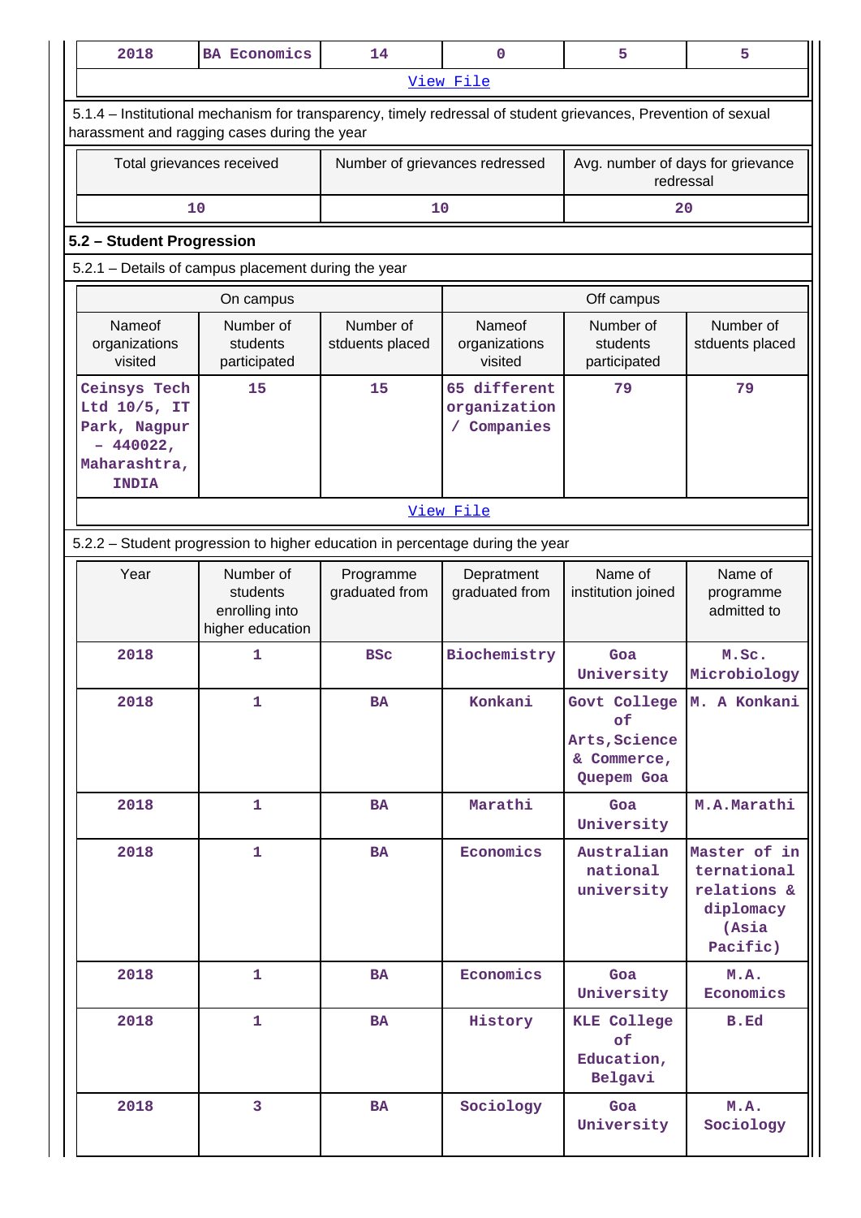| 2018 | BA Economics | 14 | 0 | 5 | 5 |
|---|---|---|---|---|---|
| View File | | | | | |

5.1.4 – Institutional mechanism for transparency, timely redressal of student grievances, Prevention of sexual harassment and ragging cases during the year

| Total grievances received | Number of grievances redressed | Avg. number of days for grievance redressal |
|---|---|---|
| 10 | 10 | 20 |

### 5.2 – Student Progression

5.2.1 – Details of campus placement during the year

| On campus | | | Off campus | | |
|---|---|---|---|---|---|
| Nameof organizations visited | Number of students participated | Number of stduents placed | Nameof organizations visited | Number of students participated | Number of stduents placed |
| Ceinsys Tech Ltd 10/5, IT Park, Nagpur – 440022, Maharashtra, INDIA | 15 | 15 | 65 different organization / Companies | 79 | 79 |
| View File | | | | | |

5.2.2 – Student progression to higher education in percentage during the year

| Year | Number of students enrolling into higher education | Programme graduated from | Depratment graduated from | Name of institution joined | Name of programme admitted to |
|---|---|---|---|---|---|
| 2018 | 1 | BSc | Biochemistry | Goa University | M.Sc. Microbiology |
| 2018 | 1 | BA | Konkani | Govt College of Arts,Science & Commerce, Quepem Goa | M. A Konkani |
| 2018 | 1 | BA | Marathi | Goa University | M.A.Marathi |
| 2018 | 1 | BA | Economics | Australian national university | Master of international relations & diplomacy (Asia Pacific) |
| 2018 | 1 | BA | Economics | Goa University | M.A. Economics |
| 2018 | 1 | BA | History | KLE College of Education, Belgavi | B.Ed |
| 2018 | 3 | BA | Sociology | Goa University | M.A. Sociology |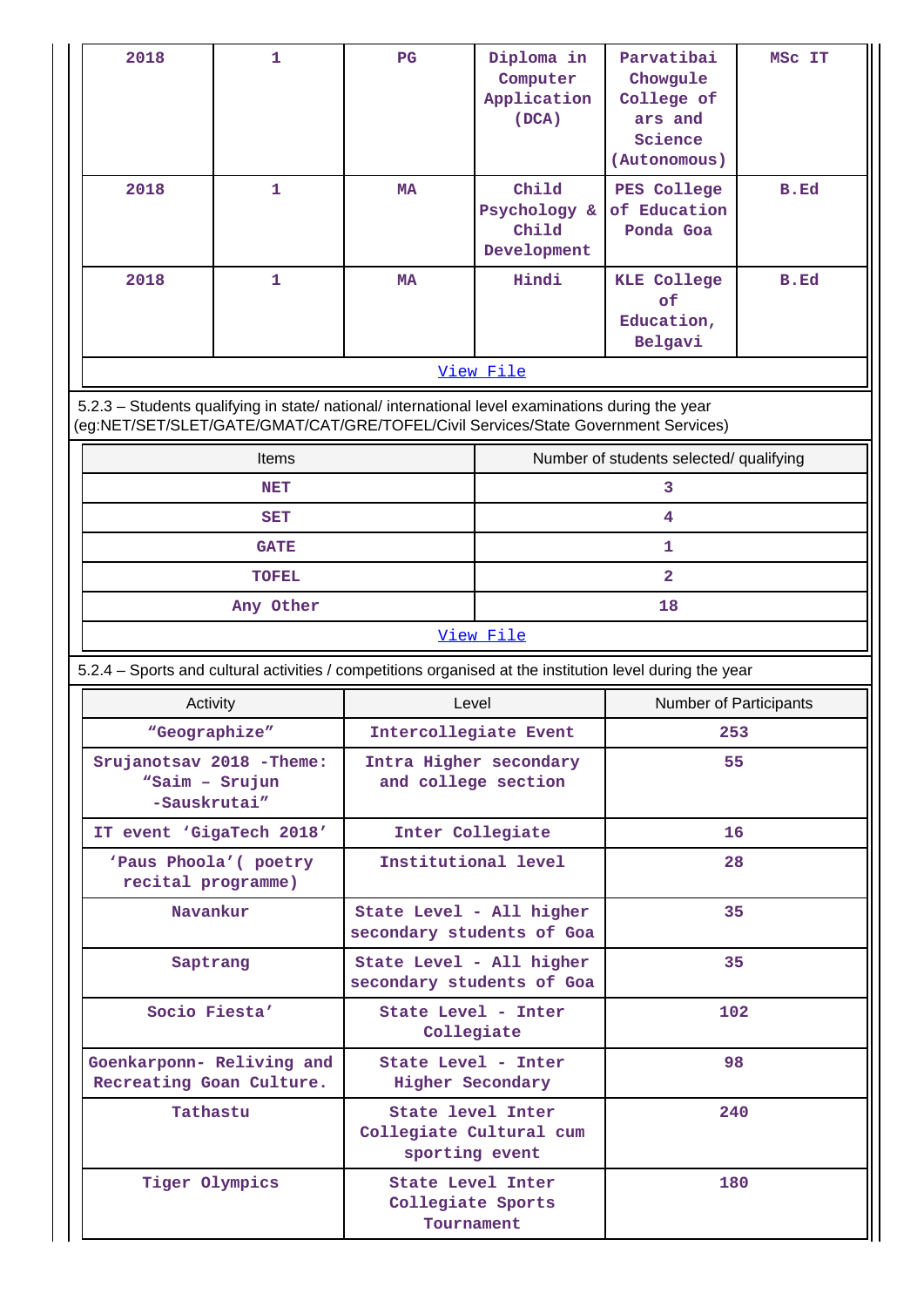| 2018 | 1 | PG | Diploma in Computer Application (DCA) | Parvatibai Chowgule College of ars and Science (Autonomous) | MSc IT |
|---|---|---|---|---|---|
| 2018 | 1 | MA | Child Psychology & Child Development | PES College of Education Ponda Goa | B.Ed |
| 2018 | 1 | MA | Hindi | KLE College of Education, Belgavi | B.Ed |

View File

5.2.3 – Students qualifying in state/ national/ international level examinations during the year (eg:NET/SET/SLET/GATE/GMAT/CAT/GRE/TOFEL/Civil Services/State Government Services)

| Items | Number of students selected/ qualifying |
|---|---|
| NET | 3 |
| SET | 4 |
| GATE | 1 |
| TOFEL | 2 |
| Any Other | 18 |

View File

5.2.4 – Sports and cultural activities / competitions organised at the institution level during the year

| Activity | Level | Number of Participants |
|---|---|---|
| “Geographize” | Intercollegiate Event | 253 |
| Srujanotsav 2018 -Theme: “Saim – Srujun -Sauskrutai” | Intra Higher secondary and college section | 55 |
| IT event ‘GigaTech 2018’ | Inter Collegiate | 16 |
| ‘Paus Phoola’( poetry recital programme) | Institutional level | 28 |
| Navankur | State Level - All higher secondary students of Goa | 35 |
| Saptrang | State Level - All higher secondary students of Goa | 35 |
| Socio Fiesta’ | State Level - Inter Collegiate | 102 |
| Goenkarponn- Reliving and Recreating Goan Culture. | State Level - Inter Higher Secondary | 98 |
| Tathastu | State level Inter Collegiate Cultural cum sporting event | 240 |
| Tiger Olympics | State Level Inter Collegiate Sports Tournament | 180 |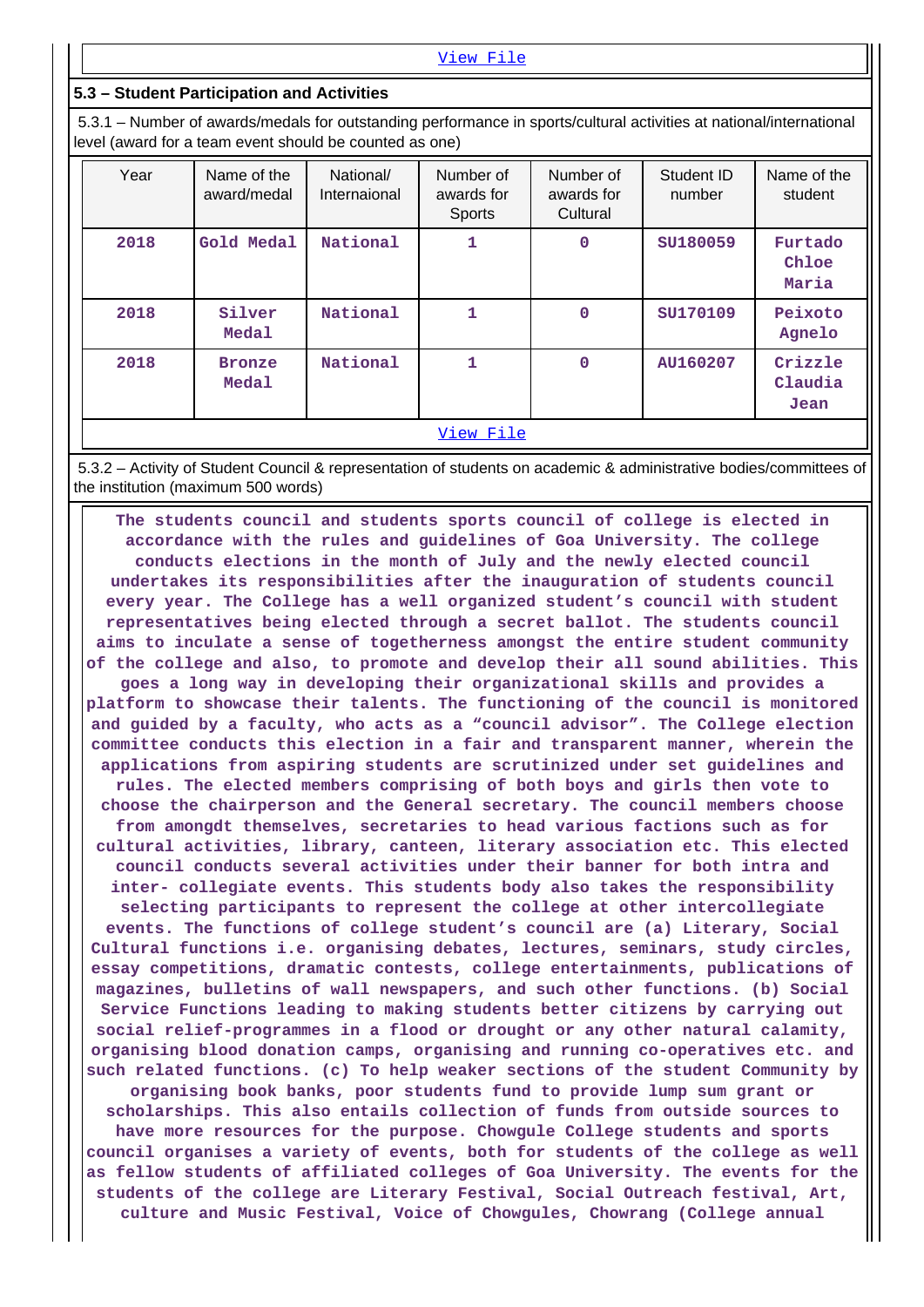View File

### 5.3 – Student Participation and Activities

5.3.1 – Number of awards/medals for outstanding performance in sports/cultural activities at national/international level (award for a team event should be counted as one)

| Year | Name of the award/medal | National/ Internaional | Number of awards for Sports | Number of awards for Cultural | Student ID number | Name of the student |
|---|---|---|---|---|---|---|
| 2018 | Gold Medal | National | 1 | 0 | SU180059 | Furtado Chloe Maria |
| 2018 | Silver Medal | National | 1 | 0 | SU170109 | Peixoto Agnelo |
| 2018 | Bronze Medal | National | 1 | 0 | AU160207 | Crizzle Claudia Jean |

View File

5.3.2 – Activity of Student Council & representation of students on academic & administrative bodies/committees of the institution (maximum 500 words)

The students council and students sports council of college is elected in accordance with the rules and guidelines of Goa University. The college conducts elections in the month of July and the newly elected council undertakes its responsibilities after the inauguration of students council every year. The College has a well organized student's council with student representatives being elected through a secret ballot. The students council aims to inculate a sense of togetherness amongst the entire student community of the college and also, to promote and develop their all sound abilities. This goes a long way in developing their organizational skills and provides a platform to showcase their talents. The functioning of the council is monitored and guided by a faculty, who acts as a "council advisor". The College election committee conducts this election in a fair and transparent manner, wherein the applications from aspiring students are scrutinized under set guidelines and rules. The elected members comprising of both boys and girls then vote to choose the chairperson and the General secretary. The council members choose from amongdt themselves, secretaries to head various factions such as for cultural activities, library, canteen, literary association etc. This elected council conducts several activities under their banner for both intra and inter- collegiate events. This students body also takes the responsibility selecting participants to represent the college at other intercollegiate events. The functions of college student's council are (a) Literary, Social Cultural functions i.e. organising debates, lectures, seminars, study circles, essay competitions, dramatic contests, college entertainments, publications of magazines, bulletins of wall newspapers, and such other functions. (b) Social Service Functions leading to making students better citizens by carrying out social relief-programmes in a flood or drought or any other natural calamity, organising blood donation camps, organising and running co-operatives etc. and such related functions. (c) To help weaker sections of the student Community by organising book banks, poor students fund to provide lump sum grant or scholarships. This also entails collection of funds from outside sources to have more resources for the purpose. Chowgule College students and sports council organises a variety of events, both for students of the college as well as fellow students of affiliated colleges of Goa University. The events for the students of the college are Literary Festival, Social Outreach festival, Art, culture and Music Festival, Voice of Chowgules, Chowrang (College annual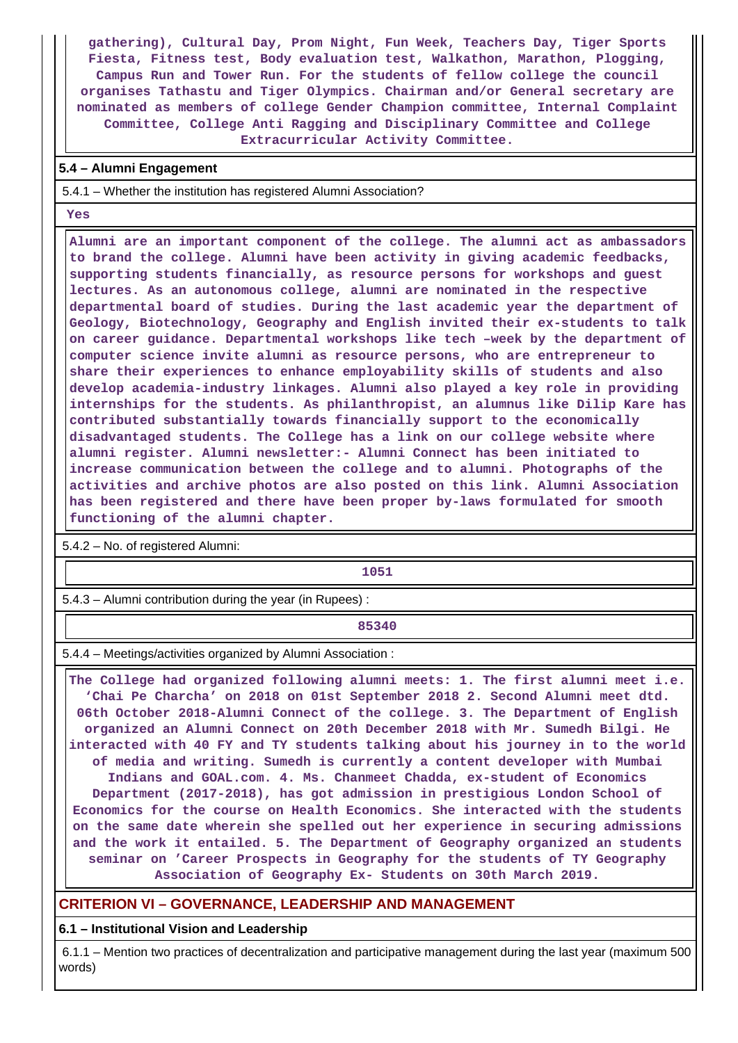gathering), Cultural Day, Prom Night, Fun Week, Teachers Day, Tiger Sports Fiesta, Fitness test, Body evaluation test, Walkathon, Marathon, Plogging, Campus Run and Tower Run. For the students of fellow college the council organises Tathastu and Tiger Olympics. Chairman and/or General secretary are nominated as members of college Gender Champion committee, Internal Complaint Committee, College Anti Ragging and Disciplinary Committee and College Extracurricular Activity Committee.

**5.4 – Alumni Engagement**

5.4.1 – Whether the institution has registered Alumni Association?

Yes

Alumni are an important component of the college. The alumni act as ambassadors to brand the college. Alumni have been activity in giving academic feedbacks, supporting students financially, as resource persons for workshops and guest lectures. As an autonomous college, alumni are nominated in the respective departmental board of studies. During the last academic year the department of Geology, Biotechnology, Geography and English invited their ex-students to talk on career guidance. Departmental workshops like tech –week by the department of computer science invite alumni as resource persons, who are entrepreneur to share their experiences to enhance employability skills of students and also develop academia-industry linkages. Alumni also played a key role in providing internships for the students. As philanthropist, an alumnus like Dilip Kare has contributed substantially towards financially support to the economically disadvantaged students. The College has a link on our college website where alumni register. Alumni newsletter:- Alumni Connect has been initiated to increase communication between the college and to alumni. Photographs of the activities and archive photos are also posted on this link. Alumni Association has been registered and there have been proper by-laws formulated for smooth functioning of the alumni chapter.

5.4.2 – No. of registered Alumni:

1051

5.4.3 – Alumni contribution during the year (in Rupees) :

85340

5.4.4 – Meetings/activities organized by Alumni Association :

The College had organized following alumni meets: 1. The first alumni meet i.e. 'Chai Pe Charcha' on 2018 on 01st September 2018 2. Second Alumni meet dtd. 06th October 2018-Alumni Connect of the college. 3. The Department of English organized an Alumni Connect on 20th December 2018 with Mr. Sumedh Bilgi. He interacted with 40 FY and TY students talking about his journey in to the world of media and writing. Sumedh is currently a content developer with Mumbai Indians and GOAL.com. 4. Ms. Chanmeet Chadda, ex-student of Economics Department (2017-2018), has got admission in prestigious London School of Economics for the course on Health Economics. She interacted with the students on the same date wherein she spelled out her experience in securing admissions and the work it entailed. 5. The Department of Geography organized an students seminar on 'Career Prospects in Geography for the students of TY Geography Association of Geography Ex- Students on 30th March 2019.

## CRITERION VI – GOVERNANCE, LEADERSHIP AND MANAGEMENT

**6.1 – Institutional Vision and Leadership**

6.1.1 – Mention two practices of decentralization and participative management during the last year (maximum 500 words)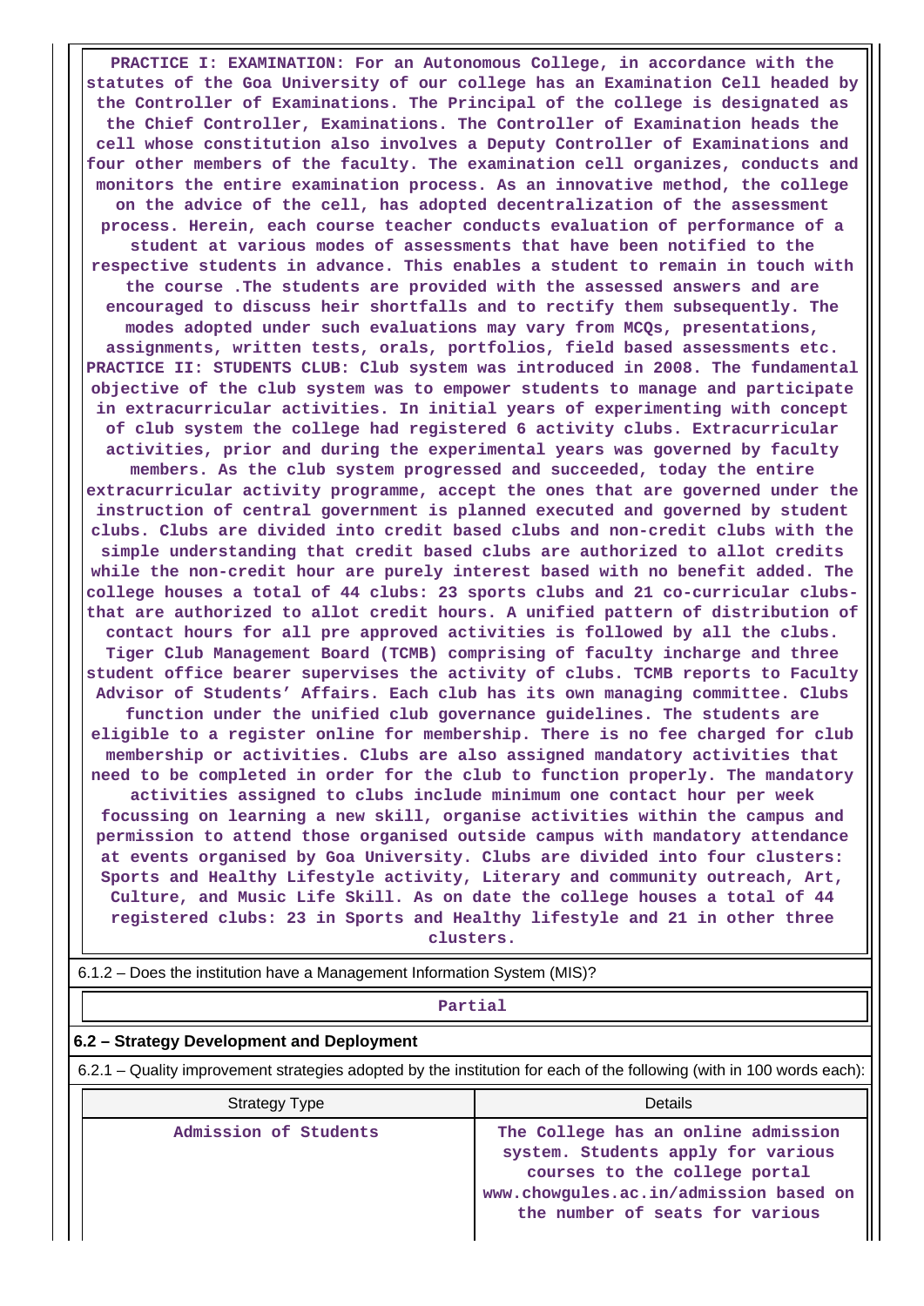**PRACTICE I: EXAMINATION: For an Autonomous College, in accordance with the statutes of the Goa University of our college has an Examination Cell headed by the Controller of Examinations. The Principal of the college is designated as the Chief Controller, Examinations. The Controller of Examination heads the cell whose constitution also involves a Deputy Controller of Examinations and four other members of the faculty. The examination cell organizes, conducts and monitors the entire examination process. As an innovative method, the college on the advice of the cell, has adopted decentralization of the assessment process. Herein, each course teacher conducts evaluation of performance of a student at various modes of assessments that have been notified to the respective students in advance. This enables a student to remain in touch with the course .The students are provided with the assessed answers and are encouraged to discuss heir shortfalls and to rectify them subsequently. The modes adopted under such evaluations may vary from MCQs, presentations, assignments, written tests, orals, portfolios, field based assessments etc. PRACTICE II: STUDENTS CLUB: Club system was introduced in 2008. The fundamental objective of the club system was to empower students to manage and participate in extracurricular activities. In initial years of experimenting with concept of club system the college had registered 6 activity clubs. Extracurricular activities, prior and during the experimental years was governed by faculty members. As the club system progressed and succeeded, today the entire extracurricular activity programme, accept the ones that are governed under the instruction of central government is planned executed and governed by student clubs. Clubs are divided into credit based clubs and non-credit clubs with the simple understanding that credit based clubs are authorized to allot credits while the non-credit hour are purely interest based with no benefit added. The college houses a total of 44 clubs: 23 sports clubs and 21 co-curricular clubs- that are authorized to allot credit hours. A unified pattern of distribution of contact hours for all pre approved activities is followed by all the clubs. Tiger Club Management Board (TCMB) comprising of faculty incharge and three student office bearer supervises the activity of clubs. TCMB reports to Faculty Advisor of Students' Affairs. Each club has its own managing committee. Clubs function under the unified club governance guidelines. The students are eligible to a register online for membership. There is no fee charged for club membership or activities. Clubs are also assigned mandatory activities that need to be completed in order for the club to function properly. The mandatory activities assigned to clubs include minimum one contact hour per week focussing on learning a new skill, organise activities within the campus and permission to attend those organised outside campus with mandatory attendance at events organised by Goa University. Clubs are divided into four clusters: Sports and Healthy Lifestyle activity, Literary and community outreach, Art, Culture, and Music Life Skill. As on date the college houses a total of 44 registered clubs: 23 in Sports and Healthy lifestyle and 21 in other three clusters.**

6.1.2 – Does the institution have a Management Information System (MIS)?

Partial

**6.2 – Strategy Development and Deployment**

6.2.1 – Quality improvement strategies adopted by the institution for each of the following (with in 100 words each):

| Strategy Type | Details |
|---|---|
| Admission of Students | The College has an online admission system. Students apply for various courses to the college portal www.chowgules.ac.in/admission based on the number of seats for various |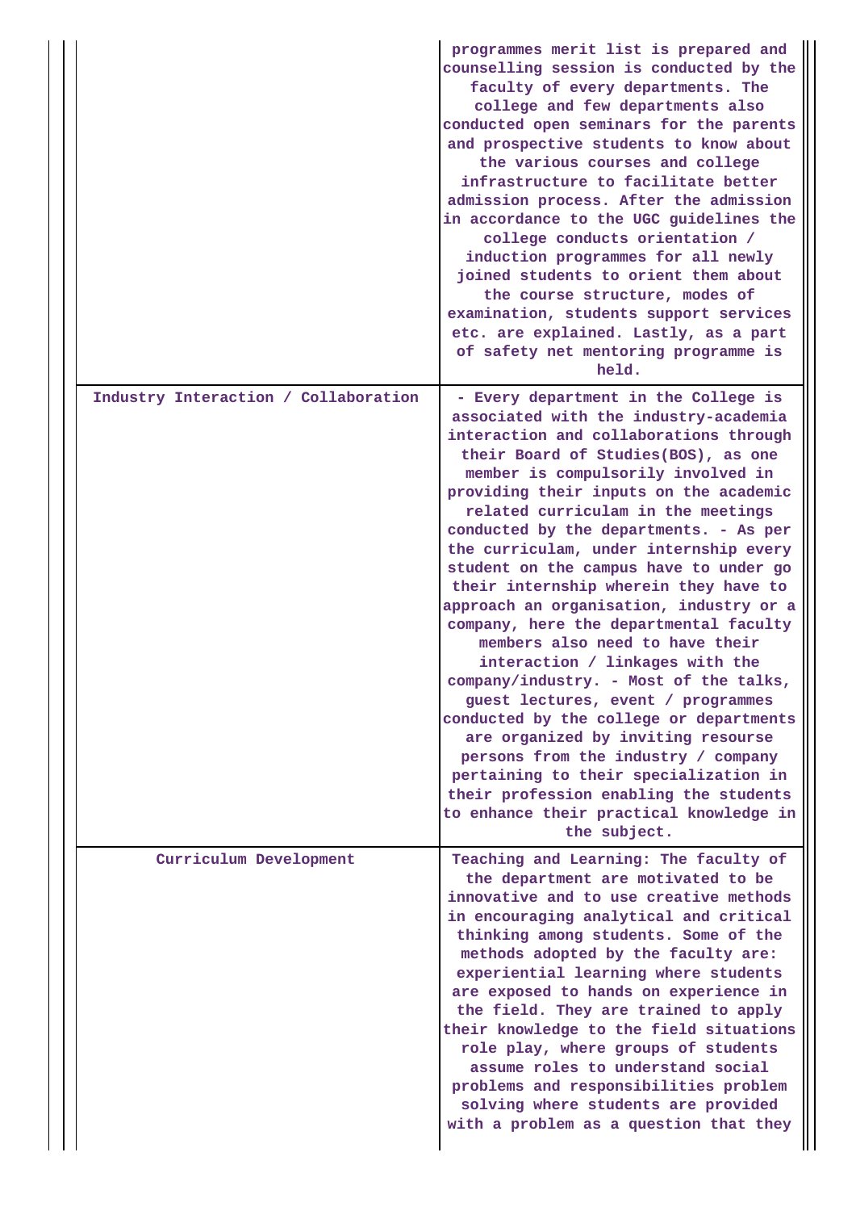| | |
|---|---|
| | programmes merit list is prepared and counselling session is conducted by the faculty of every departments. The college and few departments also conducted open seminars for the parents and prospective students to know about the various courses and college infrastructure to facilitate better admission process. After the admission in accordance to the UGC guidelines the college conducts orientation / induction programmes for all newly joined students to orient them about the course structure, modes of examination, students support services etc. are explained. Lastly, as a part of safety net mentoring programme is held. |
| Industry Interaction / Collaboration | - Every department in the College is associated with the industry-academia interaction and collaborations through their Board of Studies(BOS), as one member is compulsorily involved in providing their inputs on the academic related curriculam in the meetings conducted by the departments. - As per the curriculam, under internship every student on the campus have to under go their internship wherein they have to approach an organisation, industry or a company, here the departmental faculty members also need to have their interaction / linkages with the company/industry. - Most of the talks, guest lectures, event / programmes conducted by the college or departments are organized by inviting resourse persons from the industry / company pertaining to their specialization in their profession enabling the students to enhance their practical knowledge in the subject. |
| Curriculum Development | Teaching and Learning: The faculty of the department are motivated to be innovative and to use creative methods in encouraging analytical and critical thinking among students. Some of the methods adopted by the faculty are: experiential learning where students are exposed to hands on experience in the field. They are trained to apply their knowledge to the field situations role play, where groups of students assume roles to understand social problems and responsibilities problem solving where students are provided with a problem as a question that they |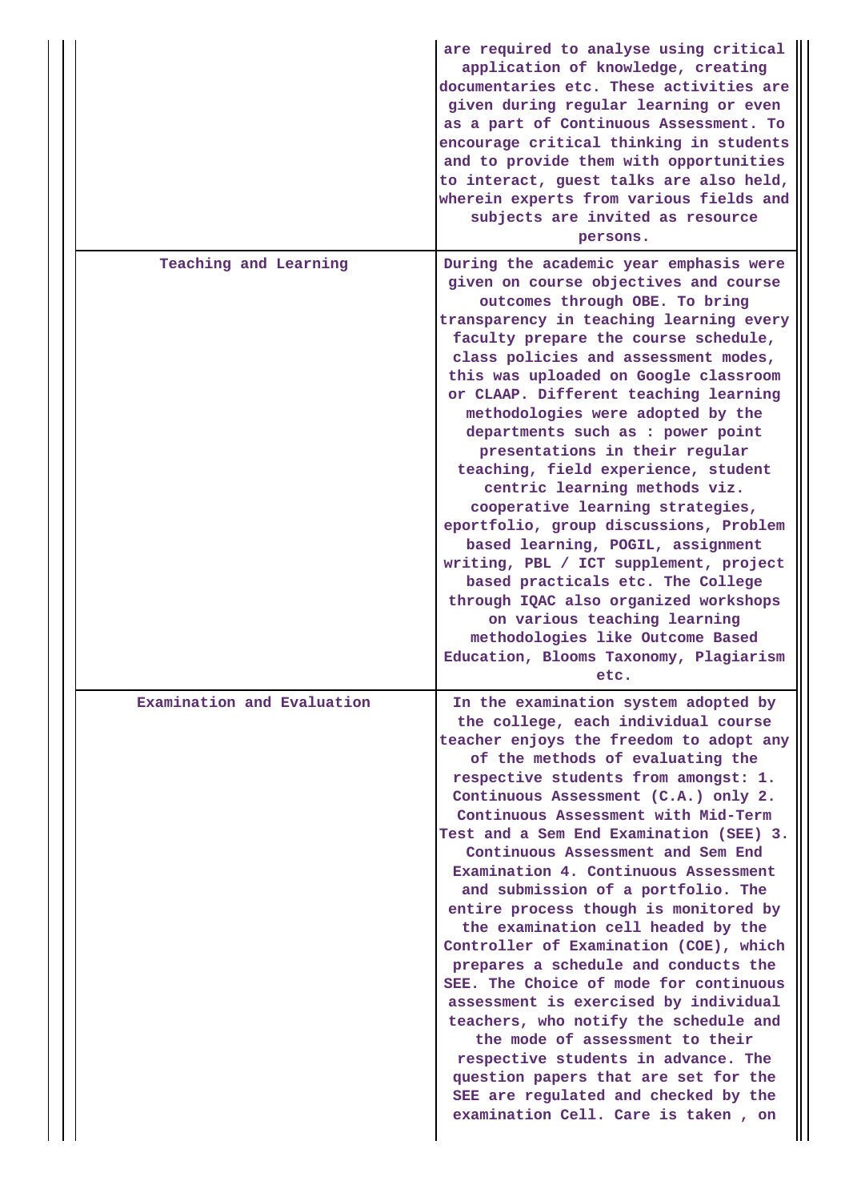| | |
|---|---|
| | are required to analyse using critical application of knowledge, creating documentaries etc. These activities are given during regular learning or even as a part of Continuous Assessment. To encourage critical thinking in students and to provide them with opportunities to interact, guest talks are also held, wherein experts from various fields and subjects are invited as resource persons. |
| Teaching and Learning | During the academic year emphasis were given on course objectives and course outcomes through OBE. To bring transparency in teaching learning every faculty prepare the course schedule, class policies and assessment modes, this was uploaded on Google classroom or CLAAP. Different teaching learning methodologies were adopted by the departments such as : power point presentations in their regular teaching, field experience, student centric learning methods viz. cooperative learning strategies, eportfolio, group discussions, Problem based learning, POGIL, assignment writing, PBL / ICT supplement, project based practicals etc. The College through IQAC also organized workshops on various teaching learning methodologies like Outcome Based Education, Blooms Taxonomy, Plagiarism etc. |
| Examination and Evaluation | In the examination system adopted by the college, each individual course teacher enjoys the freedom to adopt any of the methods of evaluating the respective students from amongst: 1. Continuous Assessment (C.A.) only 2. Continuous Assessment with Mid-Term Test and a Sem End Examination (SEE) 3. Continuous Assessment and Sem End Examination 4. Continuous Assessment and submission of a portfolio. The entire process though is monitored by the examination cell headed by the Controller of Examination (COE), which prepares a schedule and conducts the SEE. The Choice of mode for continuous assessment is exercised by individual teachers, who notify the schedule and the mode of assessment to their respective students in advance. The question papers that are set for the SEE are regulated and checked by the examination Cell. Care is taken , on |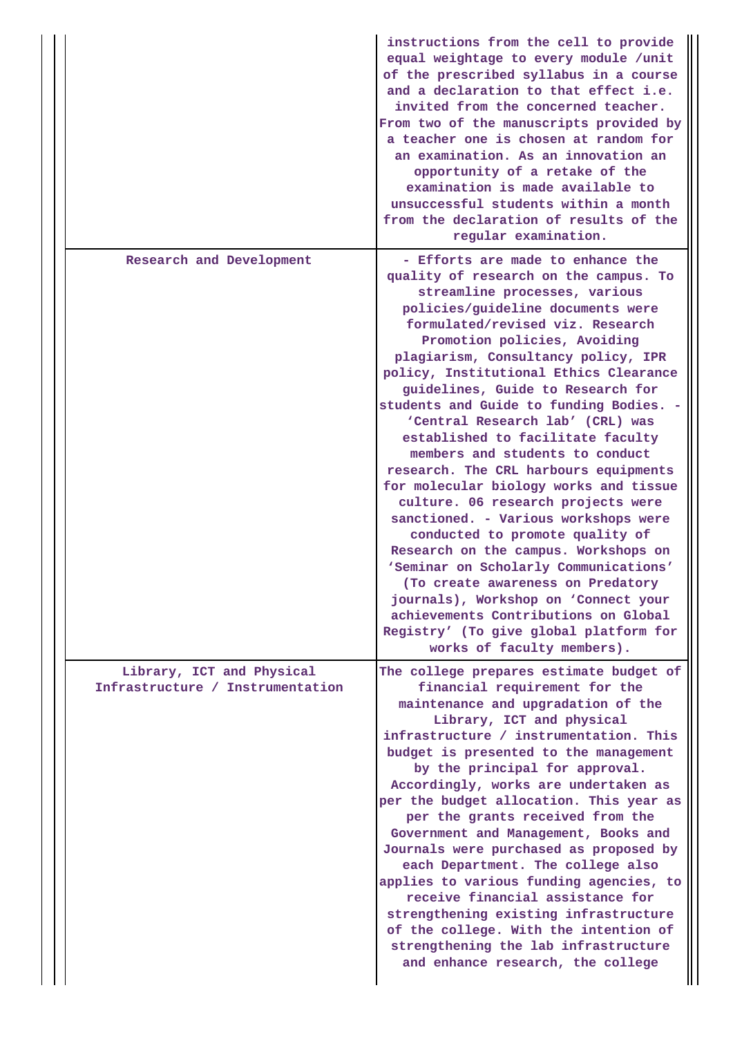| | |
|---|---|
| | instructions from the cell to provide equal weightage to every module /unit of the prescribed syllabus in a course and a declaration to that effect i.e. invited from the concerned teacher. From two of the manuscripts provided by a teacher one is chosen at random for an examination. As an innovation an opportunity of a retake of the examination is made available to unsuccessful students within a month from the declaration of results of the regular examination. |
| Research and Development | - Efforts are made to enhance the quality of research on the campus. To streamline processes, various policies/guideline documents were formulated/revised viz. Research Promotion policies, Avoiding plagiarism, Consultancy policy, IPR policy, Institutional Ethics Clearance guidelines, Guide to Research for students and Guide to funding Bodies. - 'Central Research lab' (CRL) was established to facilitate faculty members and students to conduct research. The CRL harbours equipments for molecular biology works and tissue culture. 06 research projects were sanctioned. - Various workshops were conducted to promote quality of Research on the campus. Workshops on 'Seminar on Scholarly Communications' (To create awareness on Predatory journals), Workshop on 'Connect your achievements Contributions on Global Registry' (To give global platform for works of faculty members). |
| Library, ICT and Physical Infrastructure / Instrumentation | The college prepares estimate budget of financial requirement for the maintenance and upgradation of the Library, ICT and physical infrastructure / instrumentation. This budget is presented to the management by the principal for approval. Accordingly, works are undertaken as per the budget allocation. This year as per the grants received from the Government and Management, Books and Journals were purchased as proposed by each Department. The college also applies to various funding agencies, to receive financial assistance for strengthening existing infrastructure of the college. With the intention of strengthening the lab infrastructure and enhance research, the college |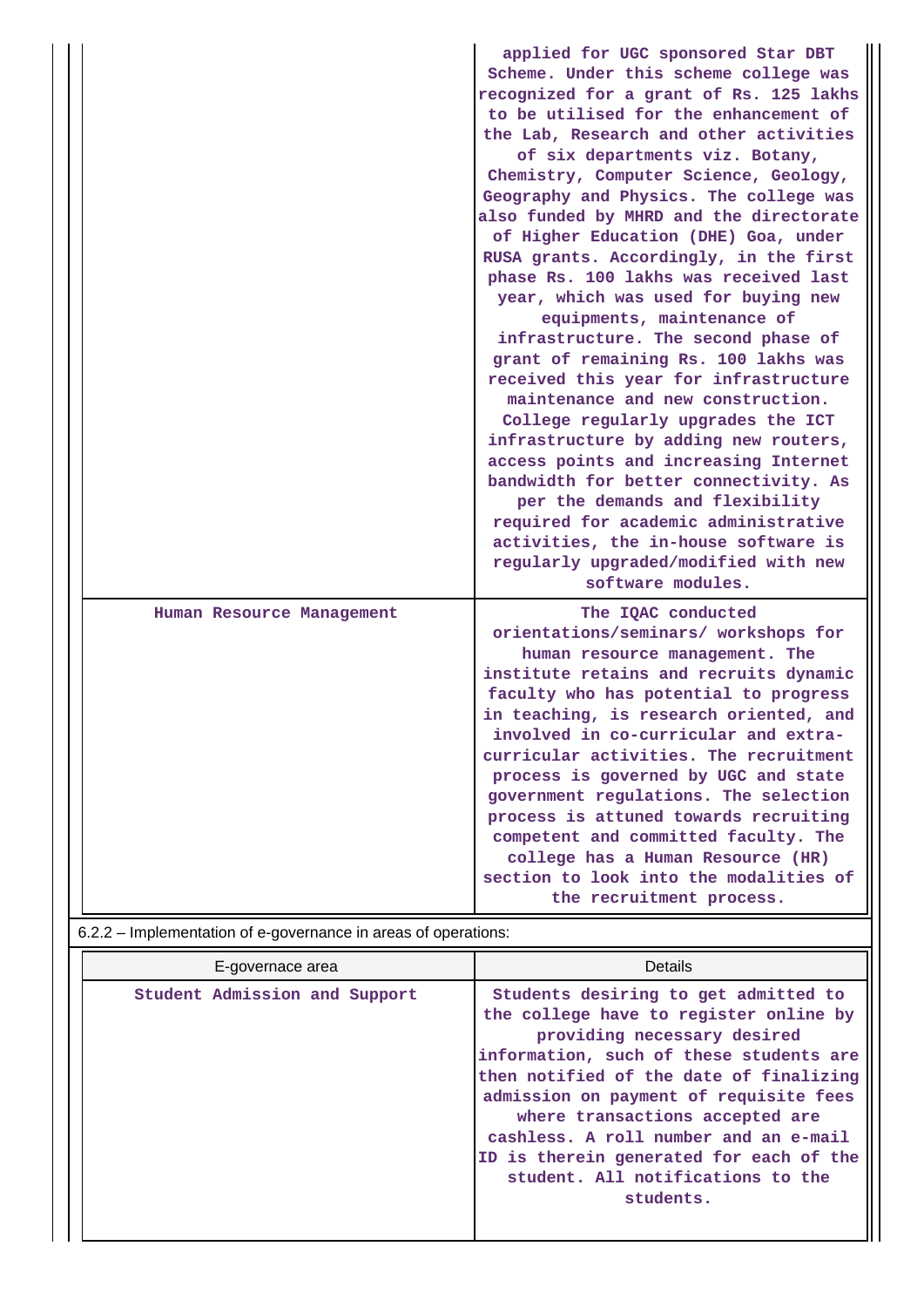| | |
|---|---|
| | applied for UGC sponsored Star DBT Scheme. Under this scheme college was recognized for a grant of Rs. 125 lakhs to be utilised for the enhancement of the Lab, Research and other activities of six departments viz. Botany, Chemistry, Computer Science, Geology, Geography and Physics. The college was also funded by MHRD and the directorate of Higher Education (DHE) Goa, under RUSA grants. Accordingly, in the first phase Rs. 100 lakhs was received last year, which was used for buying new equipments, maintenance of infrastructure. The second phase of grant of remaining Rs. 100 lakhs was received this year for infrastructure maintenance and new construction. College regularly upgrades the ICT infrastructure by adding new routers, access points and increasing Internet bandwidth for better connectivity. As per the demands and flexibility required for academic administrative activities, the in-house software is regularly upgraded/modified with new software modules. |
| Human Resource Management | The IQAC conducted orientations/seminars/ workshops for human resource management. The institute retains and recruits dynamic faculty who has potential to progress in teaching, is research oriented, and involved in co-curricular and extra-curricular activities. The recruitment process is governed by UGC and state government regulations. The selection process is attuned towards recruiting competent and committed faculty. The college has a Human Resource (HR) section to look into the modalities of the recruitment process. |

6.2.2 – Implementation of e-governance in areas of operations:

| E-governace area | Details |
|---|---|
| Student Admission and Support | Students desiring to get admitted to the college have to register online by providing necessary desired information, such of these students are then notified of the date of finalizing admission on payment of requisite fees where transactions accepted are cashless. A roll number and an e-mail ID is therein generated for each of the student. All notifications to the students. |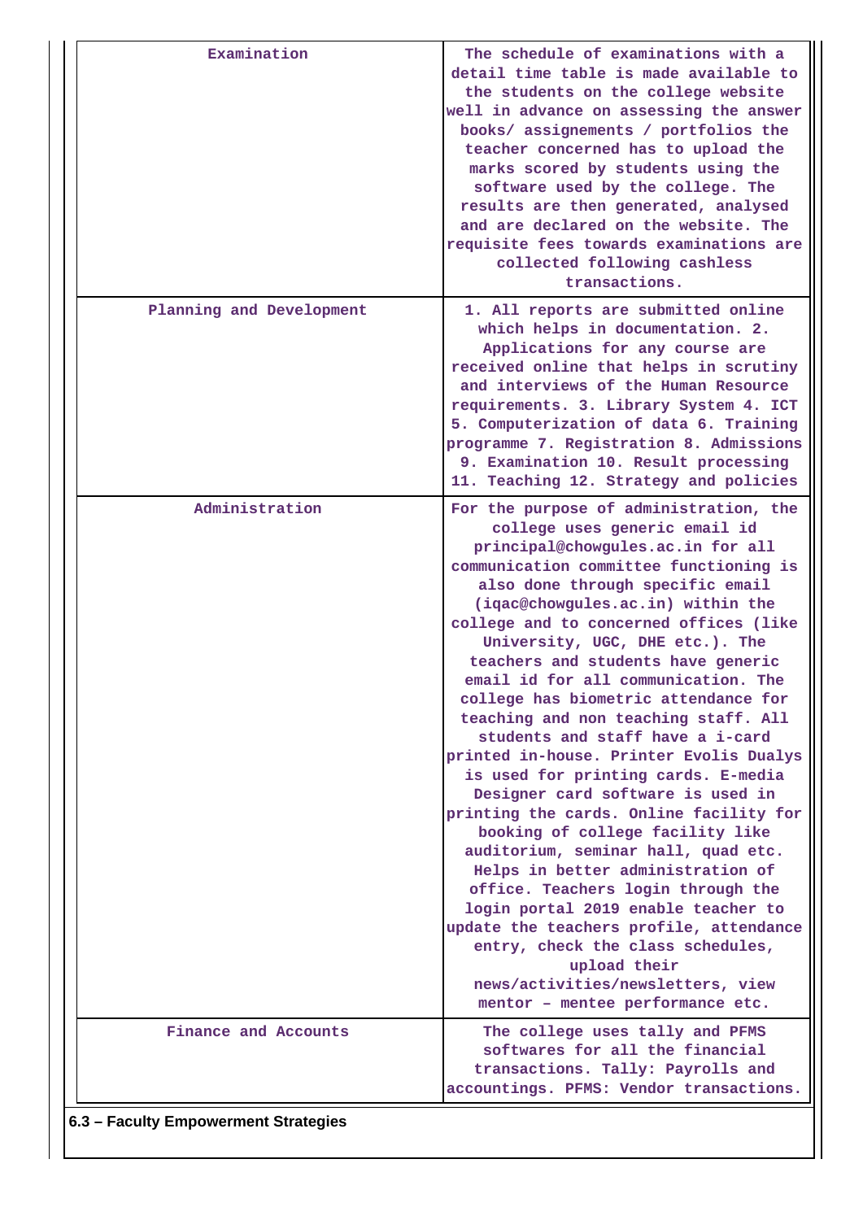| | |
|---|---|
| Examination | The schedule of examinations with a detail time table is made available to the students on the college website well in advance on assessing the answer books/ assignements / portfolios the teacher concerned has to upload the marks scored by students using the software used by the college. The results are then generated, analysed and are declared on the website. The requisite fees towards examinations are collected following cashless transactions. |
| Planning and Development | 1. All reports are submitted online which helps in documentation. 2. Applications for any course are received online that helps in scrutiny and interviews of the Human Resource requirements. 3. Library System 4. ICT 5. Computerization of data 6. Training programme 7. Registration 8. Admissions 9. Examination 10. Result processing 11. Teaching 12. Strategy and policies |
| Administration | For the purpose of administration, the college uses generic email id principal@chowgules.ac.in for all communication committee functioning is also done through specific email (iqac@chowgules.ac.in) within the college and to concerned offices (like University, UGC, DHE etc.). The teachers and students have generic email id for all communication. The college has biometric attendance for teaching and non teaching staff. All students and staff have a i-card printed in-house. Printer Evolis Dualys is used for printing cards. E-media Designer card software is used in printing the cards. Online facility for booking of college facility like auditorium, seminar hall, quad etc. Helps in better administration of office. Teachers login through the login portal 2019 enable teacher to update the teachers profile, attendance entry, check the class schedules, upload their news/activities/newsletters, view mentor – mentee performance etc. |
| Finance and Accounts | The college uses tally and PFMS softwares for all the financial transactions. Tally: Payrolls and accountings. PFMS: Vendor transactions. |

**6.3 – Faculty Empowerment Strategies**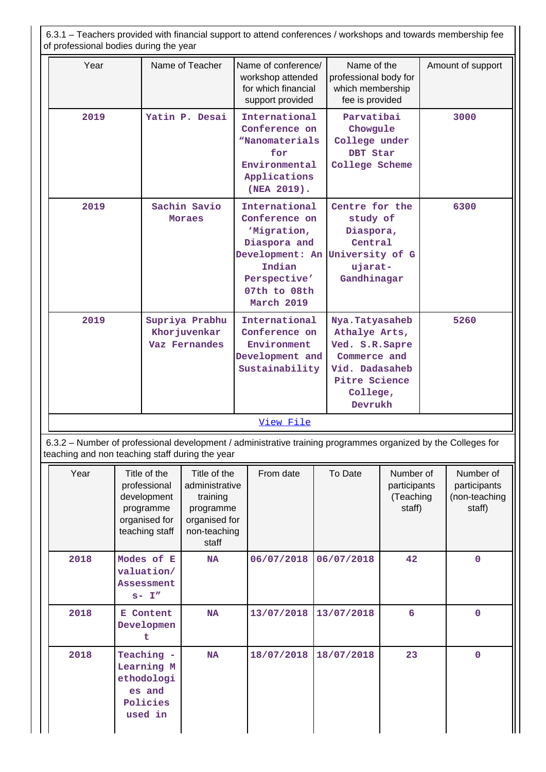6.3.1 – Teachers provided with financial support to attend conferences / workshops and towards membership fee of professional bodies during the year

| Year | Name of Teacher | Name of conference/ workshop attended for which financial support provided | Name of the professional body for which membership fee is provided | Amount of support |
|---|---|---|---|---|
| 2019 | Yatin P. Desai | International Conference on "Nanomaterials for Environmental Applications (NEA 2019). | Parvatibai Chowgule College under DBT Star College Scheme | 3000 |
| 2019 | Sachin Savio Moraes | International Conference on 'Migration, Diaspora and Development: An Indian Perspective' 07th to 08th March 2019 | Centre for the study of Diaspora, Central University of Gujarat-Gandhinagar | 6300 |
| 2019 | Supriya Prabhu Khorjuvenkar Vaz Fernandes | International Conference on Environment Development and Sustainability | Nya.Tatyasaheb Athalye Arts, Ved. S.R.Sapre Commerce and Vid. Dadasaheb Pitre Science College, Devrukh | 5260 |

View File

6.3.2 – Number of professional development / administrative training programmes organized by the Colleges for teaching and non teaching staff during the year

| Year | Title of the professional development programme organised for teaching staff | Title of the administrative training programme organised for non-teaching staff | From date | To Date | Number of participants (Teaching staff) | Number of participants (non-teaching staff) |
|---|---|---|---|---|---|---|
| 2018 | Modes of Evaluation/ Assessments- I" | NA | 06/07/2018 | 06/07/2018 | 42 | 0 |
| 2018 | E Content Development | NA | 13/07/2018 | 13/07/2018 | 6 | 0 |
| 2018 | Teaching - Learning Methodologies and Policies used in | NA | 18/07/2018 | 18/07/2018 | 23 | 0 |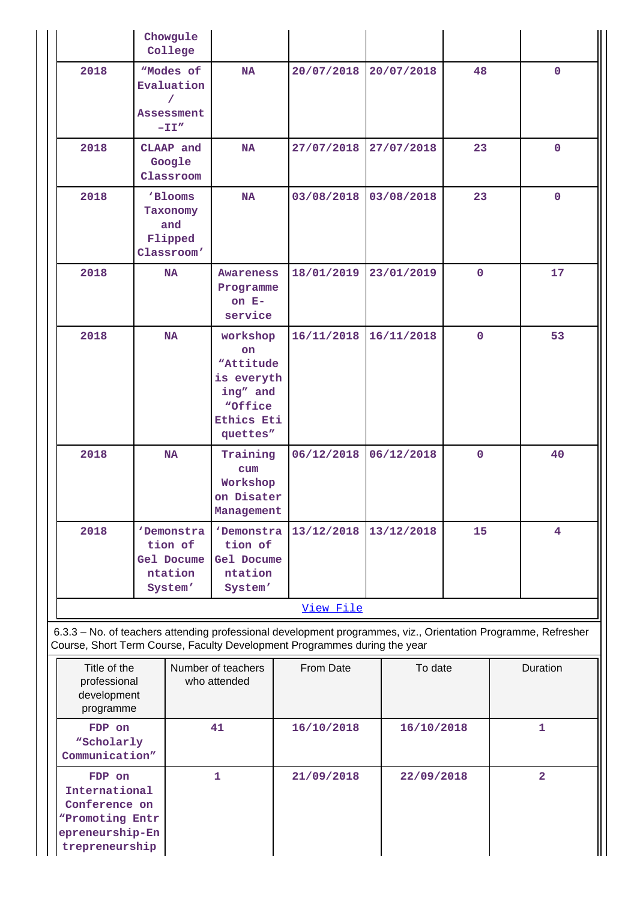| | Chowgule College | | | | | |
|---|---|---|---|---|---|---|
| 2018 | "Modes of Evaluation / Assessment –II" | NA | 20/07/2018 | 20/07/2018 | 48 | 0 |
| 2018 | CLAAP and Google Classroom | NA | 27/07/2018 | 27/07/2018 | 23 | 0 |
| 2018 | 'Blooms Taxonomy and Flipped Classroom' | NA | 03/08/2018 | 03/08/2018 | 23 | 0 |
| 2018 | NA | Awareness Programme on E-service | 18/01/2019 | 23/01/2019 | 0 | 17 |
| 2018 | NA | workshop on "Attitude is everything" and "Office Ethics Etiquettes" | 16/11/2018 | 16/11/2018 | 0 | 53 |
| 2018 | NA | Training cum Workshop on Disater Management | 06/12/2018 | 06/12/2018 | 0 | 40 |
| 2018 | 'Demonstration of Gel Documentation System' | 'Demonstration of Gel Documentation System' | 13/12/2018 | 13/12/2018 | 15 | 4 |

View File

6.3.3 – No. of teachers attending professional development programmes, viz., Orientation Programme, Refresher Course, Short Term Course, Faculty Development Programmes during the year

| Title of the professional development programme | Number of teachers who attended | From Date | To date | Duration |
|---|---|---|---|---|
| FDP on "Scholarly Communication" | 41 | 16/10/2018 | 16/10/2018 | 1 |
| FDP on International Conference on "Promoting Entrepreneurship-Entrepreneurship | 1 | 21/09/2018 | 22/09/2018 | 2 |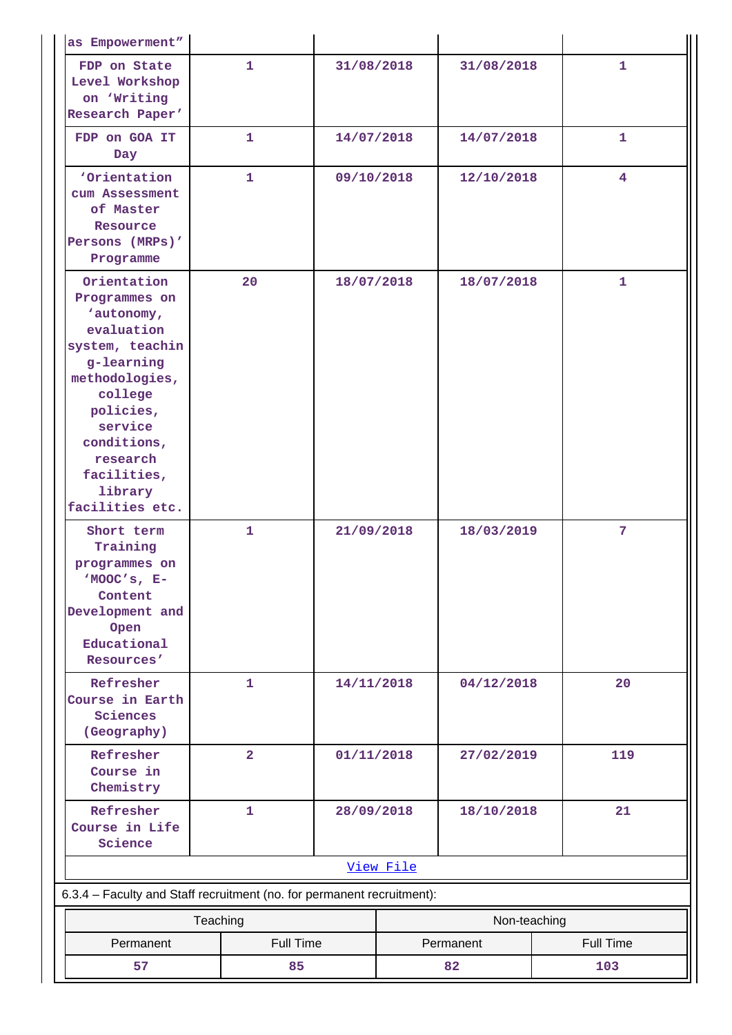| | | | | |
|---|---|---|---|---|
| as Empowerment” | | | | |
| FDP on State Level Workshop on ‘Writing Research Paper’ | 1 | 31/08/2018 | 31/08/2018 | 1 |
| FDP on GOA IT Day | 1 | 14/07/2018 | 14/07/2018 | 1 |
| ‘Orientation cum Assessment of Master Resource Persons (MRPs)’ Programme | 1 | 09/10/2018 | 12/10/2018 | 4 |
| Orientation Programmes on ‘autonomy, evaluation system, teaching-learning methodologies, college policies, service conditions, research facilities, library facilities etc. | 20 | 18/07/2018 | 18/07/2018 | 1 |
| Short term Training programmes on ‘MOOC’s, E-Content Development and Open Educational Resources’ | 1 | 21/09/2018 | 18/03/2019 | 7 |
| Refresher Course in Earth Sciences (Geography) | 1 | 14/11/2018 | 04/12/2018 | 20 |
| Refresher Course in Chemistry | 2 | 01/11/2018 | 27/02/2019 | 119 |
| Refresher Course in Life Science | 1 | 28/09/2018 | 18/10/2018 | 21 |

View File

6.3.4 – Faculty and Staff recruitment (no. for permanent recruitment):

| Teaching | | Non-teaching | |
|---|---|---|---|
| Permanent | Full Time | Permanent | Full Time |
| 57 | 85 | 82 | 103 |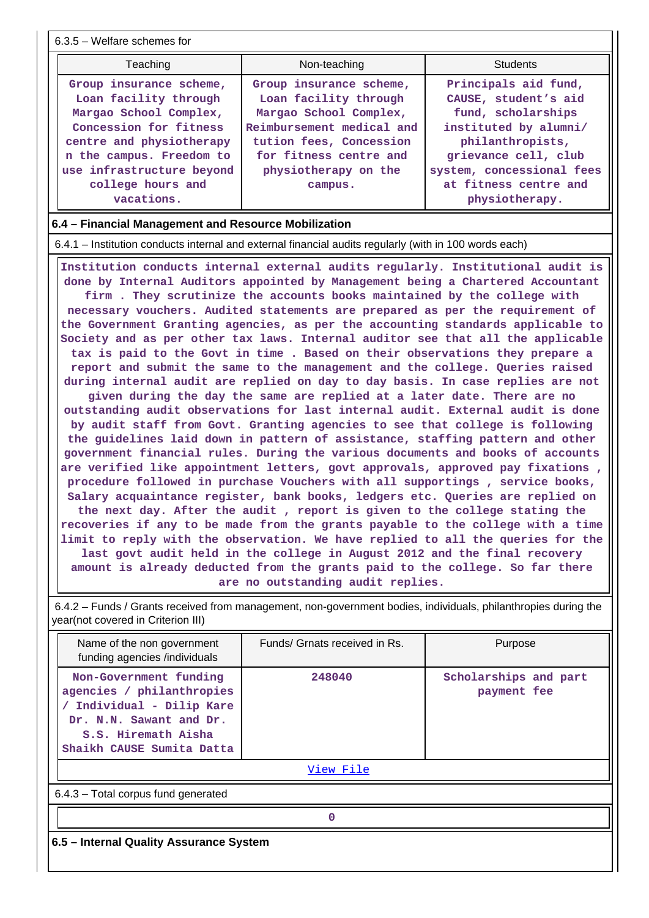6.3.5 – Welfare schemes for

| Teaching | Non-teaching | Students |
|---|---|---|
| Group insurance scheme, Loan facility through Margao School Complex, Concession for fitness centre and physiotherapy n the campus. Freedom to use infrastructure beyond college hours and vacations. | Group insurance scheme, Loan facility through Margao School Complex, Reimbursement medical and tution fees, Concession for fitness centre and physiotherapy on the campus. | Principals aid fund, CAUSE, student's aid fund, scholarships instituted by alumni/ philanthropists, grievance cell, club system, concessional fees at fitness centre and physiotherapy. |

**6.4 – Financial Management and Resource Mobilization**

6.4.1 – Institution conducts internal and external financial audits regularly (with in 100 words each)

Institution conducts internal external audits regularly. Institutional audit is done by Internal Auditors appointed by Management being a Chartered Accountant firm . They scrutinize the accounts books maintained by the college with necessary vouchers. Audited statements are prepared as per the requirement of the Government Granting agencies, as per the accounting standards applicable to Society and as per other tax laws. Internal auditor see that all the applicable tax is paid to the Govt in time . Based on their observations they prepare a report and submit the same to the management and the college. Queries raised during internal audit are replied on day to day basis. In case replies are not given during the day the same are replied at a later date. There are no outstanding audit observations for last internal audit. External audit is done by audit staff from Govt. Granting agencies to see that college is following the guidelines laid down in pattern of assistance, staffing pattern and other government financial rules. During the various documents and books of accounts are verified like appointment letters, govt approvals, approved pay fixations , procedure followed in purchase Vouchers with all supportings , service books, Salary acquaintance register, bank books, ledgers etc. Queries are replied on the next day. After the audit , report is given to the college stating the recoveries if any to be made from the grants payable to the college with a time limit to reply with the observation. We have replied to all the queries for the last govt audit held in the college in August 2012 and the final recovery amount is already deducted from the grants paid to the college. So far there are no outstanding audit replies.

6.4.2 – Funds / Grants received from management, non-government bodies, individuals, philanthropies during the year(not covered in Criterion III)

| Name of the non government funding agencies /individuals | Funds/ Grnats received in Rs. | Purpose |
|---|---|---|
| Non-Government funding agencies / philanthropies / Individual - Dilip Kare Dr. N.N. Sawant and Dr. S.S. Hiremath Aisha Shaikh CAUSE Sumita Datta | 248040 | Scholarships and part payment fee |

View File

6.4.3 – Total corpus fund generated

| 0 |
|---|

**6.5 – Internal Quality Assurance System**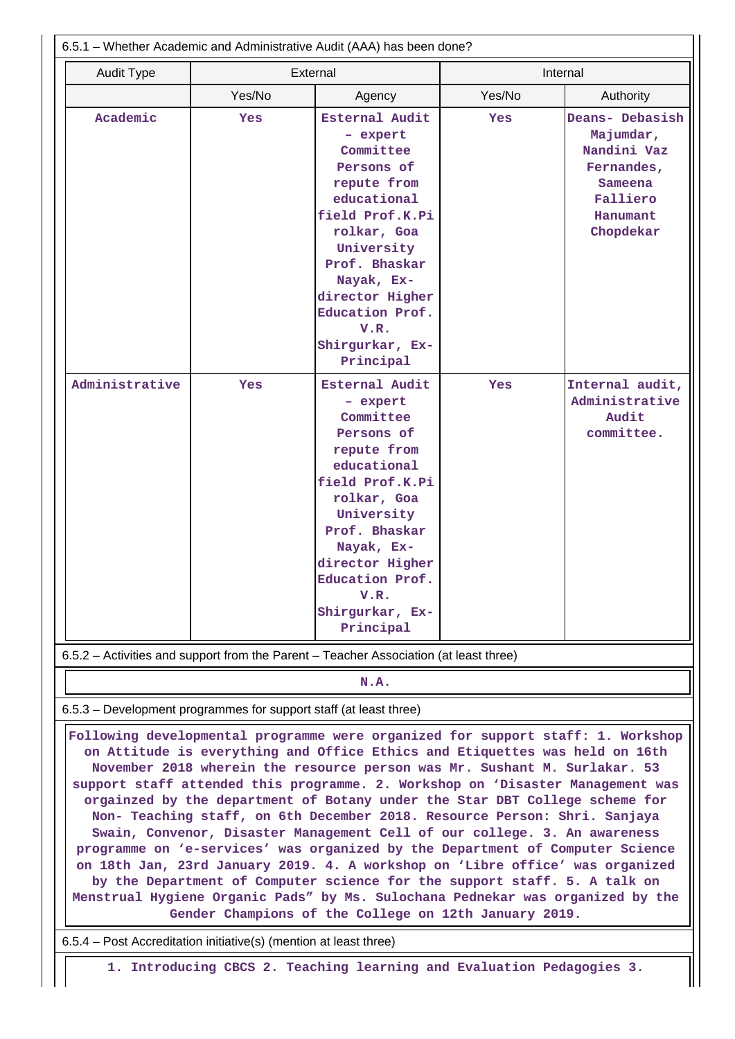6.5.1 – Whether Academic and Administrative Audit (AAA) has been done?

| Audit Type | External | | Internal | |
|---|---|---|---|---|
| | Yes/No | Agency | Yes/No | Authority |
| Academic | Yes | Esternal Audit – expert Committee Persons of repute from educational field Prof.K.Pirolkar, Goa University Prof. Bhaskar Nayak, Ex-director Higher Education Prof. V.R. Shirgurkar, Ex-Principal | Yes | Deans- Debasish Majumdar, Nandini Vaz Fernandes, Sameena Falliero Hanumant Chopdekar |
| Administrative | Yes | Esternal Audit – expert Committee Persons of repute from educational field Prof.K.Pirolkar, Goa University Prof. Bhaskar Nayak, Ex-director Higher Education Prof. V.R. Shirgurkar, Ex-Principal | Yes | Internal audit, Administrative Audit committee. |

6.5.2 – Activities and support from the Parent – Teacher Association (at least three)

N.A.

6.5.3 – Development programmes for support staff (at least three)

Following developmental programme were organized for support staff: 1. Workshop on Attitude is everything and Office Ethics and Etiquettes was held on 16th November 2018 wherein the resource person was Mr. Sushant M. Surlakar. 53 support staff attended this programme. 2. Workshop on 'Disaster Management was orgainzed by the department of Botany under the Star DBT College scheme for Non- Teaching staff, on 6th December 2018. Resource Person: Shri. Sanjaya Swain, Convenor, Disaster Management Cell of our college. 3. An awareness programme on 'e-services' was organized by the Department of Computer Science on 18th Jan, 23rd January 2019. 4. A workshop on 'Libre office' was organized by the Department of Computer science for the support staff. 5. A talk on Menstrual Hygiene Organic Pads" by Ms. Sulochana Pednekar was organized by the Gender Champions of the College on 12th January 2019.

6.5.4 – Post Accreditation initiative(s) (mention at least three)

1. Introducing CBCS 2. Teaching learning and Evaluation Pedagogies 3.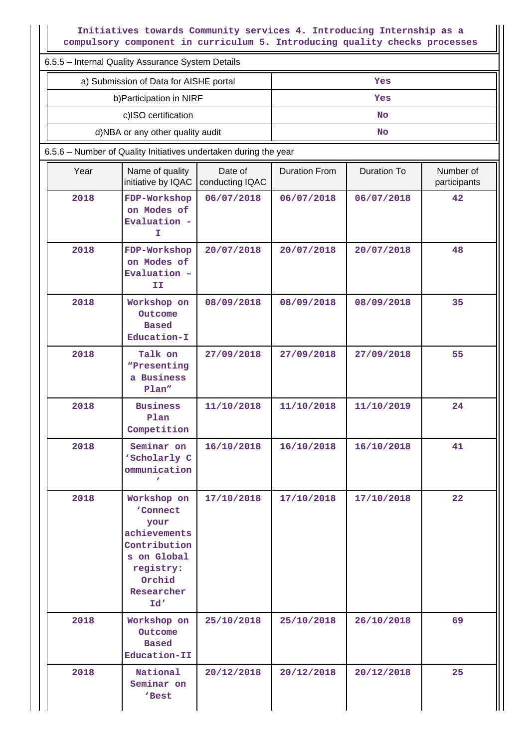Initiatives towards Community services 4. Introducing Internship as a compulsory component in curriculum 5. Introducing quality checks processes

6.5.5 – Internal Quality Assurance System Details

| | |
|---|---|
| a) Submission of Data for AISHE portal | Yes |
| b)Participation in NIRF | Yes |
| c)ISO certification | No |
| d)NBA or any other quality audit | No |

6.5.6 – Number of Quality Initiatives undertaken during the year

| Year | Name of quality initiative by IQAC | Date of conducting IQAC | Duration From | Duration To | Number of participants |
|---|---|---|---|---|---|
| 2018 | FDP-Workshop on Modes of Evaluation - I | 06/07/2018 | 06/07/2018 | 06/07/2018 | 42 |
| 2018 | FDP-Workshop on Modes of Evaluation – II | 20/07/2018 | 20/07/2018 | 20/07/2018 | 48 |
| 2018 | Workshop on Outcome Based Education-I | 08/09/2018 | 08/09/2018 | 08/09/2018 | 35 |
| 2018 | Talk on "Presenting a Business Plan" | 27/09/2018 | 27/09/2018 | 27/09/2018 | 55 |
| 2018 | Business Plan Competition | 11/10/2018 | 11/10/2018 | 11/10/2019 | 24 |
| 2018 | Seminar on 'Scholarly Communication' | 16/10/2018 | 16/10/2018 | 16/10/2018 | 41 |
| 2018 | Workshop on 'Connect your achievements Contributions on Global registry: Orchid Researcher Id' | 17/10/2018 | 17/10/2018 | 17/10/2018 | 22 |
| 2018 | Workshop on Outcome Based Education-II | 25/10/2018 | 25/10/2018 | 26/10/2018 | 69 |
| 2018 | National Seminar on 'Best | 20/12/2018 | 20/12/2018 | 20/12/2018 | 25 |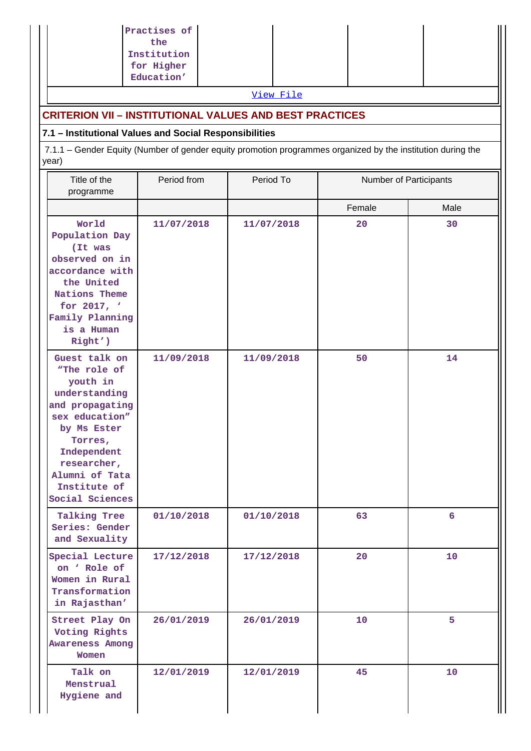| | Practises of the Institution for Higher Education’ | | | |
|---|---|---|---|---|

View File

## CRITERION VII – INSTITUTIONAL VALUES AND BEST PRACTICES

### 7.1 – Institutional Values and Social Responsibilities

7.1.1 – Gender Equity (Number of gender equity promotion programmes organized by the institution during the year)

| Title of the programme | Period from | Period To | Number of Participants | |
|---|---|---|---|---|
| | | | Female | Male |
| World Population Day (It was observed on in accordance with the United Nations Theme for 2017, ‘ Family Planning is a Human Right’) | 11/07/2018 | 11/07/2018 | 20 | 30 |
| Guest talk on “The role of youth in understanding and propagating sex education” by Ms Ester Torres, Independent researcher, Alumni of Tata Institute of Social Sciences | 11/09/2018 | 11/09/2018 | 50 | 14 |
| Talking Tree Series: Gender and Sexuality | 01/10/2018 | 01/10/2018 | 63 | 6 |
| Special Lecture on ‘ Role of Women in Rural Transformation in Rajasthan’ | 17/12/2018 | 17/12/2018 | 20 | 10 |
| Street Play On Voting Rights Awareness Among Women | 26/01/2019 | 26/01/2019 | 10 | 5 |
| Talk on Menstrual Hygiene and | 12/01/2019 | 12/01/2019 | 45 | 10 |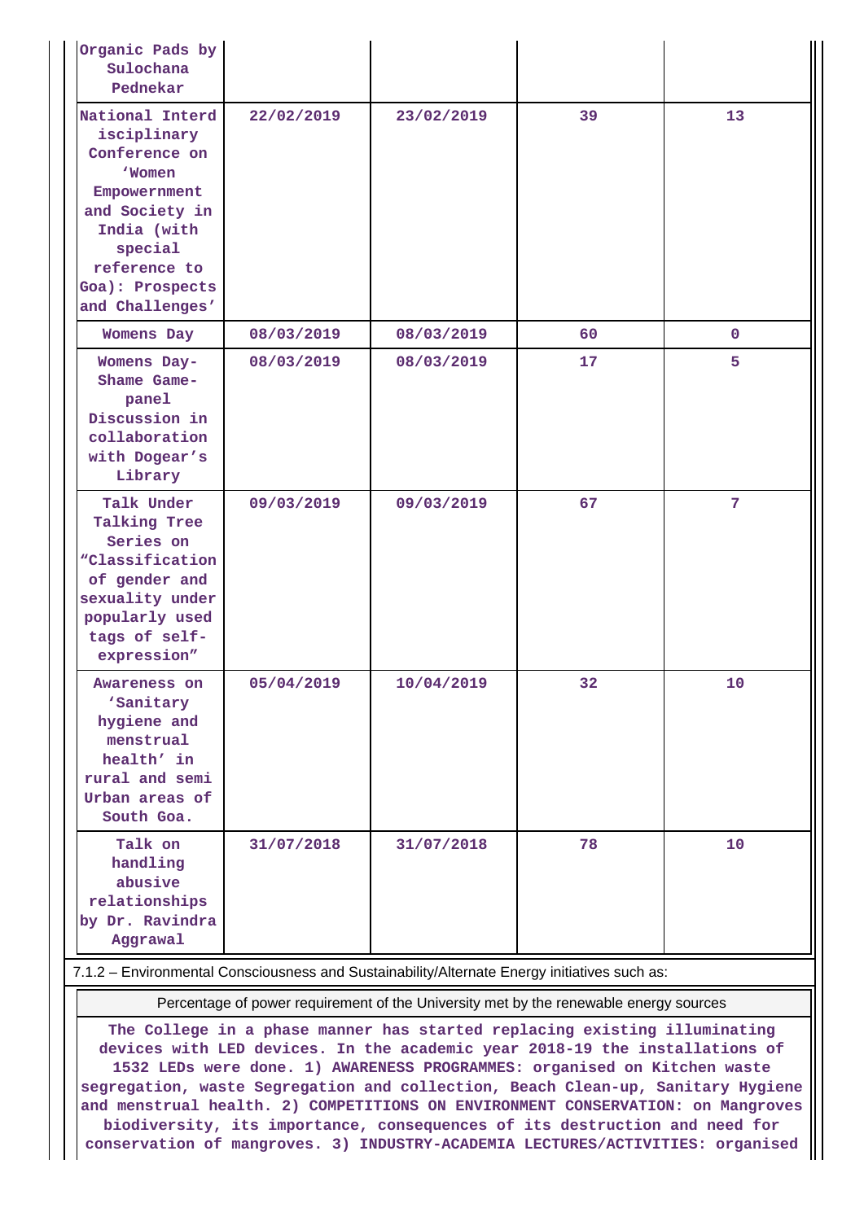| | | | | |
|---|---|---|---|---|
| Organic Pads by Sulochana Pednekar | | | | |
| National Interdisciplinary Conference on 'Women Empowernment and Society in India (with special reference to Goa): Prospects and Challenges' | 22/02/2019 | 23/02/2019 | 39 | 13 |
| Womens Day | 08/03/2019 | 08/03/2019 | 60 | 0 |
| Womens Day-Shame Game-panel Discussion in collaboration with Dogear's Library | 08/03/2019 | 08/03/2019 | 17 | 5 |
| Talk Under Talking Tree Series on "Classification of gender and sexuality under popularly used tags of self-expression" | 09/03/2019 | 09/03/2019 | 67 | 7 |
| Awareness on 'Sanitary hygiene and menstrual health' in rural and semi Urban areas of South Goa. | 05/04/2019 | 10/04/2019 | 32 | 10 |
| Talk on handling abusive relationships by Dr. Ravindra Aggrawal | 31/07/2018 | 31/07/2018 | 78 | 10 |

7.1.2 – Environmental Consciousness and Sustainability/Alternate Energy initiatives such as:

Percentage of power requirement of the University met by the renewable energy sources

The College in a phase manner has started replacing existing illuminating devices with LED devices. In the academic year 2018-19 the installations of 1532 LEDs were done. 1) AWARENESS PROGRAMMES: organised on Kitchen waste segregation, waste Segregation and collection, Beach Clean-up, Sanitary Hygiene and menstrual health. 2) COMPETITIONS ON ENVIRONMENT CONSERVATION: on Mangroves biodiversity, its importance, consequences of its destruction and need for conservation of mangroves. 3) INDUSTRY-ACADEMIA LECTURES/ACTIVITIES: organised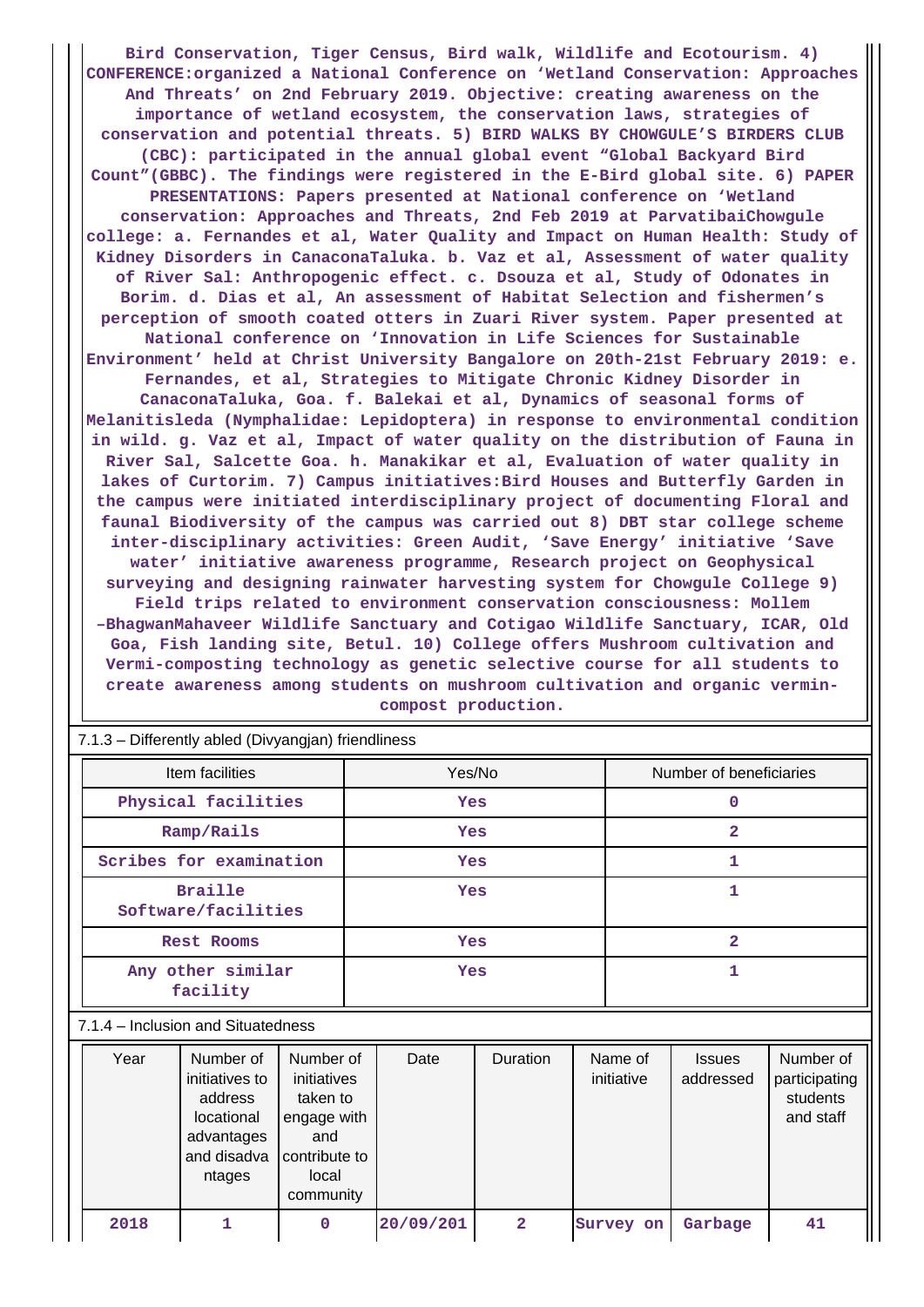Bird Conservation, Tiger Census, Bird walk, Wildlife and Ecotourism. 4) CONFERENCE:organized a National Conference on 'Wetland Conservation: Approaches And Threats' on 2nd February 2019. Objective: creating awareness on the importance of wetland ecosystem, the conservation laws, strategies of conservation and potential threats. 5) BIRD WALKS BY CHOWGULE'S BIRDERS CLUB (CBC): participated in the annual global event "Global Backyard Bird Count"(GBBC). The findings were registered in the E-Bird global site. 6) PAPER PRESENTATIONS: Papers presented at National conference on 'Wetland conservation: Approaches and Threats, 2nd Feb 2019 at ParvatibaiChowgule college: a. Fernandes et al, Water Quality and Impact on Human Health: Study of Kidney Disorders in CanaconaTaluka. b. Vaz et al, Assessment of water quality of River Sal: Anthropogenic effect. c. Dsouza et al, Study of Odonates in Borim. d. Dias et al, An assessment of Habitat Selection and fishermen's perception of smooth coated otters in Zuari River system. Paper presented at National conference on 'Innovation in Life Sciences for Sustainable Environment' held at Christ University Bangalore on 20th-21st February 2019: e. Fernandes, et al, Strategies to Mitigate Chronic Kidney Disorder in CanaconaTaluka, Goa. f. Balekai et al, Dynamics of seasonal forms of Melanitisleda (Nymphalidae: Lepidoptera) in response to environmental condition in wild. g. Vaz et al, Impact of water quality on the distribution of Fauna in River Sal, Salcette Goa. h. Manakikar et al, Evaluation of water quality in lakes of Curtorim. 7) Campus initiatives:Bird Houses and Butterfly Garden in the campus were initiated interdisciplinary project of documenting Floral and faunal Biodiversity of the campus was carried out 8) DBT star college scheme inter-disciplinary activities: Green Audit, 'Save Energy' initiative 'Save water' initiative awareness programme, Research project on Geophysical surveying and designing rainwater harvesting system for Chowgule College 9) Field trips related to environment conservation consciousness: Mollem –BhagwanMahaveer Wildlife Sanctuary and Cotigao Wildlife Sanctuary, ICAR, Old Goa, Fish landing site, Betul. 10) College offers Mushroom cultivation and Vermi-composting technology as genetic selective course for all students to create awareness among students on mushroom cultivation and organic vermin-compost production.

7.1.3 – Differently abled (Divyangjan) friendliness

| Item facilities | Yes/No | Number of beneficiaries |
|---|---|---|
| Physical facilities | Yes | 0 |
| Ramp/Rails | Yes | 2 |
| Scribes for examination | Yes | 1 |
| Braille Software/facilities | Yes | 1 |
| Rest Rooms | Yes | 2 |
| Any other similar facility | Yes | 1 |

7.1.4 – Inclusion and Situatedness

| Year | Number of initiatives to address locational advantages and disadvantages | Number of initiatives taken to engage with and contribute to local community | Date | Duration | Name of initiative | Issues addressed | Number of participating students and staff |
|---|---|---|---|---|---|---|---|
| 2018 | 1 | 0 | 20/09/201 | 2 | Survey on | Garbage | 41 |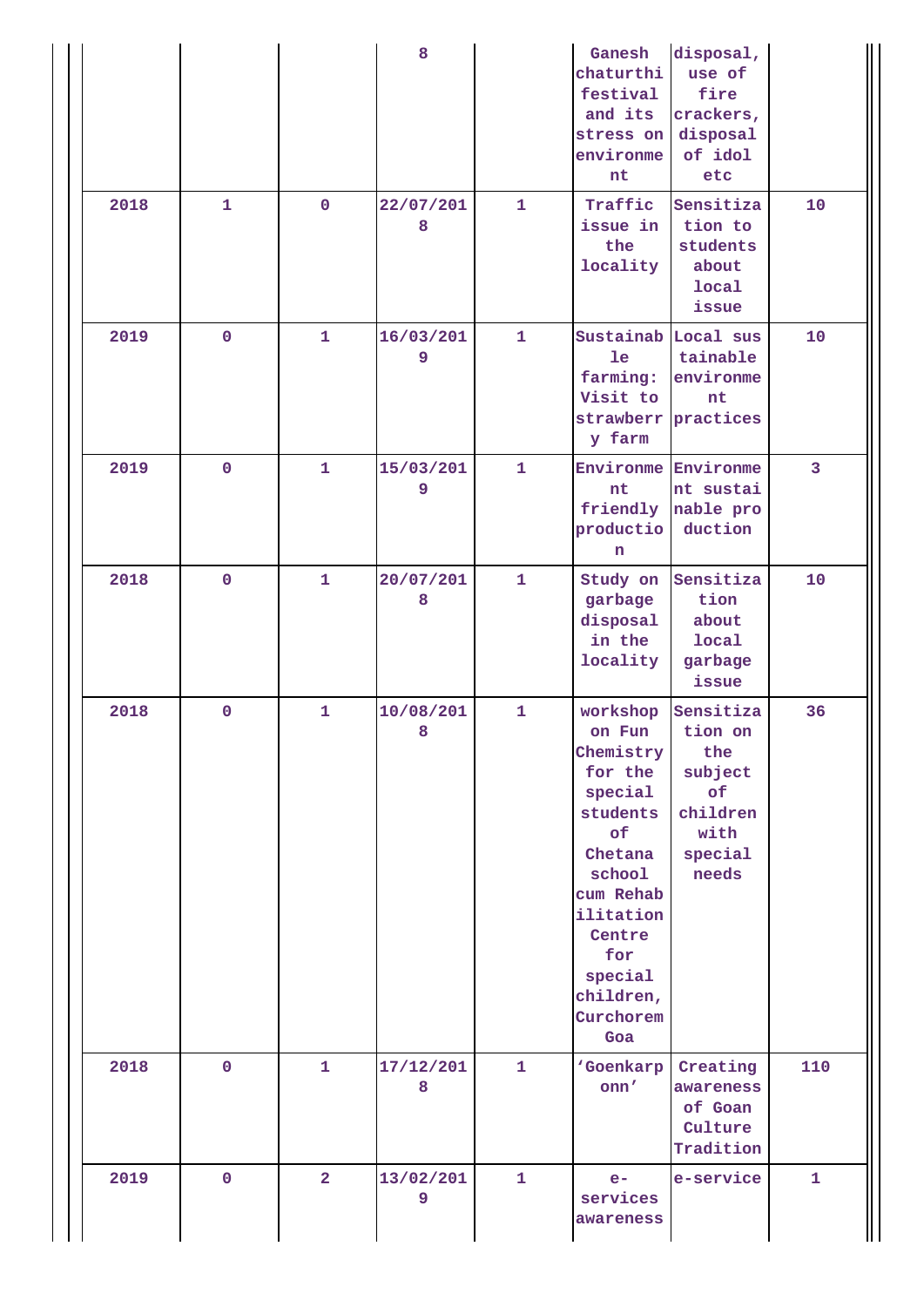| | | | | | | | |
|---|---|---|---|---|---|---|---|
| | | | 8 | | Ganesh chaturthi festival and its stress on environment | disposal, use of fire crackers, disposal of idol etc | |
| 2018 | 1 | 0 | 22/07/2018 | 1 | Traffic issue in the locality | Sensitization to students about local issue | 10 |
| 2019 | 0 | 1 | 16/03/2019 | 1 | Sustainable farming: Visit to strawberry farm | Local sustainable environment practices | 10 |
| 2019 | 0 | 1 | 15/03/2019 | 1 | Environment friendly production | Environment sustainable production | 3 |
| 2018 | 0 | 1 | 20/07/2018 | 1 | Study on garbage disposal in the locality | Sensitization about local garbage issue | 10 |
| 2018 | 0 | 1 | 10/08/2018 | 1 | workshop on Fun Chemistry for the special students of Chetana school cum Rehabilitation Centre for special children, Curchorem Goa | Sensitization on the subject of children with special needs | 36 |
| 2018 | 0 | 1 | 17/12/2018 | 1 | 'Goenkarponn' | Creating awareness of Goan Culture Tradition | 110 |
| 2019 | 0 | 2 | 13/02/2019 | 1 | e-services awareness | e-service | 1 |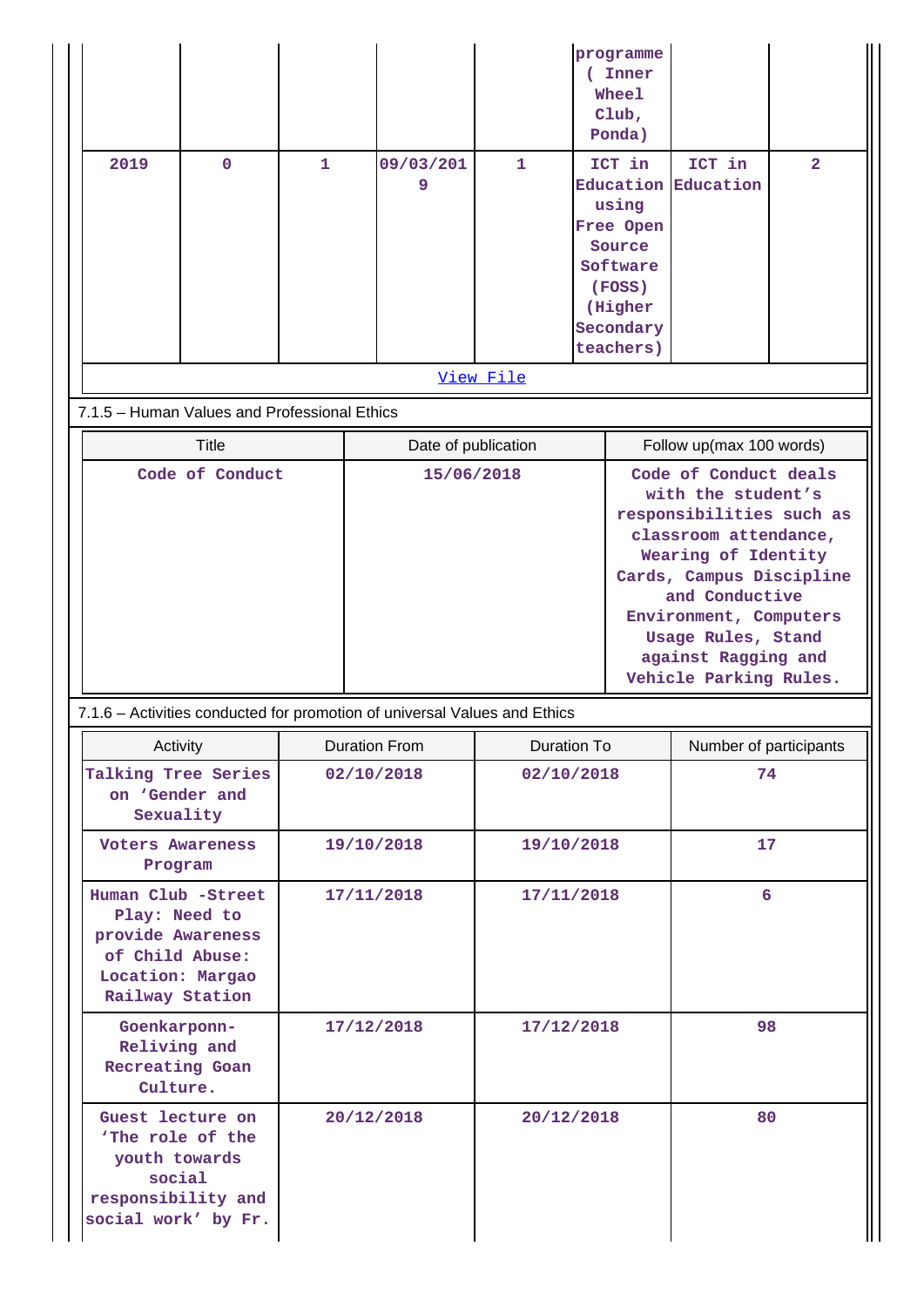|  |  |  |  |  | programme ( Inner Wheel Club, Ponda) |  |  |
|---|---|---|---|---|---|---|---|
| 2019 | 0 | 1 | 09/03/2019 | 1 | ICT in Education using Free Open Source Software (FOSS) (Higher Secondary teachers) | ICT in Education | 2 |

View File

7.1.5 – Human Values and Professional Ethics

| Title | Date of publication | Follow up(max 100 words) |
|---|---|---|
| Code of Conduct | 15/06/2018 | Code of Conduct deals with the student's responsibilities such as classroom attendance, Wearing of Identity Cards, Campus Discipline and Conductive Environment, Computers Usage Rules, Stand against Ragging and Vehicle Parking Rules. |

7.1.6 – Activities conducted for promotion of universal Values and Ethics

| Activity | Duration From | Duration To | Number of participants |
|---|---|---|---|
| Talking Tree Series on 'Gender and Sexuality | 02/10/2018 | 02/10/2018 | 74 |
| Voters Awareness Program | 19/10/2018 | 19/10/2018 | 17 |
| Human Club -Street Play: Need to provide Awareness of Child Abuse: Location: Margao Railway Station | 17/11/2018 | 17/11/2018 | 6 |
| Goenkarponn- Reliving and Recreating Goan Culture. | 17/12/2018 | 17/12/2018 | 98 |
| Guest lecture on 'The role of the youth towards social responsibility and social work' by Fr. | 20/12/2018 | 20/12/2018 | 80 |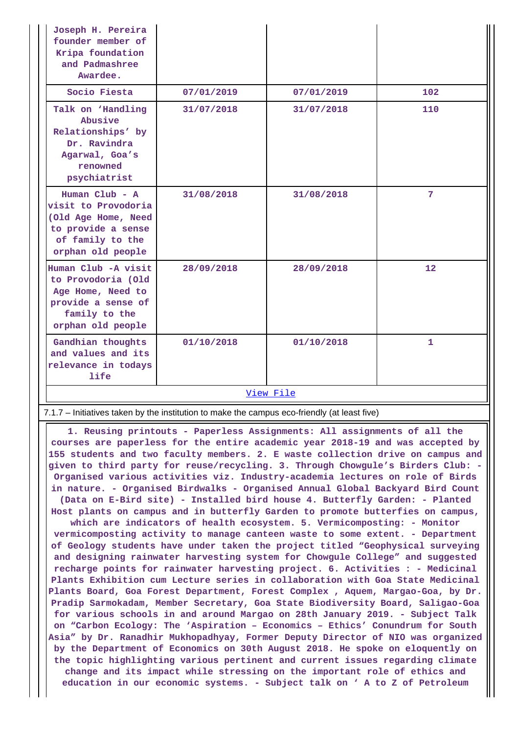| | | | |
|---|---|---|---|
| Joseph H. Pereira founder member of Kripa foundation and Padmashree Awardee. | | | |
| Socio Fiesta | 07/01/2019 | 07/01/2019 | 102 |
| Talk on 'Handling Abusive Relationships' by Dr. Ravindra Agarwal, Goa's renowned psychiatrist | 31/07/2018 | 31/07/2018 | 110 |
| Human Club - A visit to Provodoria (Old Age Home, Need to provide a sense of family to the orphan old people | 31/08/2018 | 31/08/2018 | 7 |
| Human Club -A visit to Provodoria (Old Age Home, Need to provide a sense of family to the orphan old people | 28/09/2018 | 28/09/2018 | 12 |
| Gandhian thoughts and values and its relevance in todays life | 01/10/2018 | 01/10/2018 | 1 |

View File

7.1.7 – Initiatives taken by the institution to make the campus eco-friendly (at least five)

1. Reusing printouts - Paperless Assignments: All assignments of all the courses are paperless for the entire academic year 2018-19 and was accepted by 155 students and two faculty members. 2. E waste collection drive on campus and given to third party for reuse/recycling. 3. Through Chowgule's Birders Club: - Organised various activities viz. Industry-academia lectures on role of Birds in nature. - Organised Birdwalks - Organised Annual Global Backyard Bird Count (Data on E-Bird site) - Installed bird house 4. Butterfly Garden: - Planted Host plants on campus and in butterfly Garden to promote butterfies on campus, which are indicators of health ecosystem. 5. Vermicomposting: - Monitor vermicomposting activity to manage canteen waste to some extent. - Department of Geology students have under taken the project titled "Geophysical surveying and designing rainwater harvesting system for Chowgule College" and suggested recharge points for rainwater harvesting project. 6. Activities : - Medicinal Plants Exhibition cum Lecture series in collaboration with Goa State Medicinal Plants Board, Goa Forest Department, Forest Complex , Aquem, Margao-Goa, by Dr. Pradip Sarmokadam, Member Secretary, Goa State Biodiversity Board, Saligao-Goa for various schools in and around Margao on 28th January 2019. - Subject Talk on "Carbon Ecology: The 'Aspiration – Economics – Ethics' Conundrum for South Asia" by Dr. Ranadhir Mukhopadhyay, Former Deputy Director of NIO was organized by the Department of Economics on 30th August 2018. He spoke on eloquently on the topic highlighting various pertinent and current issues regarding climate change and its impact while stressing on the important role of ethics and education in our economic systems. - Subject talk on ' A to Z of Petroleum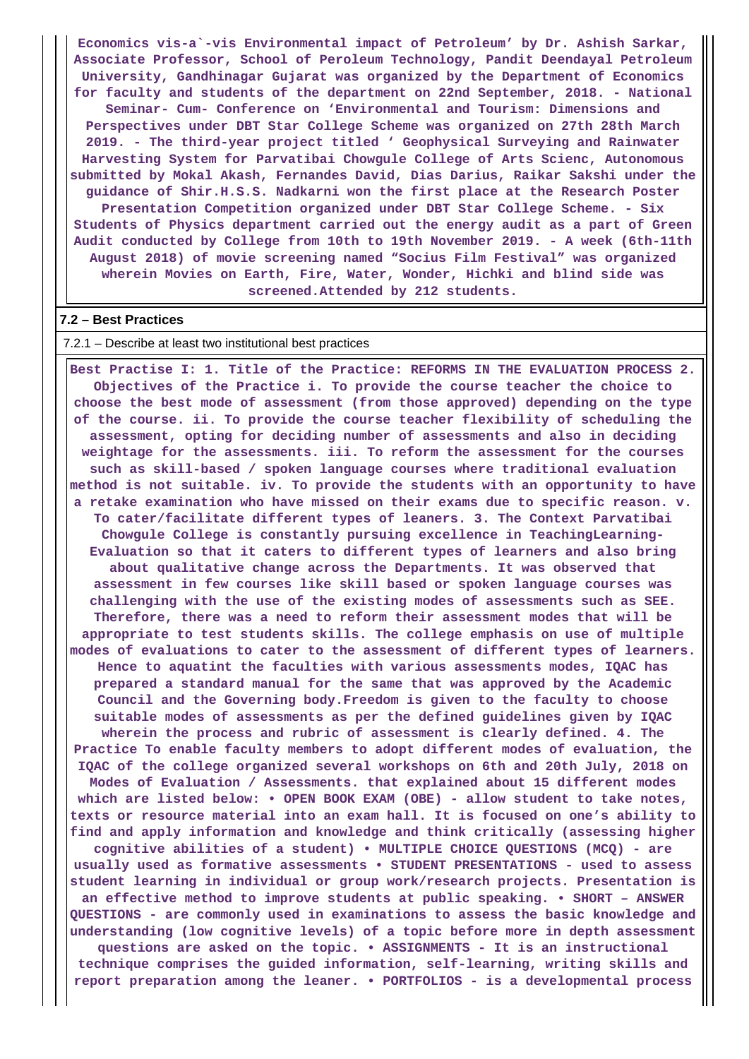**Economics vis-a`-vis Environmental impact of Petroleum' by Dr. Ashish Sarkar, Associate Professor, School of Peroleum Technology, Pandit Deendayal Petroleum University, Gandhinagar Gujarat was organized by the Department of Economics for faculty and students of the department on 22nd September, 2018. - National Seminar- Cum- Conference on 'Environmental and Tourism: Dimensions and Perspectives under DBT Star College Scheme was organized on 27th 28th March 2019. - The third-year project titled ' Geophysical Surveying and Rainwater Harvesting System for Parvatibai Chowgule College of Arts Scienc, Autonomous submitted by Mokal Akash, Fernandes David, Dias Darius, Raikar Sakshi under the guidance of Shir.H.S.S. Nadkarni won the first place at the Research Poster Presentation Competition organized under DBT Star College Scheme. - Six Students of Physics department carried out the energy audit as a part of Green Audit conducted by College from 10th to 19th November 2019. - A week (6th-11th August 2018) of movie screening named "Socius Film Festival" was organized wherein Movies on Earth, Fire, Water, Wonder, Hichki and blind side was screened.Attended by 212 students.**

## 7.2 – Best Practices

7.2.1 – Describe at least two institutional best practices

**Best Practise I: 1. Title of the Practice: REFORMS IN THE EVALUATION PROCESS 2. Objectives of the Practice i. To provide the course teacher the choice to choose the best mode of assessment (from those approved) depending on the type of the course. ii. To provide the course teacher flexibility of scheduling the assessment, opting for deciding number of assessments and also in deciding weightage for the assessments. iii. To reform the assessment for the courses such as skill-based / spoken language courses where traditional evaluation method is not suitable. iv. To provide the students with an opportunity to have a retake examination who have missed on their exams due to specific reason. v. To cater/facilitate different types of leaners. 3. The Context Parvatibai Chowgule College is constantly pursuing excellence in TeachingLearning-Evaluation so that it caters to different types of learners and also bring about qualitative change across the Departments. It was observed that assessment in few courses like skill based or spoken language courses was challenging with the use of the existing modes of assessments such as SEE. Therefore, there was a need to reform their assessment modes that will be appropriate to test students skills. The college emphasis on use of multiple modes of evaluations to cater to the assessment of different types of learners. Hence to aquatint the faculties with various assessments modes, IQAC has prepared a standard manual for the same that was approved by the Academic Council and the Governing body.Freedom is given to the faculty to choose suitable modes of assessments as per the defined guidelines given by IQAC wherein the process and rubric of assessment is clearly defined. 4. The Practice To enable faculty members to adopt different modes of evaluation, the IQAC of the college organized several workshops on 6th and 20th July, 2018 on Modes of Evaluation / Assessments. that explained about 15 different modes which are listed below: • OPEN BOOK EXAM (OBE) - allow student to take notes, texts or resource material into an exam hall. It is focused on one's ability to find and apply information and knowledge and think critically (assessing higher cognitive abilities of a student) • MULTIPLE CHOICE QUESTIONS (MCQ) - are usually used as formative assessments • STUDENT PRESENTATIONS - used to assess student learning in individual or group work/research projects. Presentation is an effective method to improve students at public speaking. • SHORT – ANSWER QUESTIONS - are commonly used in examinations to assess the basic knowledge and understanding (low cognitive levels) of a topic before more in depth assessment questions are asked on the topic. • ASSIGNMENTS - It is an instructional technique comprises the guided information, self-learning, writing skills and report preparation among the leaner. • PORTFOLIOS - is a developmental process**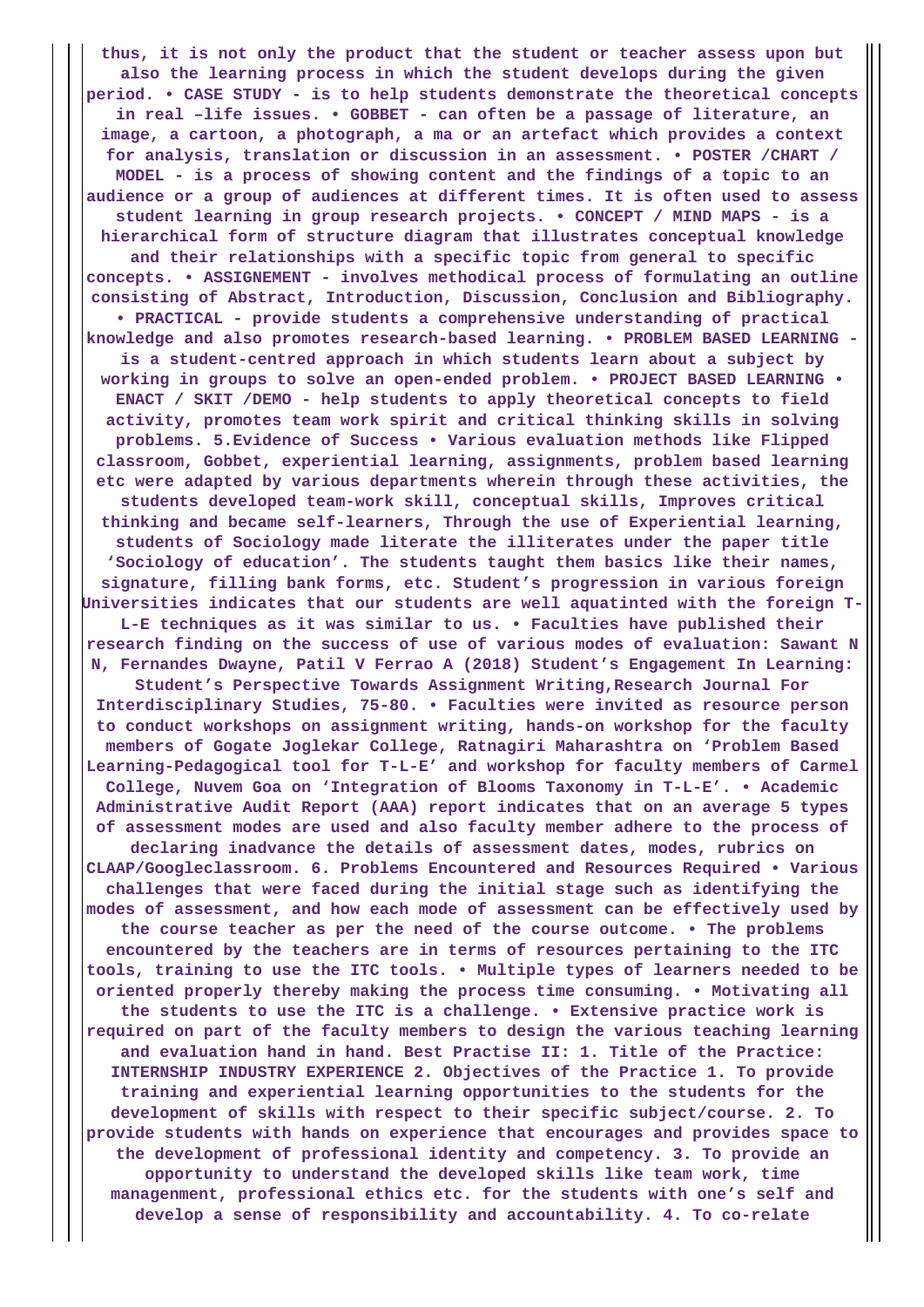**thus, it is not only the product that the student or teacher assess upon but also the learning process in which the student develops during the given period. • CASE STUDY - is to help students demonstrate the theoretical concepts in real –life issues. • GOBBET - can often be a passage of literature, an image, a cartoon, a photograph, a ma or an artefact which provides a context for analysis, translation or discussion in an assessment. • POSTER /CHART / MODEL - is a process of showing content and the findings of a topic to an audience or a group of audiences at different times. It is often used to assess student learning in group research projects. • CONCEPT / MIND MAPS - is a hierarchical form of structure diagram that illustrates conceptual knowledge and their relationships with a specific topic from general to specific concepts. • ASSIGNEMENT - involves methodical process of formulating an outline consisting of Abstract, Introduction, Discussion, Conclusion and Bibliography. • PRACTICAL - provide students a comprehensive understanding of practical knowledge and also promotes research-based learning. • PROBLEM BASED LEARNING - is a student-centred approach in which students learn about a subject by working in groups to solve an open-ended problem. • PROJECT BASED LEARNING • ENACT / SKIT /DEMO - help students to apply theoretical concepts to field activity, promotes team work spirit and critical thinking skills in solving problems. 5.Evidence of Success • Various evaluation methods like Flipped classroom, Gobbet, experiential learning, assignments, problem based learning etc were adapted by various departments wherein through these activities, the students developed team-work skill, conceptual skills, Improves critical thinking and became self-learners, Through the use of Experiential learning, students of Sociology made literate the illiterates under the paper title 'Sociology of education'. The students taught them basics like their names, signature, filling bank forms, etc. Student's progression in various foreign Universities indicates that our students are well aquatinted with the foreign T-L-E techniques as it was similar to us. • Faculties have published their research finding on the success of use of various modes of evaluation: Sawant N N, Fernandes Dwayne, Patil V Ferrao A (2018) Student's Engagement In Learning: Student's Perspective Towards Assignment Writing,Research Journal For Interdisciplinary Studies, 75-80. • Faculties were invited as resource person to conduct workshops on assignment writing, hands-on workshop for the faculty members of Gogate Joglekar College, Ratnagiri Maharashtra on 'Problem Based Learning-Pedagogical tool for T-L-E' and workshop for faculty members of Carmel College, Nuvem Goa on 'Integration of Blooms Taxonomy in T-L-E'. • Academic Administrative Audit Report (AAA) report indicates that on an average 5 types of assessment modes are used and also faculty member adhere to the process of declaring inadvance the details of assessment dates, modes, rubrics on CLAAP/Googleclassroom. 6. Problems Encountered and Resources Required • Various challenges that were faced during the initial stage such as identifying the modes of assessment, and how each mode of assessment can be effectively used by the course teacher as per the need of the course outcome. • The problems encountered by the teachers are in terms of resources pertaining to the ITC tools, training to use the ITC tools. • Multiple types of learners needed to be oriented properly thereby making the process time consuming. • Motivating all the students to use the ITC is a challenge. • Extensive practice work is required on part of the faculty members to design the various teaching learning and evaluation hand in hand. Best Practise II: 1. Title of the Practice: INTERNSHIP INDUSTRY EXPERIENCE 2. Objectives of the Practice 1. To provide training and experiential learning opportunities to the students for the development of skills with respect to their specific subject/course. 2. To provide students with hands on experience that encourages and provides space to the development of professional identity and competency. 3. To provide an opportunity to understand the developed skills like team work, time managenment, professional ethics etc. for the students with one's self and develop a sense of responsibility and accountability. 4. To co-relate**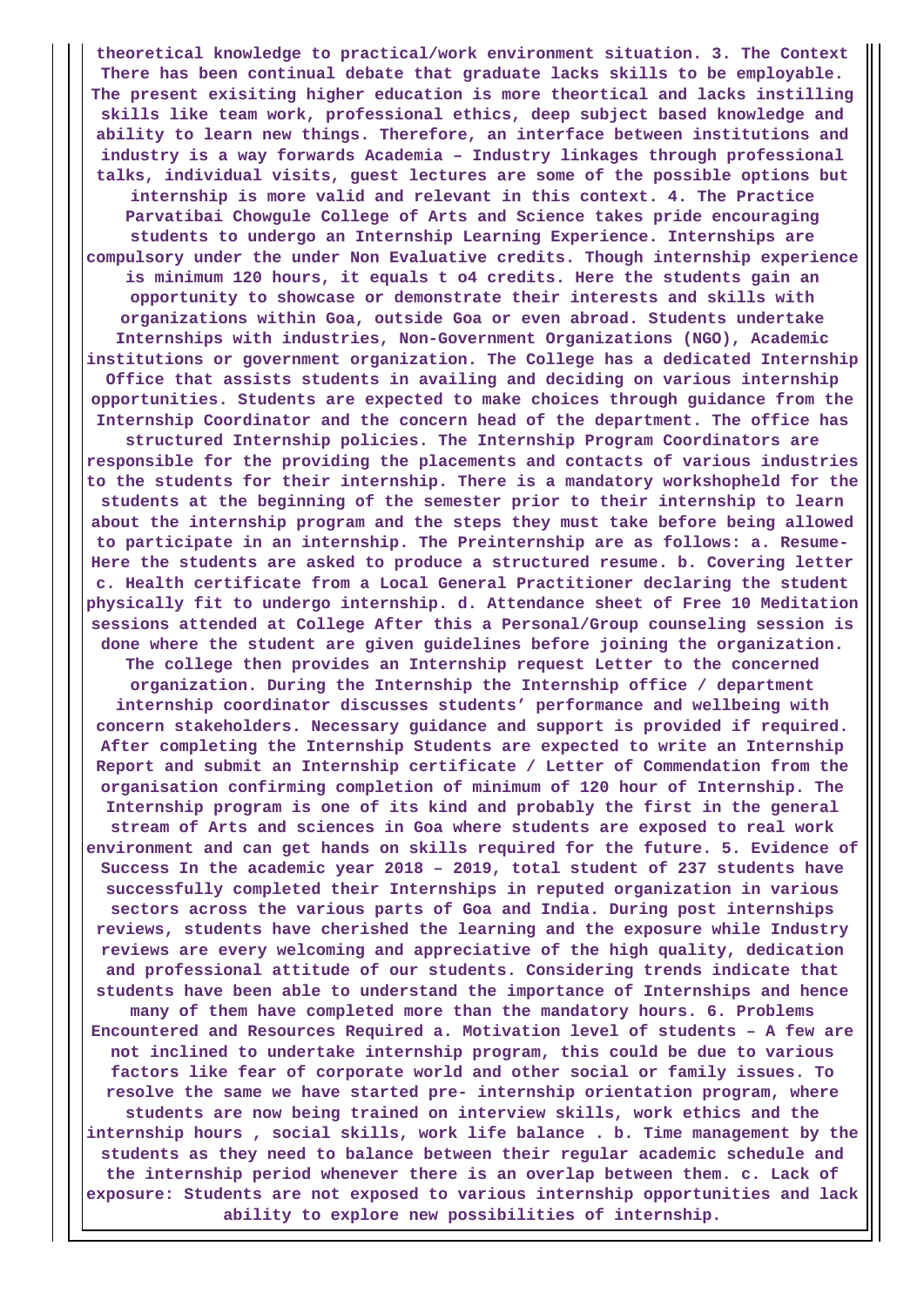**theoretical knowledge to practical/work environment situation. 3. The Context There has been continual debate that graduate lacks skills to be employable. The present exisiting higher education is more theortical and lacks instilling skills like team work, professional ethics, deep subject based knowledge and ability to learn new things. Therefore, an interface between institutions and industry is a way forwards Academia – Industry linkages through professional talks, individual visits, guest lectures are some of the possible options but internship is more valid and relevant in this context. 4. The Practice Parvatibai Chowgule College of Arts and Science takes pride encouraging students to undergo an Internship Learning Experience. Internships are compulsory under the under Non Evaluative credits. Though internship experience is minimum 120 hours, it equals t o4 credits. Here the students gain an opportunity to showcase or demonstrate their interests and skills with organizations within Goa, outside Goa or even abroad. Students undertake Internships with industries, Non-Government Organizations (NGO), Academic institutions or government organization. The College has a dedicated Internship Office that assists students in availing and deciding on various internship opportunities. Students are expected to make choices through guidance from the Internship Coordinator and the concern head of the department. The office has structured Internship policies. The Internship Program Coordinators are responsible for the providing the placements and contacts of various industries to the students for their internship. There is a mandatory workshopheld for the students at the beginning of the semester prior to their internship to learn about the internship program and the steps they must take before being allowed to participate in an internship. The Preinternship are as follows: a. Resume- Here the students are asked to produce a structured resume. b. Covering letter c. Health certificate from a Local General Practitioner declaring the student physically fit to undergo internship. d. Attendance sheet of Free 10 Meditation sessions attended at College After this a Personal/Group counseling session is done where the student are given guidelines before joining the organization. The college then provides an Internship request Letter to the concerned organization. During the Internship the Internship office / department internship coordinator discusses students' performance and wellbeing with concern stakeholders. Necessary guidance and support is provided if required. After completing the Internship Students are expected to write an Internship Report and submit an Internship certificate / Letter of Commendation from the organisation confirming completion of minimum of 120 hour of Internship. The Internship program is one of its kind and probably the first in the general stream of Arts and sciences in Goa where students are exposed to real work environment and can get hands on skills required for the future. 5. Evidence of Success In the academic year 2018 – 2019, total student of 237 students have successfully completed their Internships in reputed organization in various sectors across the various parts of Goa and India. During post internships reviews, students have cherished the learning and the exposure while Industry reviews are every welcoming and appreciative of the high quality, dedication and professional attitude of our students. Considering trends indicate that students have been able to understand the importance of Internships and hence many of them have completed more than the mandatory hours. 6. Problems Encountered and Resources Required a. Motivation level of students – A few are not inclined to undertake internship program, this could be due to various factors like fear of corporate world and other social or family issues. To resolve the same we have started pre- internship orientation program, where students are now being trained on interview skills, work ethics and the internship hours , social skills, work life balance . b. Time management by the students as they need to balance between their regular academic schedule and the internship period whenever there is an overlap between them. c. Lack of exposure: Students are not exposed to various internship opportunities and lack ability to explore new possibilities of internship.**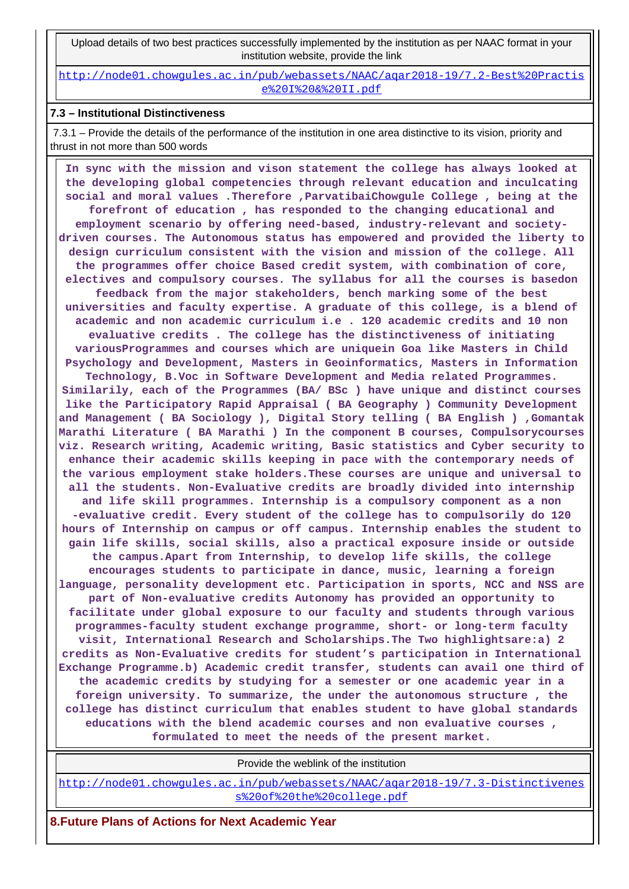| Upload details of two best practices successfully implemented by the institution as per NAAC format in your institution website, provide the link |
|---|
| http://node01.chowgules.ac.in/pub/webassets/NAAC/aqar2018-19/7.2-Best%20Practise%20I%20&%20II.pdf |

**7.3 – Institutional Distinctiveness**

7.3.1 – Provide the details of the performance of the institution in one area distinctive to its vision, priority and thrust in not more than 500 words

In sync with the mission and vison statement the college has always looked at the developing global competencies through relevant education and inculcating social and moral values .Therefore ,ParvatibaiChowgule College , being at the forefront of education , has responded to the changing educational and employment scenario by offering need-based, industry-relevant and society-driven courses. The Autonomous status has empowered and provided the liberty to design curriculum consistent with the vision and mission of the college. All the programmes offer choice Based credit system, with combination of core, electives and compulsory courses. The syllabus for all the courses is basedon feedback from the major stakeholders, bench marking some of the best universities and faculty expertise. A graduate of this college, is a blend of academic and non academic curriculum i.e . 120 academic credits and 10 non evaluative credits . The college has the distinctiveness of initiating variousProgrammes and courses which are uniquein Goa like Masters in Child Psychology and Development, Masters in Geoinformatics, Masters in Information Technology, B.Voc in Software Development and Media related Programmes. Similarily, each of the Programmes (BA/ BSc ) have unique and distinct courses like the Participatory Rapid Appraisal ( BA Geography ) Community Development and Management ( BA Sociology ), Digital Story telling ( BA English ) ,Gomantak Marathi Literature ( BA Marathi ) In the component B courses, Compulsorycourses viz. Research writing, Academic writing, Basic statistics and Cyber security to enhance their academic skills keeping in pace with the contemporary needs of the various employment stake holders.These courses are unique and universal to all the students. Non-Evaluative credits are broadly divided into internship and life skill programmes. Internship is a compulsory component as a non -evaluative credit. Every student of the college has to compulsorily do 120 hours of Internship on campus or off campus. Internship enables the student to gain life skills, social skills, also a practical exposure inside or outside the campus.Apart from Internship, to develop life skills, the college encourages students to participate in dance, music, learning a foreign language, personality development etc. Participation in sports, NCC and NSS are part of Non-evaluative credits Autonomy has provided an opportunity to facilitate under global exposure to our faculty and students through various programmes-faculty student exchange programme, short- or long-term faculty visit, International Research and Scholarships.The Two highlightsare:a) 2 credits as Non-Evaluative credits for student’s participation in International Exchange Programme.b) Academic credit transfer, students can avail one third of the academic credits by studying for a semester or one academic year in a foreign university. To summarize, the under the autonomous structure , the college has distinct curriculum that enables student to have global standards educations with the blend academic courses and non evaluative courses , formulated to meet the needs of the present market.

| Provide the weblink of the institution |
|---|
| http://node01.chowgules.ac.in/pub/webassets/NAAC/aqar2018-19/7.3-Distinctiveness%20of%20the%20college.pdf |

**8.Future Plans of Actions for Next Academic Year**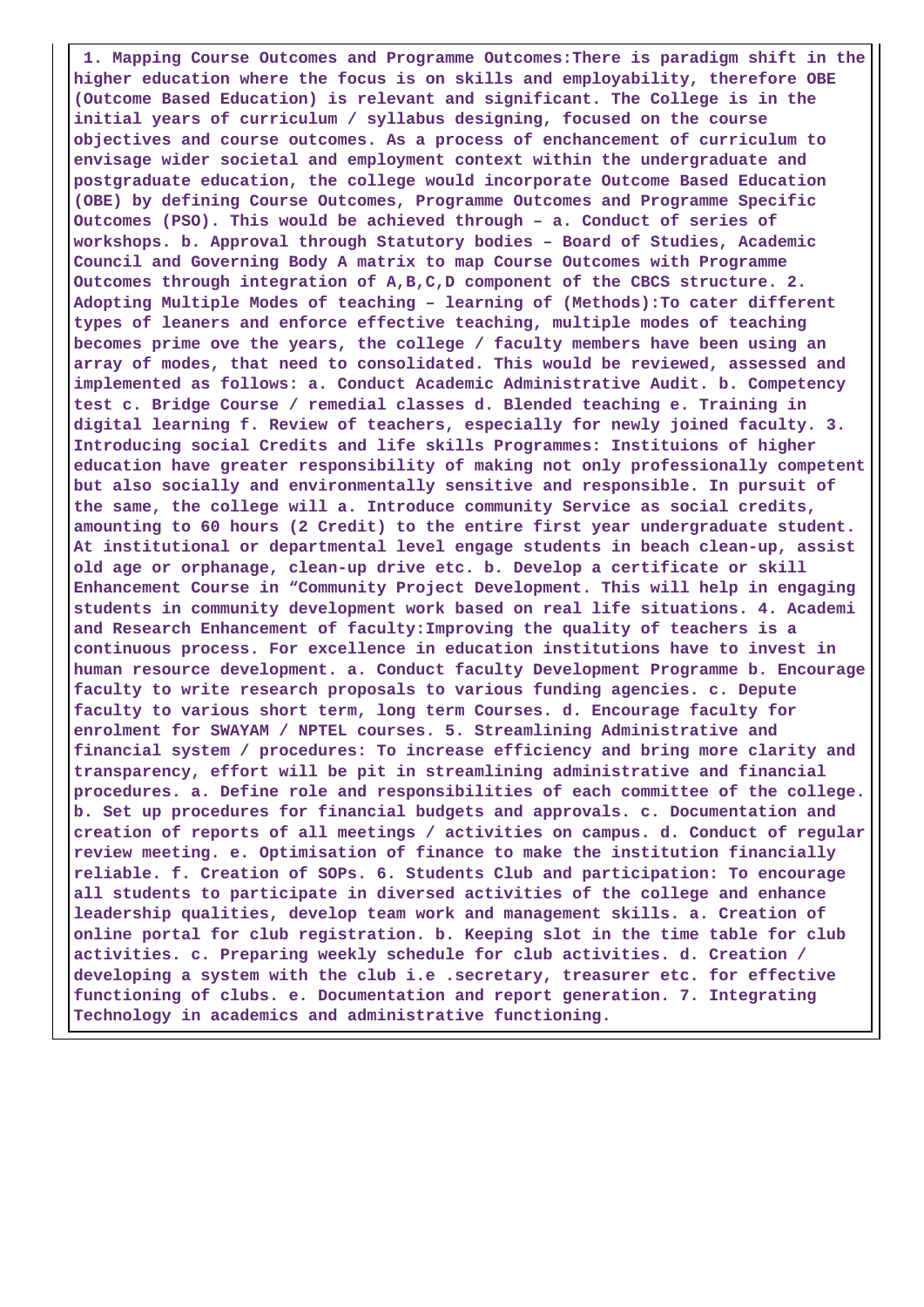**1. Mapping Course Outcomes and Programme Outcomes:There is paradigm shift in the higher education where the focus is on skills and employability, therefore OBE (Outcome Based Education) is relevant and significant. The College is in the initial years of curriculum / syllabus designing, focused on the course objectives and course outcomes. As a process of enchancement of curriculum to envisage wider societal and employment context within the undergraduate and postgraduate education, the college would incorporate Outcome Based Education (OBE) by defining Course Outcomes, Programme Outcomes and Programme Specific Outcomes (PSO). This would be achieved through – a. Conduct of series of workshops. b. Approval through Statutory bodies – Board of Studies, Academic Council and Governing Body A matrix to map Course Outcomes with Programme Outcomes through integration of A,B,C,D component of the CBCS structure. 2. Adopting Multiple Modes of teaching – learning of (Methods):To cater different types of leaners and enforce effective teaching, multiple modes of teaching becomes prime ove the years, the college / faculty members have been using an array of modes, that need to consolidated. This would be reviewed, assessed and implemented as follows: a. Conduct Academic Administrative Audit. b. Competency test c. Bridge Course / remedial classes d. Blended teaching e. Training in digital learning f. Review of teachers, especially for newly joined faculty. 3. Introducing social Credits and life skills Programmes: Instituions of higher education have greater responsibility of making not only professionally competent but also socially and environmentally sensitive and responsible. In pursuit of the same, the college will a. Introduce community Service as social credits, amounting to 60 hours (2 Credit) to the entire first year undergraduate student. At institutional or departmental level engage students in beach clean-up, assist old age or orphanage, clean-up drive etc. b. Develop a certificate or skill Enhancement Course in "Community Project Development. This will help in engaging students in community development work based on real life situations. 4. Academi and Research Enhancement of faculty:Improving the quality of teachers is a continuous process. For excellence in education institutions have to invest in human resource development. a. Conduct faculty Development Programme b. Encourage faculty to write research proposals to various funding agencies. c. Depute faculty to various short term, long term Courses. d. Encourage faculty for enrolment for SWAYAM / NPTEL courses. 5. Streamlining Administrative and financial system / procedures: To increase efficiency and bring more clarity and transparency, effort will be pit in streamlining administrative and financial procedures. a. Define role and responsibilities of each committee of the college. b. Set up procedures for financial budgets and approvals. c. Documentation and creation of reports of all meetings / activities on campus. d. Conduct of regular review meeting. e. Optimisation of finance to make the institution financially reliable. f. Creation of SOPs. 6. Students Club and participation: To encourage all students to participate in diversed activities of the college and enhance leadership qualities, develop team work and management skills. a. Creation of online portal for club registration. b. Keeping slot in the time table for club activities. c. Preparing weekly schedule for club activities. d. Creation / developing a system with the club i.e .secretary, treasurer etc. for effective functioning of clubs. e. Documentation and report generation. 7. Integrating Technology in academics and administrative functioning.**